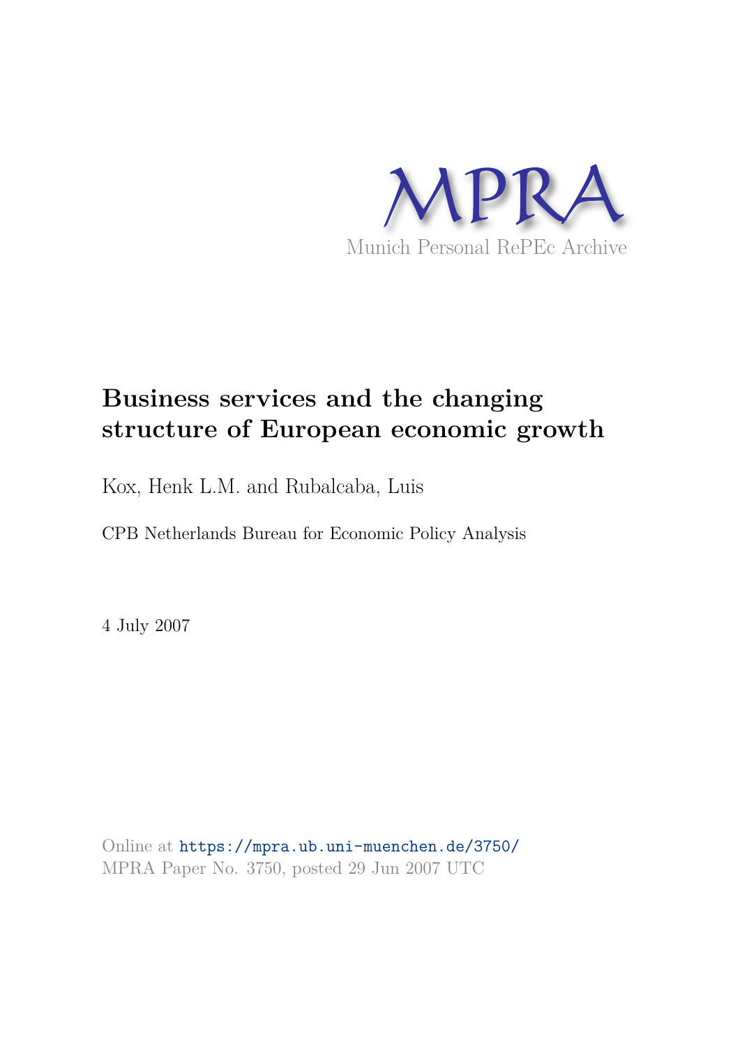MPRA

Munich Personal RePEc Archive

# Business services and the changing structure of European economic growth

Kox, Henk L.M. and Rubalcaba, Luis

CPB Netherlands Bureau for Economic Policy Analysis

4 July 2007

Online at https://mpra.ub.uni-muenchen.de/3750/
MPRA Paper No. 3750, posted 29 Jun 2007 UTC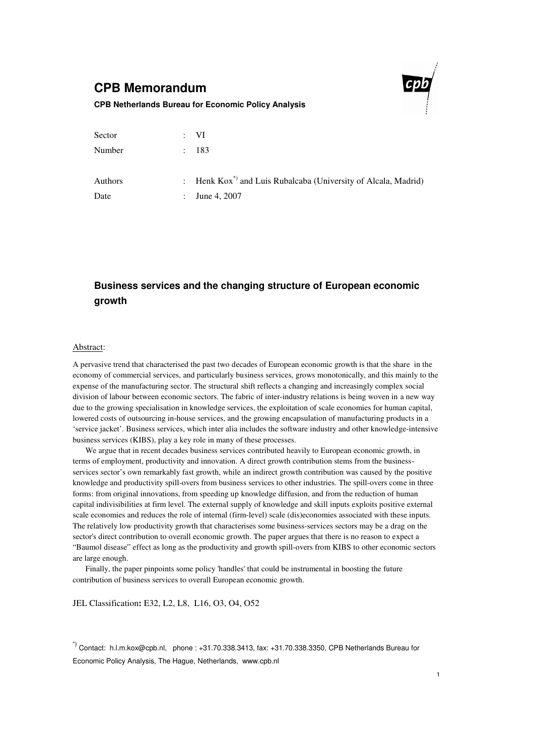# CPB Memorandum

**CPB Netherlands Bureau for Economic Policy Analysis**

| | | |
|---|---|---|
| Sector | : | VI |
| Number | : | 183 |
| | | |
| Authors | : | Henk Kox[*)] and Luis Rubalcaba (University of Alcala, Madrid) |
| Date | : | June 4, 2007 |

## Business services and the changing structure of European economic growth

Abstract:

A pervasive trend that characterised the past two decades of European economic growth is that the share in the economy of commercial services, and particularly business services, grows monotonically, and this mainly to the expense of the manufacturing sector. The structural shift reflects a changing and increasingly complex social division of labour between economic sectors. The fabric of inter-industry relations is being woven in a new way due to the growing specialisation in knowledge services, the exploitation of scale economies for human capital, lowered costs of outsourcing in-house services, and the growing encapsulation of manufacturing products in a 'service jacket'. Business services, which inter alia includes the software industry and other knowledge-intensive business services (KIBS), play a key role in many of these processes.

We argue that in recent decades business services contributed heavily to European economic growth, in terms of employment, productivity and innovation. A direct growth contribution stems from the business-services sector's own remarkably fast growth, while an indirect growth contribution was caused by the positive knowledge and productivity spill-overs from business services to other industries. The spill-overs come in three forms: from original innovations, from speeding up knowledge diffusion, and from the reduction of human capital indivisibilities at firm level. The external supply of knowledge and skill inputs exploits positive external scale economies and reduces the role of internal (firm-level) scale (dis)economies associated with these inputs. The relatively low productivity growth that characterises some business-services sectors may be a drag on the sector's direct contribution to overall economic growth. The paper argues that there is no reason to expect a "Baumol disease" effect as long as the productivity and growth spill-overs from KIBS to other economic sectors are large enough.

Finally, the paper pinpoints some policy 'handles' that could be instrumental in boosting the future contribution of business services to overall European economic growth.

JEL Classification**:** E32, L2, L8, L16, O3, O4, O52

[*)] Contact: h.l.m.kox@cpb.nl, phone : +31.70.338.3413, fax: +31.70.338.3350, CPB Netherlands Bureau for Economic Policy Analysis, The Hague, Netherlands, www.cpb.nl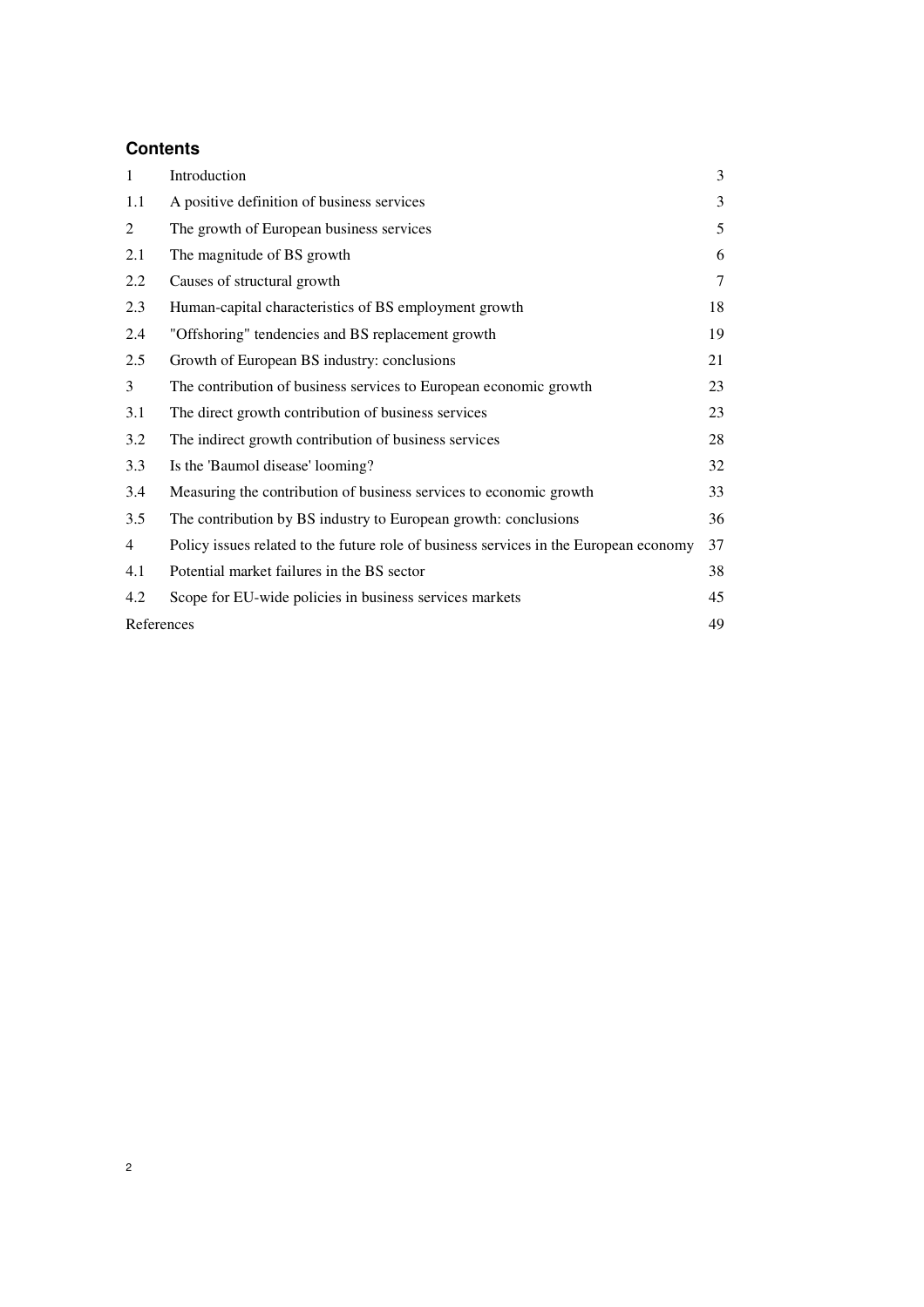## Contents

| | | |
|---|---|---|
| 1 | Introduction | 3 |
| 1.1 | A positive definition of business services | 3 |
| 2 | The growth of European business services | 5 |
| 2.1 | The magnitude of BS growth | 6 |
| 2.2 | Causes of structural growth | 7 |
| 2.3 | Human-capital characteristics of BS employment growth | 18 |
| 2.4 | "Offshoring" tendencies and BS replacement growth | 19 |
| 2.5 | Growth of European BS industry: conclusions | 21 |
| 3 | The contribution of business services to European economic growth | 23 |
| 3.1 | The direct growth contribution of business services | 23 |
| 3.2 | The indirect growth contribution of business services | 28 |
| 3.3 | Is the 'Baumol disease' looming? | 32 |
| 3.4 | Measuring the contribution of business services to economic growth | 33 |
| 3.5 | The contribution by BS industry to European growth: conclusions | 36 |
| 4 | Policy issues related to the future role of business services in the European economy | 37 |
| 4.1 | Potential market failures in the BS sector | 38 |
| 4.2 | Scope for EU-wide policies in business services markets | 45 |
| References | | 49 |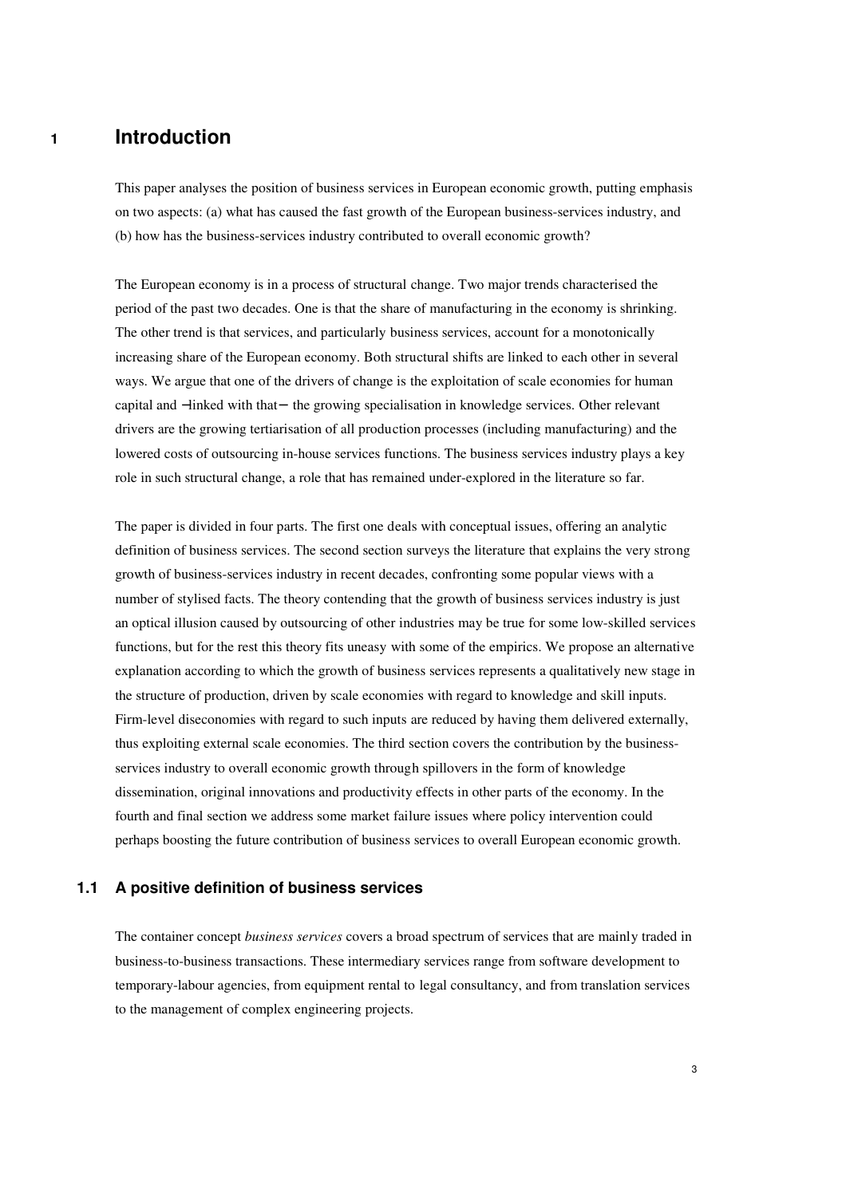# 1 Introduction

This paper analyses the position of business services in European economic growth, putting emphasis on two aspects: (a) what has caused the fast growth of the European business-services industry, and (b) how has the business-services industry contributed to overall economic growth?

The European economy is in a process of structural change. Two major trends characterised the period of the past two decades. One is that the share of manufacturing in the economy is shrinking. The other trend is that services, and particularly business services, account for a monotonically increasing share of the European economy. Both structural shifts are linked to each other in several ways. We argue that one of the drivers of change is the exploitation of scale economies for human capital and −linked with that− the growing specialisation in knowledge services. Other relevant drivers are the growing tertiarisation of all production processes (including manufacturing) and the lowered costs of outsourcing in-house services functions. The business services industry plays a key role in such structural change, a role that has remained under-explored in the literature so far.

The paper is divided in four parts. The first one deals with conceptual issues, offering an analytic definition of business services. The second section surveys the literature that explains the very strong growth of business-services industry in recent decades, confronting some popular views with a number of stylised facts. The theory contending that the growth of business services industry is just an optical illusion caused by outsourcing of other industries may be true for some low-skilled services functions, but for the rest this theory fits uneasy with some of the empirics. We propose an alternative explanation according to which the growth of business services represents a qualitatively new stage in the structure of production, driven by scale economies with regard to knowledge and skill inputs. Firm-level diseconomies with regard to such inputs are reduced by having them delivered externally, thus exploiting external scale economies. The third section covers the contribution by the business-services industry to overall economic growth through spillovers in the form of knowledge dissemination, original innovations and productivity effects in other parts of the economy. In the fourth and final section we address some market failure issues where policy intervention could perhaps boosting the future contribution of business services to overall European economic growth.

## 1.1 A positive definition of business services

The container concept *business services* covers a broad spectrum of services that are mainly traded in business-to-business transactions. These intermediary services range from software development to temporary-labour agencies, from equipment rental to legal consultancy, and from translation services to the management of complex engineering projects.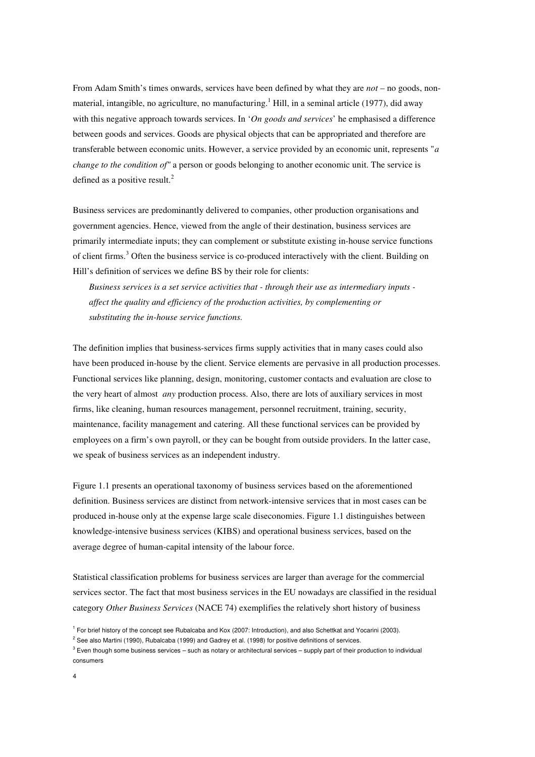From Adam Smith's times onwards, services have been defined by what they are *not* – no goods, non-material, intangible, no agriculture, no manufacturing.[1] Hill, in a seminal article (1977), did away with this negative approach towards services. In '*On goods and services*' he emphasised a difference between goods and services. Goods are physical objects that can be appropriated and therefore are transferable between economic units. However, a service provided by an economic unit, represents "*a change to the condition of"* a person or goods belonging to another economic unit. The service is defined as a positive result.[2]

Business services are predominantly delivered to companies, other production organisations and government agencies. Hence, viewed from the angle of their destination, business services are primarily intermediate inputs; they can complement or substitute existing in-house service functions of client firms.[3] Often the business service is co-produced interactively with the client. Building on Hill's definition of services we define BS by their role for clients:

> *Business services is a set service activities that - through their use as intermediary inputs - affect the quality and efficiency of the production activities, by complementing or substituting the in-house service functions.*

The definition implies that business-services firms supply activities that in many cases could also have been produced in-house by the client. Service elements are pervasive in all production processes. Functional services like planning, design, monitoring, customer contacts and evaluation are close to the very heart of almost *any* production process. Also, there are lots of auxiliary services in most firms, like cleaning, human resources management, personnel recruitment, training, security, maintenance, facility management and catering. All these functional services can be provided by employees on a firm's own payroll, or they can be bought from outside providers. In the latter case, we speak of business services as an independent industry.

Figure 1.1 presents an operational taxonomy of business services based on the aforementioned definition. Business services are distinct from network-intensive services that in most cases can be produced in-house only at the expense large scale diseconomies. Figure 1.1 distinguishes between knowledge-intensive business services (KIBS) and operational business services, based on the average degree of human-capital intensity of the labour force.

Statistical classification problems for business services are larger than average for the commercial services sector. The fact that most business services in the EU nowadays are classified in the residual category *Other Business Services* (NACE 74) exemplifies the relatively short history of business

[1] For brief history of the concept see Rubalcaba and Kox (2007: Introduction), and also Schettkat and Yocarini (2003).

[2] See also Martini (1990), Rubalcaba (1999) and Gadrey et al. (1998) for positive definitions of services.

[3] Even though some business services – such as notary or architectural services – supply part of their production to individual consumers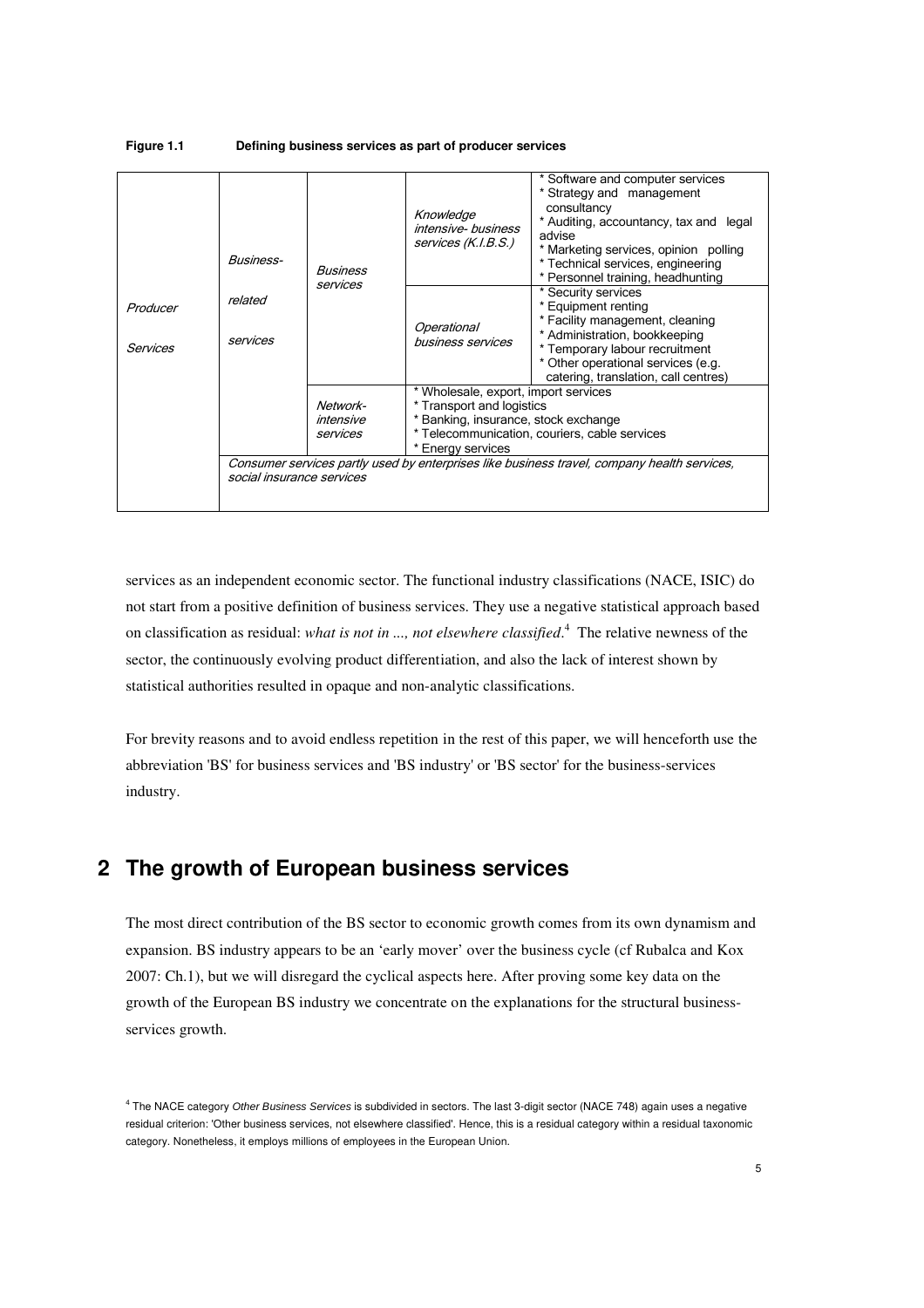**Figure 1.1 Defining business services as part of producer services**

| | | | | |
|---|---|---|---|---|
| *Producer Services* | *Business-related services* | *Business services* | *Knowledge intensive- business services (K.I.B.S.)* | * Software and computer services<br>* Strategy and management consultancy<br>* Auditing, accountancy, tax and legal advise<br>* Marketing services, opinion polling<br>* Technical services, engineering<br>* Personnel training, headhunting |
| | | | *Operational business services* | * Security services<br>* Equipment renting<br>* Facility management, cleaning<br>* Administration, bookkeeping<br>* Temporary labour recruitment<br>* Other operational services (e.g. catering, translation, call centres) |
| | | *Network-intensive services* | * Wholesale, export, import services<br>* Transport and logistics<br>* Banking, insurance, stock exchange<br>* Telecommunication, couriers, cable services<br>* Energy services | |
| | *Consumer services partly used by enterprises like business travel, company health services, social insurance services* | | | |

services as an independent economic sector. The functional industry classifications (NACE, ISIC) do not start from a positive definition of business services. They use a negative statistical approach based on classification as residual: *what is not in ..., not elsewhere classified*.[4] The relative newness of the sector, the continuously evolving product differentiation, and also the lack of interest shown by statistical authorities resulted in opaque and non-analytic classifications.

For brevity reasons and to avoid endless repetition in the rest of this paper, we will henceforth use the abbreviation 'BS' for business services and 'BS industry' or 'BS sector' for the business-services industry.

## 2 The growth of European business services

The most direct contribution of the BS sector to economic growth comes from its own dynamism and expansion. BS industry appears to be an 'early mover' over the business cycle (cf Rubalca and Kox 2007: Ch.1), but we will disregard the cyclical aspects here. After proving some key data on the growth of the European BS industry we concentrate on the explanations for the structural business-services growth.

[4] The NACE category *Other Business Services* is subdivided in sectors. The last 3-digit sector (NACE 748) again uses a negative residual criterion: 'Other business services, not elsewhere classified'. Hence, this is a residual category within a residual taxonomic category. Nonetheless, it employs millions of employees in the European Union.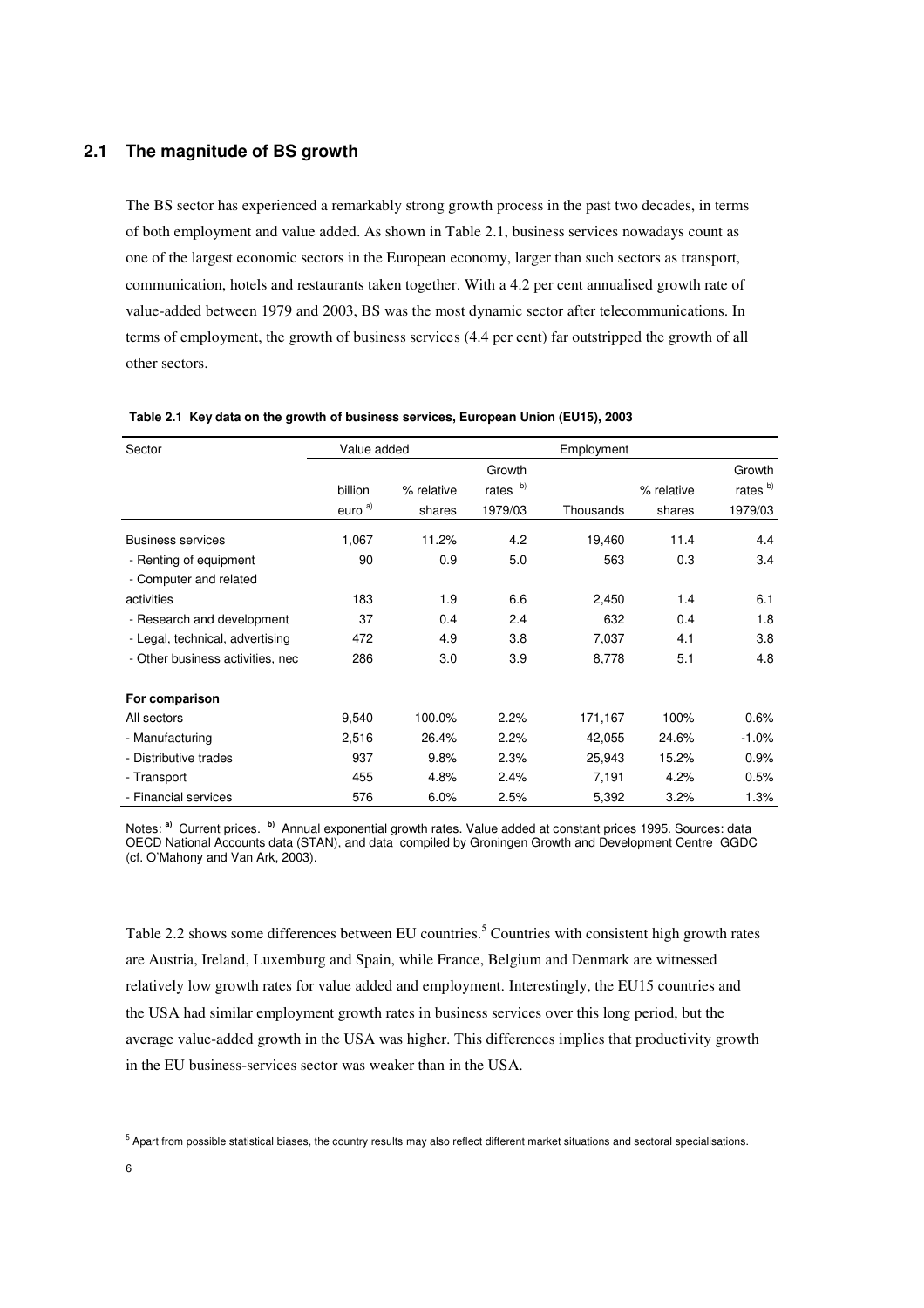## 2.1 The magnitude of BS growth

The BS sector has experienced a remarkably strong growth process in the past two decades, in terms of both employment and value added. As shown in Table 2.1, business services nowadays count as one of the largest economic sectors in the European economy, larger than such sectors as transport, communication, hotels and restaurants taken together. With a 4.2 per cent annualised growth rate of value-added between 1979 and 2003, BS was the most dynamic sector after telecommunications. In terms of employment, the growth of business services (4.4 per cent) far outstripped the growth of all other sectors.

**Table 2.1 Key data on the growth of business services, European Union (EU15), 2003**

| Sector | Value added | | | Employment | | |
|---|---|---|---|---|---|---|
| | billion euro [a)] | % relative shares | Growth rates [b)] 1979/03 | Thousands | % relative shares | Growth rates [b)] 1979/03 |
| Business services | 1,067 | 11.2% | 4.2 | 19,460 | 11.4 | 4.4 |
| - Renting of equipment | 90 | 0.9 | 5.0 | 563 | 0.3 | 3.4 |
| - Computer and related activities | 183 | 1.9 | 6.6 | 2,450 | 1.4 | 6.1 |
| - Research and development | 37 | 0.4 | 2.4 | 632 | 0.4 | 1.8 |
| - Legal, technical, advertising | 472 | 4.9 | 3.8 | 7,037 | 4.1 | 3.8 |
| - Other business activities, nec | 286 | 3.0 | 3.9 | 8,778 | 5.1 | 4.8 |
| **For comparison** | | | | | | |
| All sectors | 9,540 | 100.0% | 2.2% | 171,167 | 100% | 0.6% |
| - Manufacturing | 2,516 | 26.4% | 2.2% | 42,055 | 24.6% | -1.0% |
| - Distributive trades | 937 | 9.8% | 2.3% | 25,943 | 15.2% | 0.9% |
| - Transport | 455 | 4.8% | 2.4% | 7,191 | 4.2% | 0.5% |
| - Financial services | 576 | 6.0% | 2.5% | 5,392 | 3.2% | 1.3% |

Notes: **a)** Current prices. **b)** Annual exponential growth rates. Value added at constant prices 1995. Sources: data OECD National Accounts data (STAN), and data compiled by Groningen Growth and Development Centre GGDC (cf. O'Mahony and Van Ark, 2003).

Table 2.2 shows some differences between EU countries.[5] Countries with consistent high growth rates are Austria, Ireland, Luxemburg and Spain, while France, Belgium and Denmark are witnessed relatively low growth rates for value added and employment. Interestingly, the EU15 countries and the USA had similar employment growth rates in business services over this long period, but the average value-added growth in the USA was higher. This differences implies that productivity growth in the EU business-services sector was weaker than in the USA.

[5] Apart from possible statistical biases, the country results may also reflect different market situations and sectoral specialisations.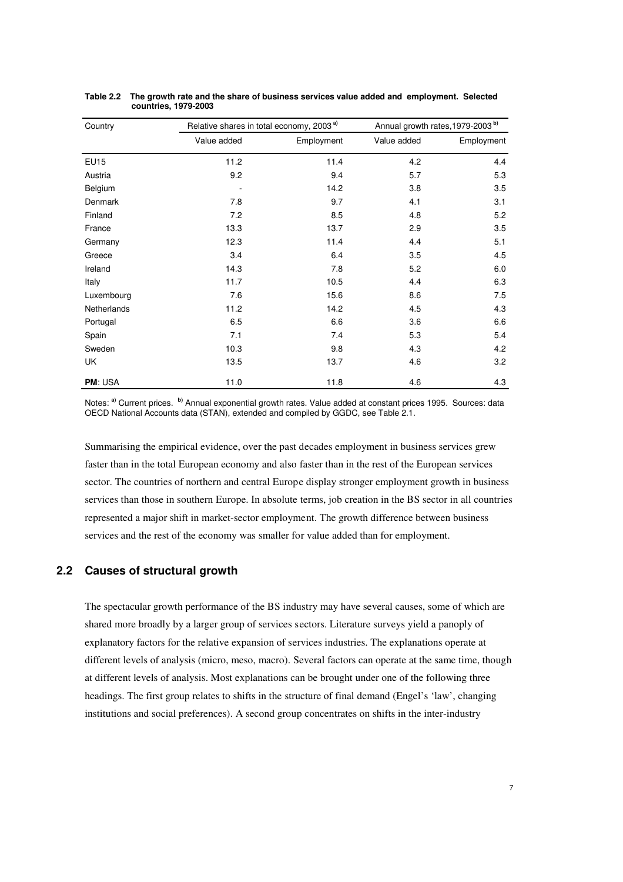**Table 2.2 The growth rate and the share of business services value added and employment. Selected countries, 1979-2003**

| Country | Relative shares in total economy, 2003 [a] | | Annual growth rates, 1979-2003 [b] | |
|---|---|---|---|---|
| | Value added | Employment | Value added | Employment |
| EU15 | 11.2 | 11.4 | 4.2 | 4.4 |
| Austria | 9.2 | 9.4 | 5.7 | 5.3 |
| Belgium | - | 14.2 | 3.8 | 3.5 |
| Denmark | 7.8 | 9.7 | 4.1 | 3.1 |
| Finland | 7.2 | 8.5 | 4.8 | 5.2 |
| France | 13.3 | 13.7 | 2.9 | 3.5 |
| Germany | 12.3 | 11.4 | 4.4 | 5.1 |
| Greece | 3.4 | 6.4 | 3.5 | 4.5 |
| Ireland | 14.3 | 7.8 | 5.2 | 6.0 |
| Italy | 11.7 | 10.5 | 4.4 | 6.3 |
| Luxembourg | 7.6 | 15.6 | 8.6 | 7.5 |
| Netherlands | 11.2 | 14.2 | 4.5 | 4.3 |
| Portugal | 6.5 | 6.6 | 3.6 | 6.6 |
| Spain | 7.1 | 7.4 | 5.3 | 5.4 |
| Sweden | 10.3 | 9.8 | 4.3 | 4.2 |
| UK | 13.5 | 13.7 | 4.6 | 3.2 |
| **PM**: USA | 11.0 | 11.8 | 4.6 | 4.3 |

Notes: [a] Current prices. [b] Annual exponential growth rates. Value added at constant prices 1995. Sources: data OECD National Accounts data (STAN), extended and compiled by GGDC, see Table 2.1.

Summarising the empirical evidence, over the past decades employment in business services grew faster than in the total European economy and also faster than in the rest of the European services sector. The countries of northern and central Europe display stronger employment growth in business services than those in southern Europe. In absolute terms, job creation in the BS sector in all countries represented a major shift in market-sector employment. The growth difference between business services and the rest of the economy was smaller for value added than for employment.

## 2.2 Causes of structural growth

The spectacular growth performance of the BS industry may have several causes, some of which are shared more broadly by a larger group of services sectors. Literature surveys yield a panoply of explanatory factors for the relative expansion of services industries. The explanations operate at different levels of analysis (micro, meso, macro). Several factors can operate at the same time, though at different levels of analysis. Most explanations can be brought under one of the following three headings. The first group relates to shifts in the structure of final demand (Engel's 'law', changing institutions and social preferences). A second group concentrates on shifts in the inter-industry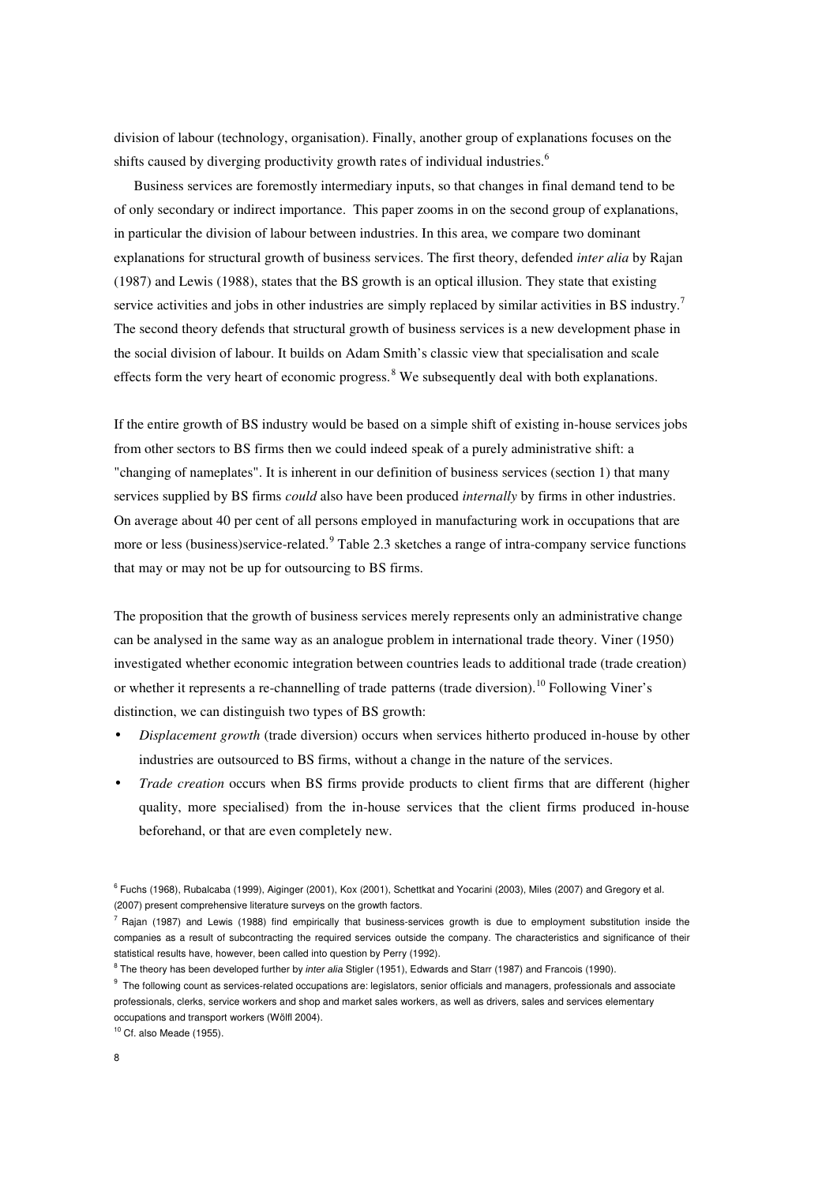division of labour (technology, organisation). Finally, another group of explanations focuses on the shifts caused by diverging productivity growth rates of individual industries.[6]

Business services are foremostly intermediary inputs, so that changes in final demand tend to be of only secondary or indirect importance. This paper zooms in on the second group of explanations, in particular the division of labour between industries. In this area, we compare two dominant explanations for structural growth of business services. The first theory, defended *inter alia* by Rajan (1987) and Lewis (1988), states that the BS growth is an optical illusion. They state that existing service activities and jobs in other industries are simply replaced by similar activities in BS industry.[7] The second theory defends that structural growth of business services is a new development phase in the social division of labour. It builds on Adam Smith's classic view that specialisation and scale effects form the very heart of economic progress.[8] We subsequently deal with both explanations.

If the entire growth of BS industry would be based on a simple shift of existing in-house services jobs from other sectors to BS firms then we could indeed speak of a purely administrative shift: a "changing of nameplates". It is inherent in our definition of business services (section 1) that many services supplied by BS firms *could* also have been produced *internally* by firms in other industries. On average about 40 per cent of all persons employed in manufacturing work in occupations that are more or less (business)service-related.[9] Table 2.3 sketches a range of intra-company service functions that may or may not be up for outsourcing to BS firms.

The proposition that the growth of business services merely represents only an administrative change can be analysed in the same way as an analogue problem in international trade theory. Viner (1950) investigated whether economic integration between countries leads to additional trade (trade creation) or whether it represents a re-channelling of trade patterns (trade diversion).[10] Following Viner's distinction, we can distinguish two types of BS growth:

- *Displacement growth* (trade diversion) occurs when services hitherto produced in-house by other industries are outsourced to BS firms, without a change in the nature of the services.
- *Trade creation* occurs when BS firms provide products to client firms that are different (higher quality, more specialised) from the in-house services that the client firms produced in-house beforehand, or that are even completely new.

[6] Fuchs (1968), Rubalcaba (1999), Aiginger (2001), Kox (2001), Schettkat and Yocarini (2003), Miles (2007) and Gregory et al. (2007) present comprehensive literature surveys on the growth factors.

[7] Rajan (1987) and Lewis (1988) find empirically that business-services growth is due to employment substitution inside the companies as a result of subcontracting the required services outside the company. The characteristics and significance of their statistical results have, however, been called into question by Perry (1992).

[8] The theory has been developed further by *inter alia* Stigler (1951), Edwards and Starr (1987) and Francois (1990).

[9] The following count as services-related occupations are: legislators, senior officials and managers, professionals and associate professionals, clerks, service workers and shop and market sales workers, as well as drivers, sales and services elementary occupations and transport workers (Wölfl 2004).

[10] Cf. also Meade (1955).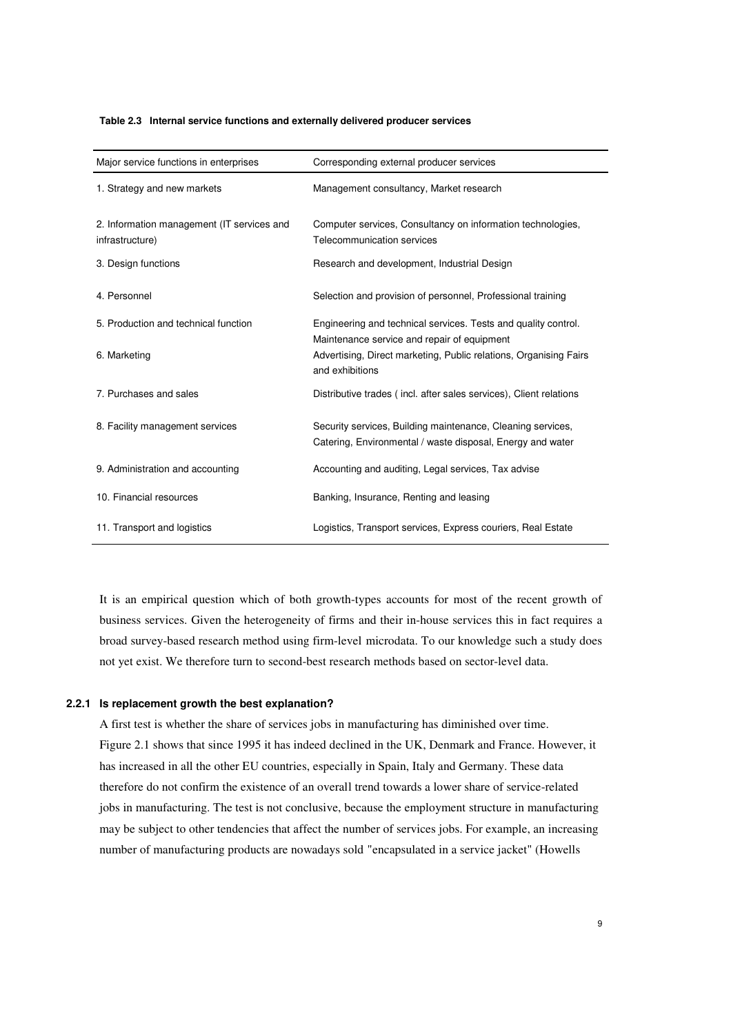**Table 2.3 Internal service functions and externally delivered producer services**

| Major service functions in enterprises | Corresponding external producer services |
|---|---|
| 1. Strategy and new markets | Management consultancy, Market research |
| 2. Information management (IT services and infrastructure) | Computer services, Consultancy on information technologies, Telecommunication services |
| 3. Design functions | Research and development, Industrial Design |
| 4. Personnel | Selection and provision of personnel, Professional training |
| 5. Production and technical function | Engineering and technical services. Tests and quality control. Maintenance service and repair of equipment |
| 6. Marketing | Advertising, Direct marketing, Public relations, Organising Fairs and exhibitions |
| 7. Purchases and sales | Distributive trades ( incl. after sales services), Client relations |
| 8. Facility management services | Security services, Building maintenance, Cleaning services, Catering, Environmental / waste disposal, Energy and water |
| 9. Administration and accounting | Accounting and auditing, Legal services, Tax advise |
| 10. Financial resources | Banking, Insurance, Renting and leasing |
| 11. Transport and logistics | Logistics, Transport services, Express couriers, Real Estate |

It is an empirical question which of both growth-types accounts for most of the recent growth of business services. Given the heterogeneity of firms and their in-house services this in fact requires a broad survey-based research method using firm-level microdata. To our knowledge such a study does not yet exist. We therefore turn to second-best research methods based on sector-level data.

### 2.2.1 Is replacement growth the best explanation?

A first test is whether the share of services jobs in manufacturing has diminished over time. Figure 2.1 shows that since 1995 it has indeed declined in the UK, Denmark and France. However, it has increased in all the other EU countries, especially in Spain, Italy and Germany. These data therefore do not confirm the existence of an overall trend towards a lower share of service-related jobs in manufacturing. The test is not conclusive, because the employment structure in manufacturing may be subject to other tendencies that affect the number of services jobs. For example, an increasing number of manufacturing products are nowadays sold "encapsulated in a service jacket" (Howells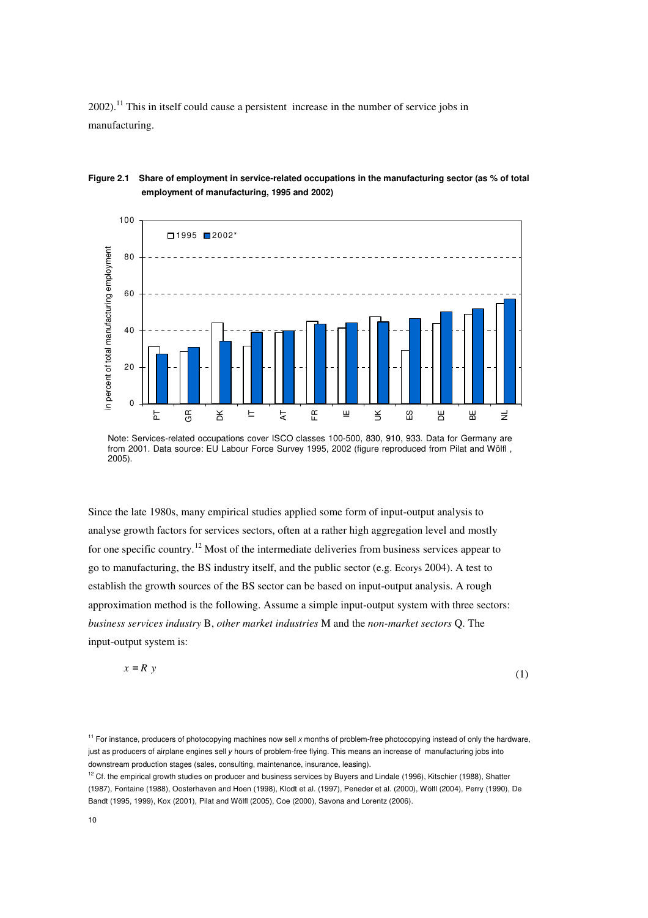2002).[11] This in itself could cause a persistent increase in the number of service jobs in manufacturing.

**Figure 2.1 Share of employment in service-related occupations in the manufacturing sector (as % of total employment of manufacturing, 1995 and 2002)**

Note: Services-related occupations cover ISCO classes 100-500, 830, 910, 933. Data for Germany are from 2001. Data source: EU Labour Force Survey 1995, 2002 (figure reproduced from Pilat and Wölfl , 2005).

Since the late 1980s, many empirical studies applied some form of input-output analysis to analyse growth factors for services sectors, often at a rather high aggregation level and mostly for one specific country.[12] Most of the intermediate deliveries from business services appear to go to manufacturing, the BS industry itself, and the public sector (e.g. Ecorys 2004). A test to establish the growth sources of the BS sector can be based on input-output analysis. A rough approximation method is the following. Assume a simple input-output system with three sectors: *business services industry* B, *other market industries* M and the *non-market sectors* Q. The input-output system is:

$$x = R\ y \tag{1}$$

[11] For instance, producers of photocopying machines now sell *x* months of problem-free photocopying instead of only the hardware, just as producers of airplane engines sell *y* hours of problem-free flying. This means an increase of manufacturing jobs into downstream production stages (sales, consulting, maintenance, insurance, leasing).

[12] Cf. the empirical growth studies on producer and business services by Buyers and Lindale (1996), Kitschier (1988), Shatter (1987), Fontaine (1988), Oosterhaven and Hoen (1998), Klodt et al. (1997), Peneder et al. (2000), Wölfl (2004), Perry (1990), De Bandt (1995, 1999), Kox (2001), Pilat and Wölfl (2005), Coe (2000), Savona and Lorentz (2006).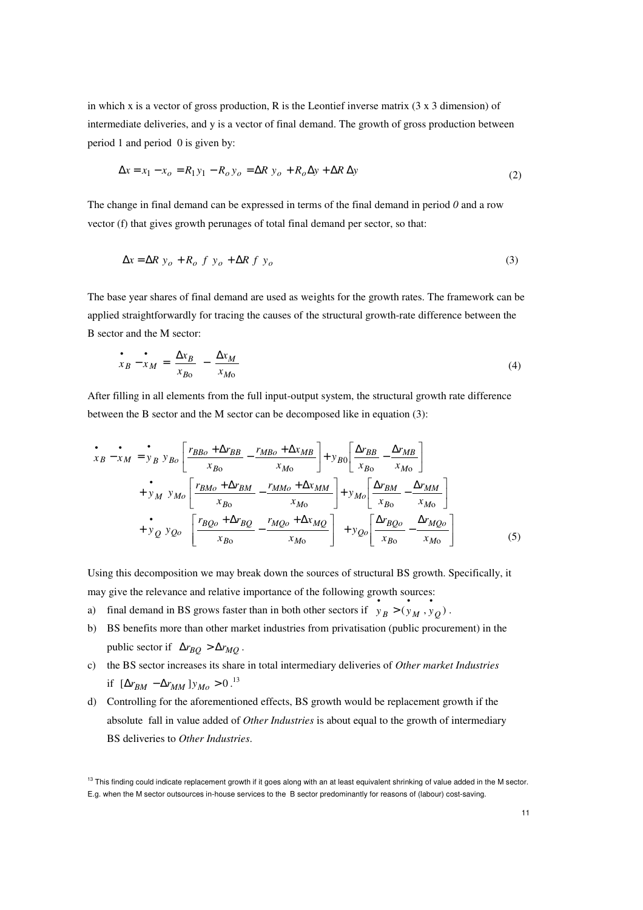in which x is a vector of gross production, R is the Leontief inverse matrix (3 x 3 dimension) of intermediate deliveries, and y is a vector of final demand. The growth of gross production between period 1 and period 0 is given by:

$$\Delta x = x_1 - x_o = R_1 y_1 - R_o y_o = \Delta R \; y_o + R_o \Delta y + \Delta R \; \Delta y \tag{2}$$

The change in final demand can be expressed in terms of the final demand in period *0* and a row vector (f) that gives growth perunages of total final demand per sector, so that:

$$\Delta x = \Delta R \; y_o + R_o \; f \; y_o + \Delta R \; f \; y_o \tag{3}$$

The base year shares of final demand are used as weights for the growth rates. The framework can be applied straightforwardly for tracing the causes of the structural growth-rate difference between the B sector and the M sector:

$$\dot{x}_B - \dot{x}_M = \frac{\Delta x_B}{x_{Bo}} - \frac{\Delta x_M}{x_{Mo}} \tag{4}$$

After filling in all elements from the full input-output system, the structural growth rate difference between the B sector and the M sector can be decomposed like in equation (3):

$$\begin{aligned}
\dot{x}_B - \dot{x}_M = \; & \dot{y}_B \; y_{Bo} \left[ \frac{r_{BBo} + \Delta r_{BB}}{x_{Bo}} - \frac{r_{MBo} + \Delta x_{MB}}{x_{Mo}} \right] + y_{B0} \left[ \frac{\Delta r_{BB}}{x_{Bo}} - \frac{\Delta r_{MB}}{x_{Mo}} \right] \\
& + \dot{y}_M \; y_{Mo} \left[ \frac{r_{BMo} + \Delta r_{BM}}{x_{Bo}} - \frac{r_{MMo} + \Delta x_{MM}}{x_{Mo}} \right] + y_{Mo} \left[ \frac{\Delta r_{BM}}{x_{Bo}} - \frac{\Delta r_{MM}}{x_{Mo}} \right] \\
& + \dot{y}_Q \; y_{Qo} \left[ \frac{r_{BQo} + \Delta r_{BQ}}{x_{Bo}} - \frac{r_{MQo} + \Delta x_{MQ}}{x_{Mo}} \right] + y_{Qo} \left[ \frac{\Delta r_{BQo}}{x_{Bo}} - \frac{\Delta r_{MQo}}{x_{Mo}} \right]
\end{aligned} \tag{5}$$

Using this decomposition we may break down the sources of structural BS growth. Specifically, it may give the relevance and relative importance of the following growth sources:

a) final demand in BS grows faster than in both other sectors if $\dot{y}_B > (\dot{y}_M, \dot{y}_Q)$.
b) BS benefits more than other market industries from privatisation (public procurement) in the public sector if $\Delta r_{BQ} > \Delta r_{MQ}$.
c) the BS sector increases its share in total intermediary deliveries of *Other market Industries* if $[\Delta r_{BM} - \Delta r_{MM}] y_{Mo} > 0$.[13]
d) Controlling for the aforementioned effects, BS growth would be replacement growth if the absolute fall in value added of *Other Industries* is about equal to the growth of intermediary BS deliveries to *Other Industries*.

[13] This finding could indicate replacement growth if it goes along with an at least equivalent shrinking of value added in the M sector. E.g. when the M sector outsources in-house services to the B sector predominantly for reasons of (labour) cost-saving.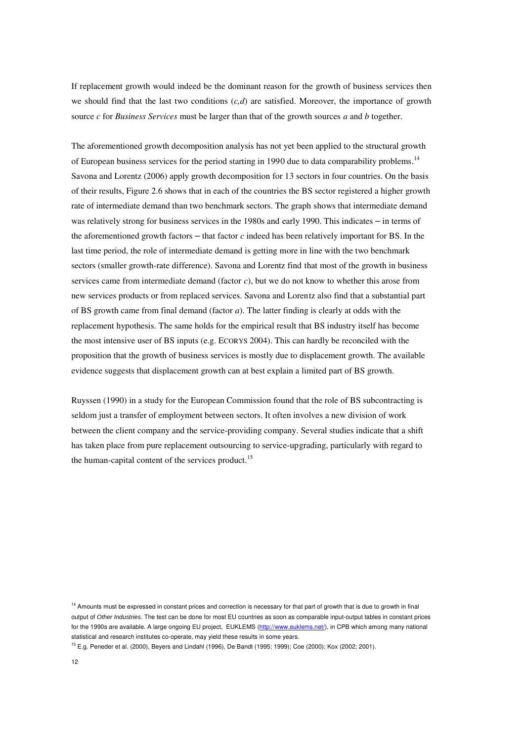If replacement growth would indeed be the dominant reason for the growth of business services then we should find that the last two conditions (*c,d*) are satisfied. Moreover, the importance of growth source *c* for *Business Services* must be larger than that of the growth sources *a* and *b* together.

The aforementioned growth decomposition analysis has not yet been applied to the structural growth of European business services for the period starting in 1990 due to data comparability problems.[14] Savona and Lorentz (2006) apply growth decomposition for 13 sectors in four countries. On the basis of their results, Figure 2.6 shows that in each of the countries the BS sector registered a higher growth rate of intermediate demand than two benchmark sectors. The graph shows that intermediate demand was relatively strong for business services in the 1980s and early 1990. This indicates – in terms of the aforementioned growth factors – that factor *c* indeed has been relatively important for BS. In the last time period, the role of intermediate demand is getting more in line with the two benchmark sectors (smaller growth-rate difference). Savona and Lorentz find that most of the growth in business services came from intermediate demand (factor *c*), but we do not know to whether this arose from new services products or from replaced services. Savona and Lorentz also find that a substantial part of BS growth came from final demand (factor *a*). The latter finding is clearly at odds with the replacement hypothesis. The same holds for the empirical result that BS industry itself has become the most intensive user of BS inputs (e.g. ECORYS 2004). This can hardly be reconciled with the proposition that the growth of business services is mostly due to displacement growth. The available evidence suggests that displacement growth can at best explain a limited part of BS growth.

Ruyssen (1990) in a study for the European Commission found that the role of BS subcontracting is seldom just a transfer of employment between sectors. It often involves a new division of work between the client company and the service-providing company. Several studies indicate that a shift has taken place from pure replacement outsourcing to service-upgrading, particularly with regard to the human-capital content of the services product.[15]

[14] Amounts must be expressed in constant prices and correction is necessary for that part of growth that is due to growth in final output of *Other Industries.* The test can be done for most EU countries as soon as comparable input-output tables in constant prices for the 1990s are available. A large ongoing EU project, EUKLEMS (http://www.euklems.net/), in CPB which among many national statistical and research institutes co-operate, may yield these results in some years.

[15] E.g. Peneder et al. (2000), Beyers and Lindahl (1996), De Bandt (1995; 1999); Coe (2000); Kox (2002; 2001).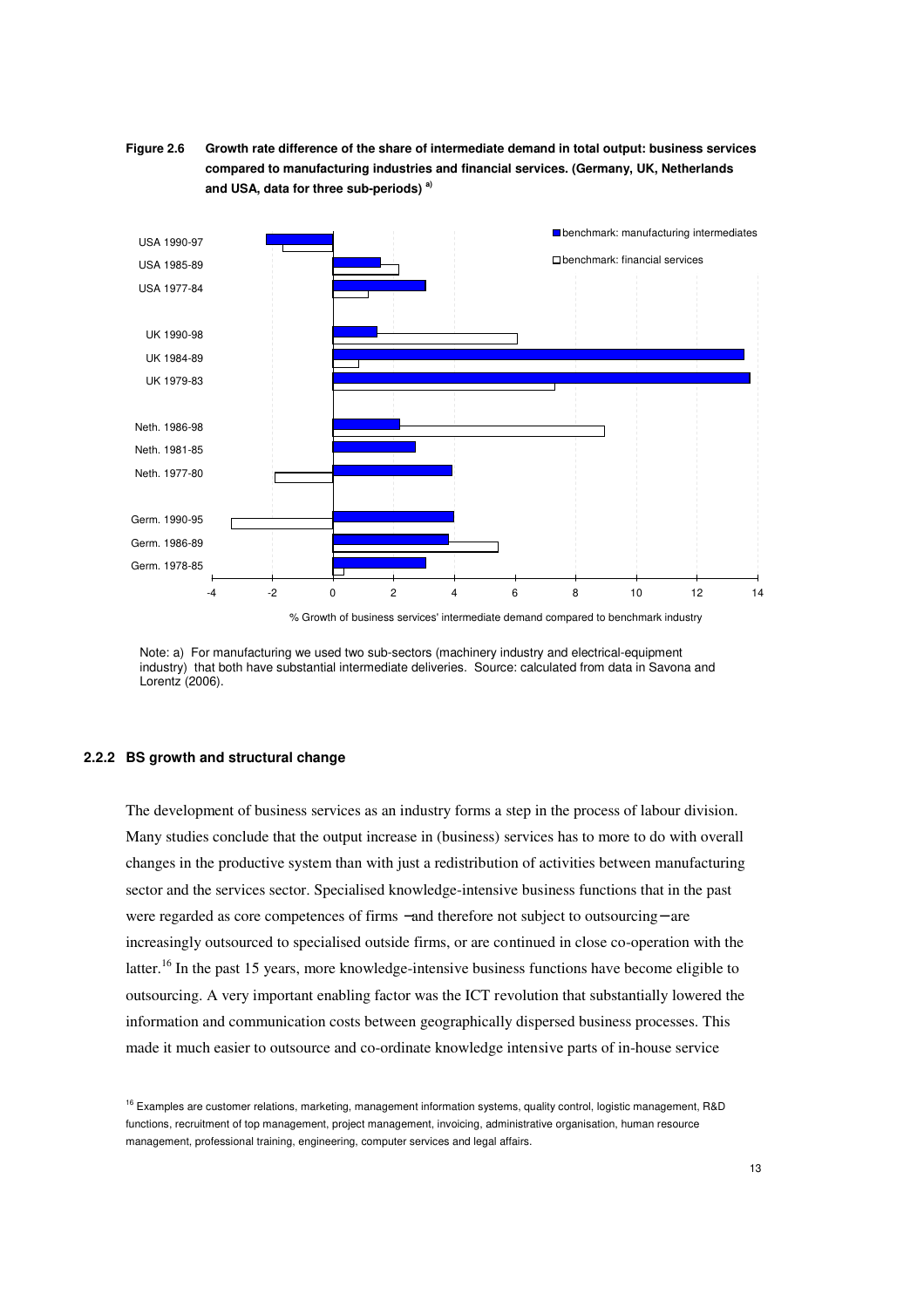**Figure 2.6 Growth rate difference of the share of intermediate demand in total output: business services compared to manufacturing industries and financial services. (Germany, UK, Netherlands and USA, data for three sub-periods) [a)]**

Note: a) For manufacturing we used two sub-sectors (machinery industry and electrical-equipment industry) that both have substantial intermediate deliveries. Source: calculated from data in Savona and Lorentz (2006).

### 2.2.2 BS growth and structural change

The development of business services as an industry forms a step in the process of labour division. Many studies conclude that the output increase in (business) services has to more to do with overall changes in the productive system than with just a redistribution of activities between manufacturing sector and the services sector. Specialised knowledge-intensive business functions that in the past were regarded as core competences of firms −and therefore not subject to outsourcing− are increasingly outsourced to specialised outside firms, or are continued in close co-operation with the latter.[16] In the past 15 years, more knowledge-intensive business functions have become eligible to outsourcing. A very important enabling factor was the ICT revolution that substantially lowered the information and communication costs between geographically dispersed business processes. This made it much easier to outsource and co-ordinate knowledge intensive parts of in-house service

[16] Examples are customer relations, marketing, management information systems, quality control, logistic management, R&D functions, recruitment of top management, project management, invoicing, administrative organisation, human resource management, professional training, engineering, computer services and legal affairs.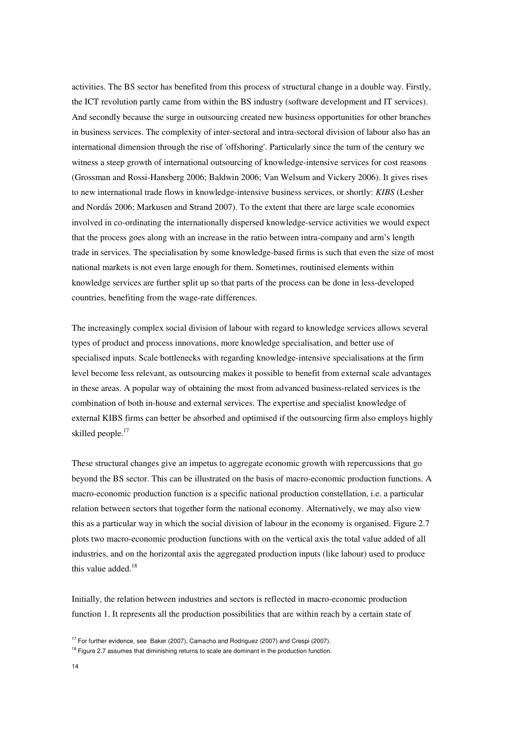activities. The BS sector has benefited from this process of structural change in a double way. Firstly, the ICT revolution partly came from within the BS industry (software development and IT services). And secondly because the surge in outsourcing created new business opportunities for other branches in business services. The complexity of inter-sectoral and intra-sectoral division of labour also has an international dimension through the rise of 'offshoring'. Particularly since the turn of the century we witness a steep growth of international outsourcing of knowledge-intensive services for cost reasons (Grossman and Rossi-Hansberg 2006; Baldwin 2006; Van Welsum and Vickery 2006). It gives rises to new international trade flows in knowledge-intensive business services, or shortly: *KIBS* (Lesher and Nordås 2006; Markusen and Strand 2007). To the extent that there are large scale economies involved in co-ordinating the internationally dispersed knowledge-service activities we would expect that the process goes along with an increase in the ratio between intra-company and arm's length trade in services. The specialisation by some knowledge-based firms is such that even the size of most national markets is not even large enough for them. Sometimes, routinised elements within knowledge services are further split up so that parts of the process can be done in less-developed countries, benefiting from the wage-rate differences.

The increasingly complex social division of labour with regard to knowledge services allows several types of product and process innovations, more knowledge specialisation, and better use of specialised inputs. Scale bottlenecks with regarding knowledge-intensive specialisations at the firm level become less relevant, as outsourcing makes it possible to benefit from external scale advantages in these areas. A popular way of obtaining the most from advanced business-related services is the combination of both in-house and external services. The expertise and specialist knowledge of external KIBS firms can better be absorbed and optimised if the outsourcing firm also employs highly skilled people.[17]

These structural changes give an impetus to aggregate economic growth with repercussions that go beyond the BS sector. This can be illustrated on the basis of macro-economic production functions. A macro-economic production function is a specific national production constellation, i.e. a particular relation between sectors that together form the national economy. Alternatively, we may also view this as a particular way in which the social division of labour in the economy is organised. Figure 2.7 plots two macro-economic production functions with on the vertical axis the total value added of all industries, and on the horizontal axis the aggregated production inputs (like labour) used to produce this value added.[18]

Initially, the relation between industries and sectors is reflected in macro-economic production function 1. It represents all the production possibilities that are within reach by a certain state of

[17] For further evidence, see Baker (2007), Camacho and Rodriguez (2007) and Crespi (2007).

[18] Figure 2.7 assumes that diminishing returns to scale are dominant in the production function.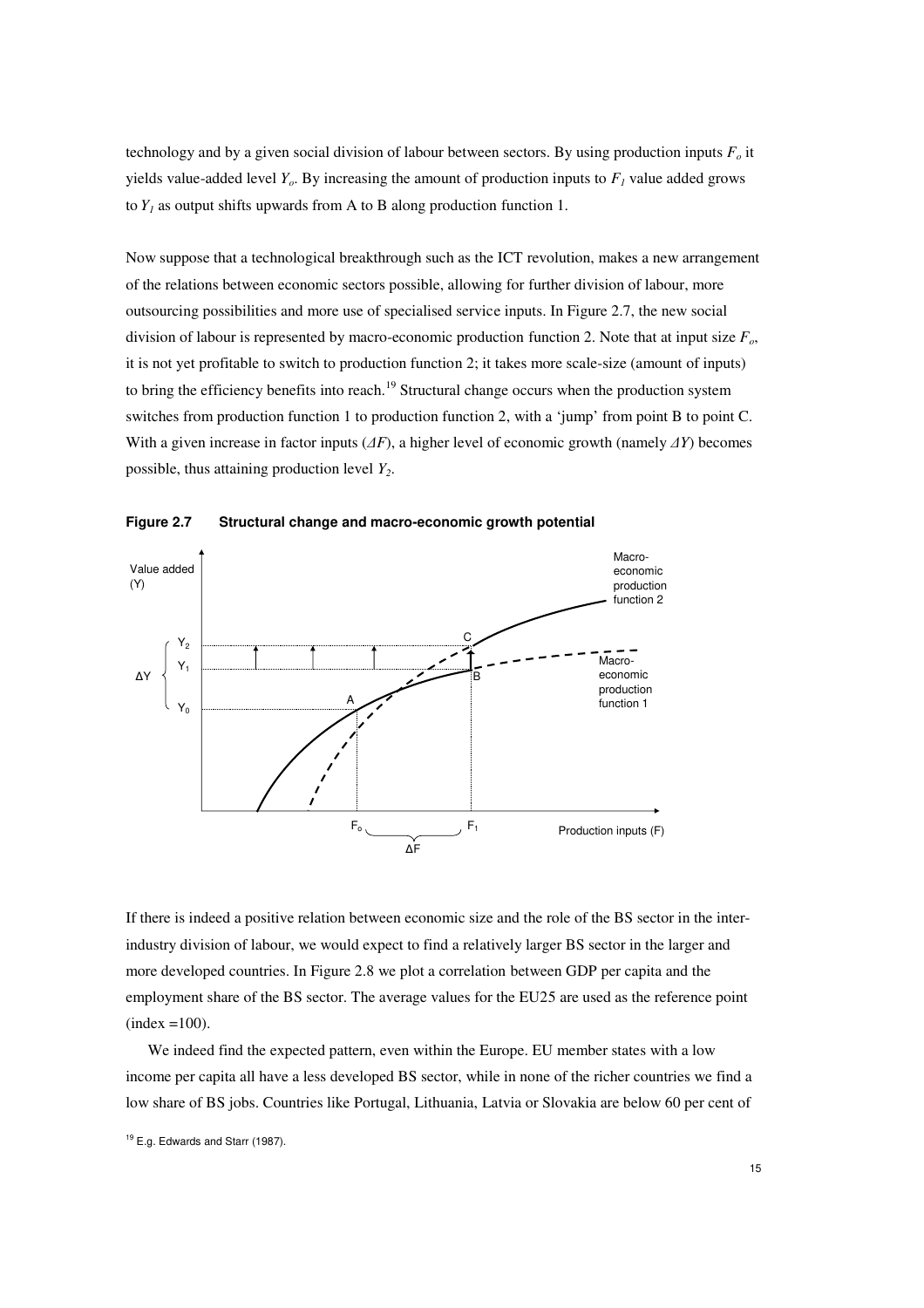technology and by a given social division of labour between sectors. By using production inputs $F_o$ it yields value-added level $Y_o$. By increasing the amount of production inputs to $F_1$ value added grows to $Y_1$ as output shifts upwards from A to B along production function 1.

Now suppose that a technological breakthrough such as the ICT revolution, makes a new arrangement of the relations between economic sectors possible, allowing for further division of labour, more outsourcing possibilities and more use of specialised service inputs. In Figure 2.7, the new social division of labour is represented by macro-economic production function 2. Note that at input size $F_o$, it is not yet profitable to switch to production function 2; it takes more scale-size (amount of inputs) to bring the efficiency benefits into reach.[19] Structural change occurs when the production system switches from production function 1 to production function 2, with a 'jump' from point B to point C. With a given increase in factor inputs ($\Delta F$), a higher level of economic growth (namely $\Delta Y$) becomes possible, thus attaining production level $Y_2$.

**Figure 2.7 Structural change and macro-economic growth potential**

If there is indeed a positive relation between economic size and the role of the BS sector in the inter-industry division of labour, we would expect to find a relatively larger BS sector in the larger and more developed countries. In Figure 2.8 we plot a correlation between GDP per capita and the employment share of the BS sector. The average values for the EU25 are used as the reference point (index =100).

We indeed find the expected pattern, even within the Europe. EU member states with a low income per capita all have a less developed BS sector, while in none of the richer countries we find a low share of BS jobs. Countries like Portugal, Lithuania, Latvia or Slovakia are below 60 per cent of

[19] E.g. Edwards and Starr (1987).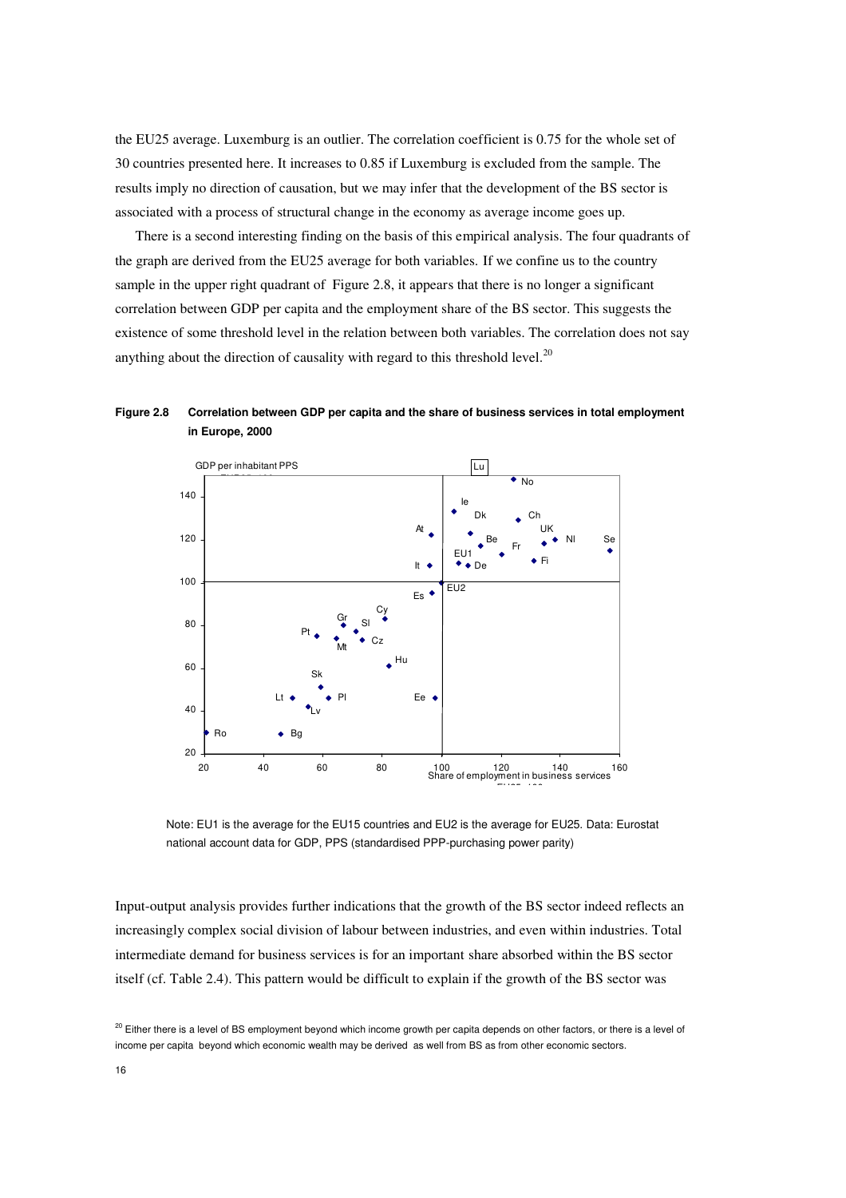the EU25 average. Luxemburg is an outlier. The correlation coefficient is 0.75 for the whole set of 30 countries presented here. It increases to 0.85 if Luxemburg is excluded from the sample. The results imply no direction of causation, but we may infer that the development of the BS sector is associated with a process of structural change in the economy as average income goes up.

There is a second interesting finding on the basis of this empirical analysis. The four quadrants of the graph are derived from the EU25 average for both variables. If we confine us to the country sample in the upper right quadrant of Figure 2.8, it appears that there is no longer a significant correlation between GDP per capita and the employment share of the BS sector. This suggests the existence of some threshold level in the relation between both variables. The correlation does not say anything about the direction of causality with regard to this threshold level.[20]

**Figure 2.8 Correlation between GDP per capita and the share of business services in total employment in Europe, 2000**

Note: EU1 is the average for the EU15 countries and EU2 is the average for EU25. Data: Eurostat national account data for GDP, PPS (standardised PPP-purchasing power parity)

Input-output analysis provides further indications that the growth of the BS sector indeed reflects an increasingly complex social division of labour between industries, and even within industries. Total intermediate demand for business services is for an important share absorbed within the BS sector itself (cf. Table 2.4). This pattern would be difficult to explain if the growth of the BS sector was

[20] Either there is a level of BS employment beyond which income growth per capita depends on other factors, or there is a level of income per capita beyond which economic wealth may be derived as well from BS as from other economic sectors.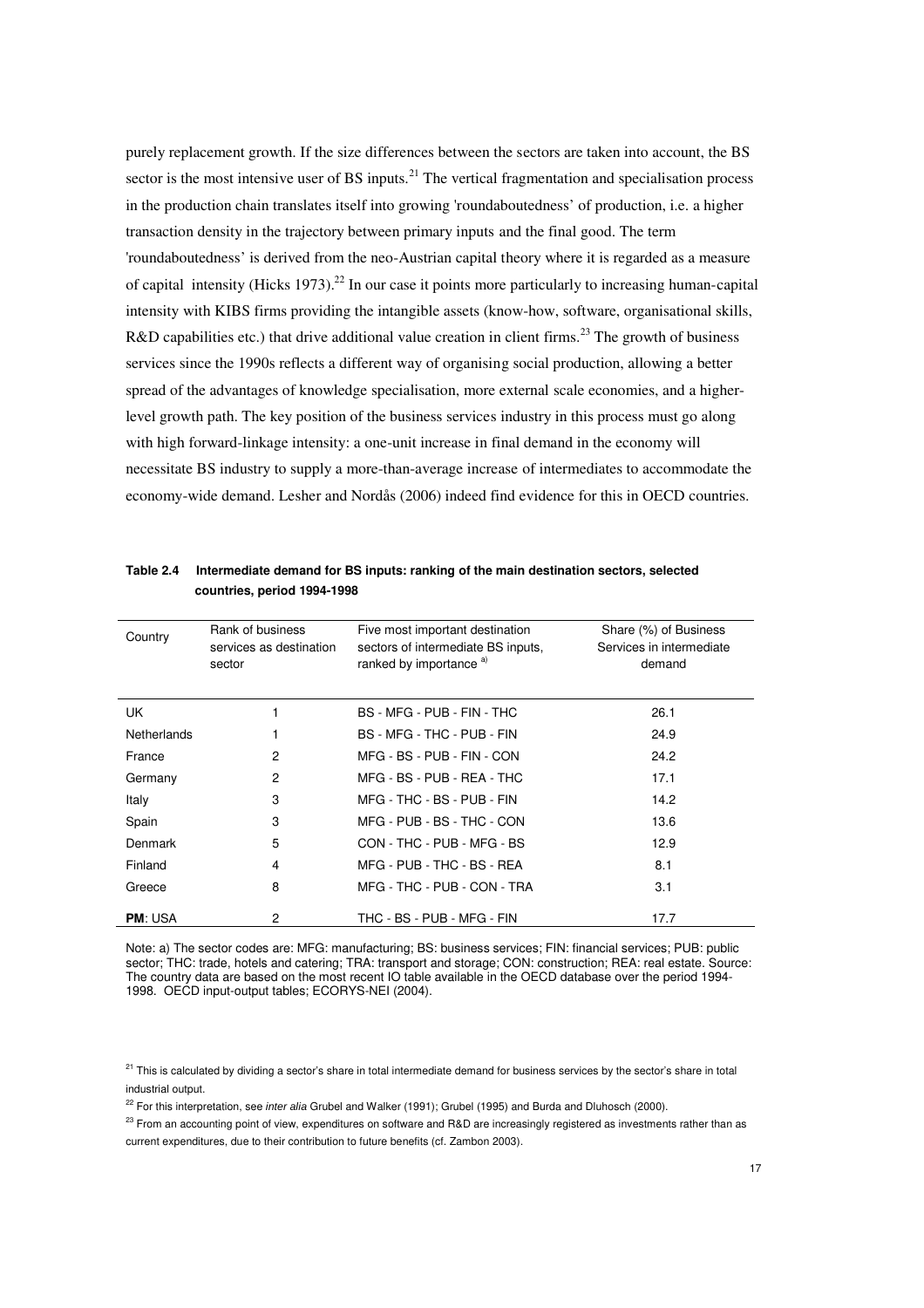purely replacement growth. If the size differences between the sectors are taken into account, the BS sector is the most intensive user of BS inputs.[21] The vertical fragmentation and specialisation process in the production chain translates itself into growing 'roundaboutedness' of production, i.e. a higher transaction density in the trajectory between primary inputs and the final good. The term 'roundaboutedness' is derived from the neo-Austrian capital theory where it is regarded as a measure of capital intensity (Hicks 1973).[22] In our case it points more particularly to increasing human-capital intensity with KIBS firms providing the intangible assets (know-how, software, organisational skills, R&D capabilities etc.) that drive additional value creation in client firms.[23] The growth of business services since the 1990s reflects a different way of organising social production, allowing a better spread of the advantages of knowledge specialisation, more external scale economies, and a higher-level growth path. The key position of the business services industry in this process must go along with high forward-linkage intensity: a one-unit increase in final demand in the economy will necessitate BS industry to supply a more-than-average increase of intermediates to accommodate the economy-wide demand. Lesher and Nordås (2006) indeed find evidence for this in OECD countries.

**Table 2.4 Intermediate demand for BS inputs: ranking of the main destination sectors, selected countries, period 1994-1998**

| Country | Rank of business services as destination sector | Five most important destination sectors of intermediate BS inputs, ranked by importance [a)] | Share (%) of Business Services in intermediate demand |
|---|---|---|---|
| UK | 1 | BS - MFG - PUB - FIN - THC | 26.1 |
| Netherlands | 1 | BS - MFG - THC - PUB - FIN | 24.9 |
| France | 2 | MFG - BS - PUB - FIN - CON | 24.2 |
| Germany | 2 | MFG - BS - PUB - REA - THC | 17.1 |
| Italy | 3 | MFG - THC - BS - PUB - FIN | 14.2 |
| Spain | 3 | MFG - PUB - BS - THC - CON | 13.6 |
| Denmark | 5 | CON - THC - PUB - MFG - BS | 12.9 |
| Finland | 4 | MFG - PUB - THC - BS - REA | 8.1 |
| Greece | 8 | MFG - THC - PUB - CON - TRA | 3.1 |
| **PM**: USA | 2 | THC - BS - PUB - MFG - FIN | 17.7 |

Note: a) The sector codes are: MFG: manufacturing; BS: business services; FIN: financial services; PUB: public sector; THC: trade, hotels and catering; TRA: transport and storage; CON: construction; REA: real estate. Source: The country data are based on the most recent IO table available in the OECD database over the period 1994-1998. OECD input-output tables; ECORYS-NEI (2004).

[21] This is calculated by dividing a sector's share in total intermediate demand for business services by the sector's share in total industrial output.

[22] For this interpretation, see *inter alia* Grubel and Walker (1991); Grubel (1995) and Burda and Dluhosch (2000).

[23] From an accounting point of view, expenditures on software and R&D are increasingly registered as investments rather than as current expenditures, due to their contribution to future benefits (cf. Zambon 2003).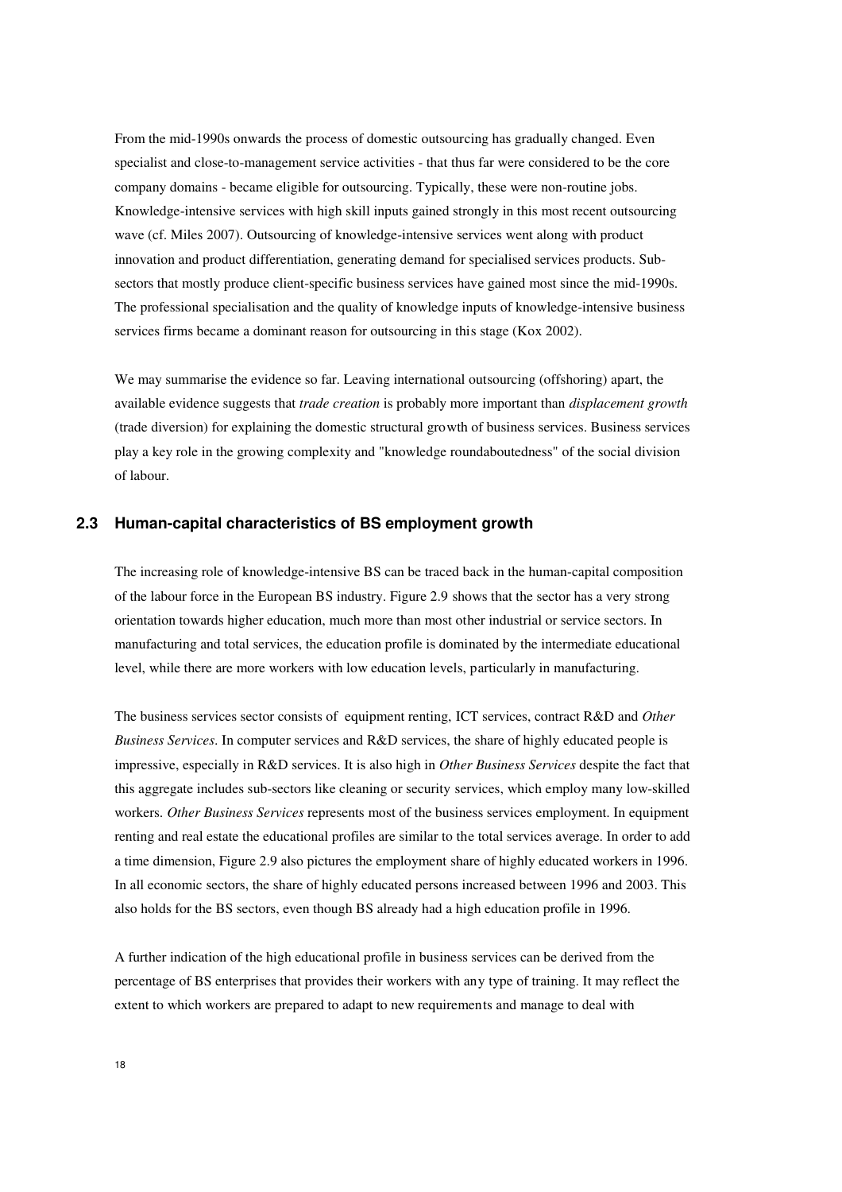From the mid-1990s onwards the process of domestic outsourcing has gradually changed. Even specialist and close-to-management service activities - that thus far were considered to be the core company domains - became eligible for outsourcing. Typically, these were non-routine jobs. Knowledge-intensive services with high skill inputs gained strongly in this most recent outsourcing wave (cf. Miles 2007). Outsourcing of knowledge-intensive services went along with product innovation and product differentiation, generating demand for specialised services products. Sub-sectors that mostly produce client-specific business services have gained most since the mid-1990s. The professional specialisation and the quality of knowledge inputs of knowledge-intensive business services firms became a dominant reason for outsourcing in this stage (Kox 2002).

We may summarise the evidence so far. Leaving international outsourcing (offshoring) apart, the available evidence suggests that *trade creation* is probably more important than *displacement growth* (trade diversion) for explaining the domestic structural growth of business services. Business services play a key role in the growing complexity and "knowledge roundaboutedness" of the social division of labour.

## 2.3 Human-capital characteristics of BS employment growth

The increasing role of knowledge-intensive BS can be traced back in the human-capital composition of the labour force in the European BS industry. Figure 2.9 shows that the sector has a very strong orientation towards higher education, much more than most other industrial or service sectors. In manufacturing and total services, the education profile is dominated by the intermediate educational level, while there are more workers with low education levels, particularly in manufacturing.

The business services sector consists of equipment renting, ICT services, contract R&D and *Other Business Services*. In computer services and R&D services, the share of highly educated people is impressive, especially in R&D services. It is also high in *Other Business Services* despite the fact that this aggregate includes sub-sectors like cleaning or security services, which employ many low-skilled workers. *Other Business Services* represents most of the business services employment. In equipment renting and real estate the educational profiles are similar to the total services average. In order to add a time dimension, Figure 2.9 also pictures the employment share of highly educated workers in 1996. In all economic sectors, the share of highly educated persons increased between 1996 and 2003. This also holds for the BS sectors, even though BS already had a high education profile in 1996.

A further indication of the high educational profile in business services can be derived from the percentage of BS enterprises that provides their workers with any type of training. It may reflect the extent to which workers are prepared to adapt to new requirements and manage to deal with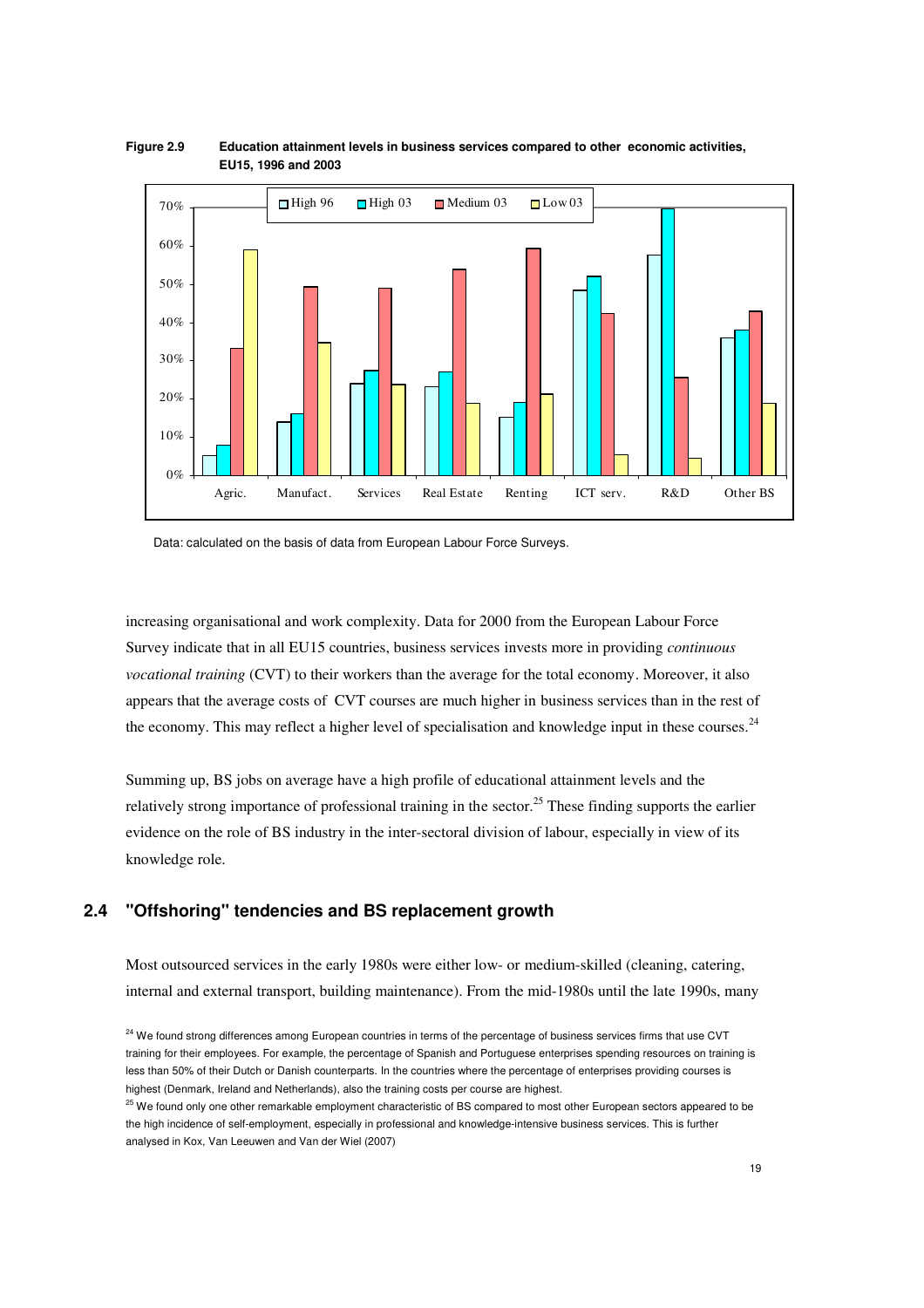**Figure 2.9 Education attainment levels in business services compared to other economic activities, EU15, 1996 and 2003**

Data: calculated on the basis of data from European Labour Force Surveys.

increasing organisational and work complexity. Data for 2000 from the European Labour Force Survey indicate that in all EU15 countries, business services invests more in providing *continuous vocational training* (CVT) to their workers than the average for the total economy. Moreover, it also appears that the average costs of CVT courses are much higher in business services than in the rest of the economy. This may reflect a higher level of specialisation and knowledge input in these courses.[24]

Summing up, BS jobs on average have a high profile of educational attainment levels and the relatively strong importance of professional training in the sector.[25] These finding supports the earlier evidence on the role of BS industry in the inter-sectoral division of labour, especially in view of its knowledge role.

## 2.4 "Offshoring" tendencies and BS replacement growth

Most outsourced services in the early 1980s were either low- or medium-skilled (cleaning, catering, internal and external transport, building maintenance). From the mid-1980s until the late 1990s, many

[24] We found strong differences among European countries in terms of the percentage of business services firms that use CVT training for their employees. For example, the percentage of Spanish and Portuguese enterprises spending resources on training is less than 50% of their Dutch or Danish counterparts. In the countries where the percentage of enterprises providing courses is highest (Denmark, Ireland and Netherlands), also the training costs per course are highest.

[25] We found only one other remarkable employment characteristic of BS compared to most other European sectors appeared to be the high incidence of self-employment, especially in professional and knowledge-intensive business services. This is further analysed in Kox, Van Leeuwen and Van der Wiel (2007)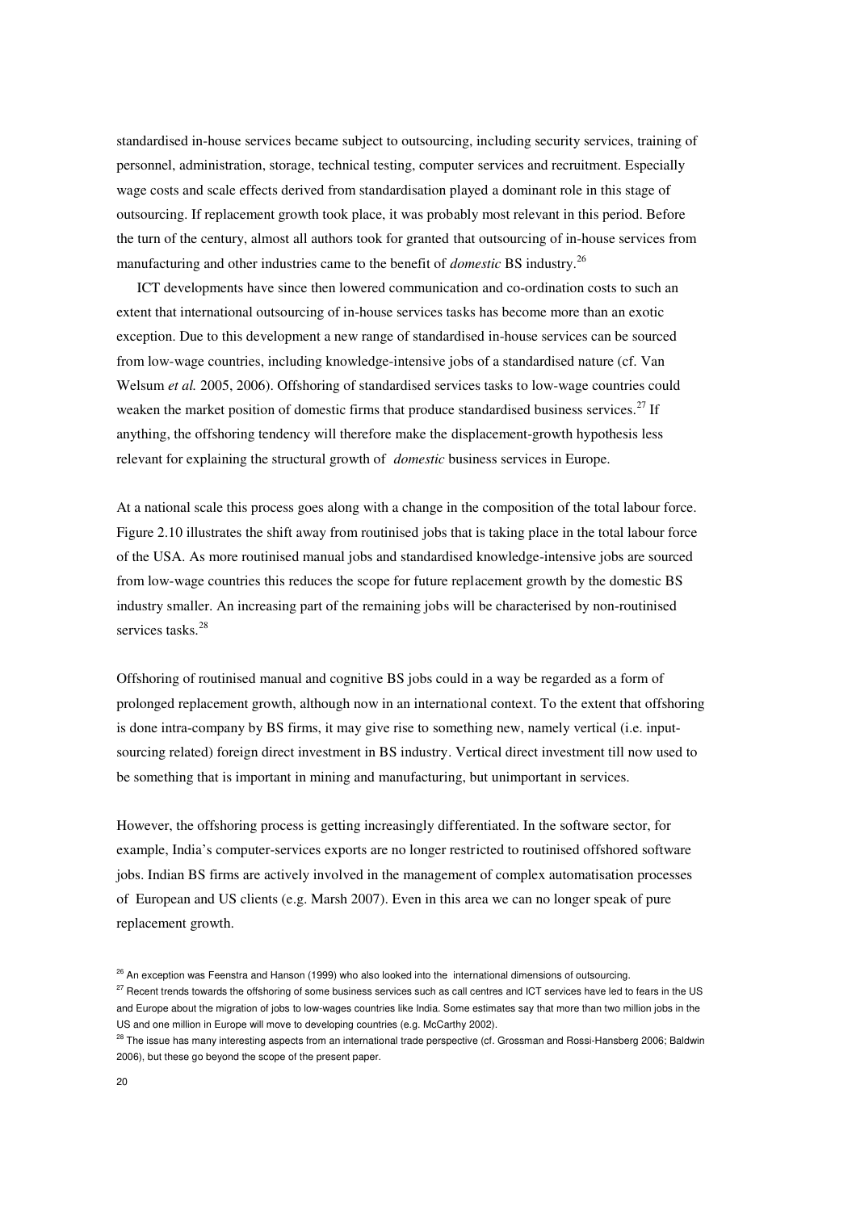standardised in-house services became subject to outsourcing, including security services, training of personnel, administration, storage, technical testing, computer services and recruitment. Especially wage costs and scale effects derived from standardisation played a dominant role in this stage of outsourcing. If replacement growth took place, it was probably most relevant in this period. Before the turn of the century, almost all authors took for granted that outsourcing of in-house services from manufacturing and other industries came to the benefit of *domestic* BS industry.[26]

ICT developments have since then lowered communication and co-ordination costs to such an extent that international outsourcing of in-house services tasks has become more than an exotic exception. Due to this development a new range of standardised in-house services can be sourced from low-wage countries, including knowledge-intensive jobs of a standardised nature (cf. Van Welsum *et al.* 2005, 2006). Offshoring of standardised services tasks to low-wage countries could weaken the market position of domestic firms that produce standardised business services.[27] If anything, the offshoring tendency will therefore make the displacement-growth hypothesis less relevant for explaining the structural growth of *domestic* business services in Europe.

At a national scale this process goes along with a change in the composition of the total labour force. Figure 2.10 illustrates the shift away from routinised jobs that is taking place in the total labour force of the USA. As more routinised manual jobs and standardised knowledge-intensive jobs are sourced from low-wage countries this reduces the scope for future replacement growth by the domestic BS industry smaller. An increasing part of the remaining jobs will be characterised by non-routinised services tasks.[28]

Offshoring of routinised manual and cognitive BS jobs could in a way be regarded as a form of prolonged replacement growth, although now in an international context. To the extent that offshoring is done intra-company by BS firms, it may give rise to something new, namely vertical (i.e. input-sourcing related) foreign direct investment in BS industry. Vertical direct investment till now used to be something that is important in mining and manufacturing, but unimportant in services.

However, the offshoring process is getting increasingly differentiated. In the software sector, for example, India's computer-services exports are no longer restricted to routinised offshored software jobs. Indian BS firms are actively involved in the management of complex automatisation processes of European and US clients (e.g. Marsh 2007). Even in this area we can no longer speak of pure replacement growth.

[26] An exception was Feenstra and Hanson (1999) who also looked into the international dimensions of outsourcing.

[27] Recent trends towards the offshoring of some business services such as call centres and ICT services have led to fears in the US and Europe about the migration of jobs to low-wages countries like India. Some estimates say that more than two million jobs in the US and one million in Europe will move to developing countries (e.g. McCarthy 2002).

[28] The issue has many interesting aspects from an international trade perspective (cf. Grossman and Rossi-Hansberg 2006; Baldwin 2006), but these go beyond the scope of the present paper.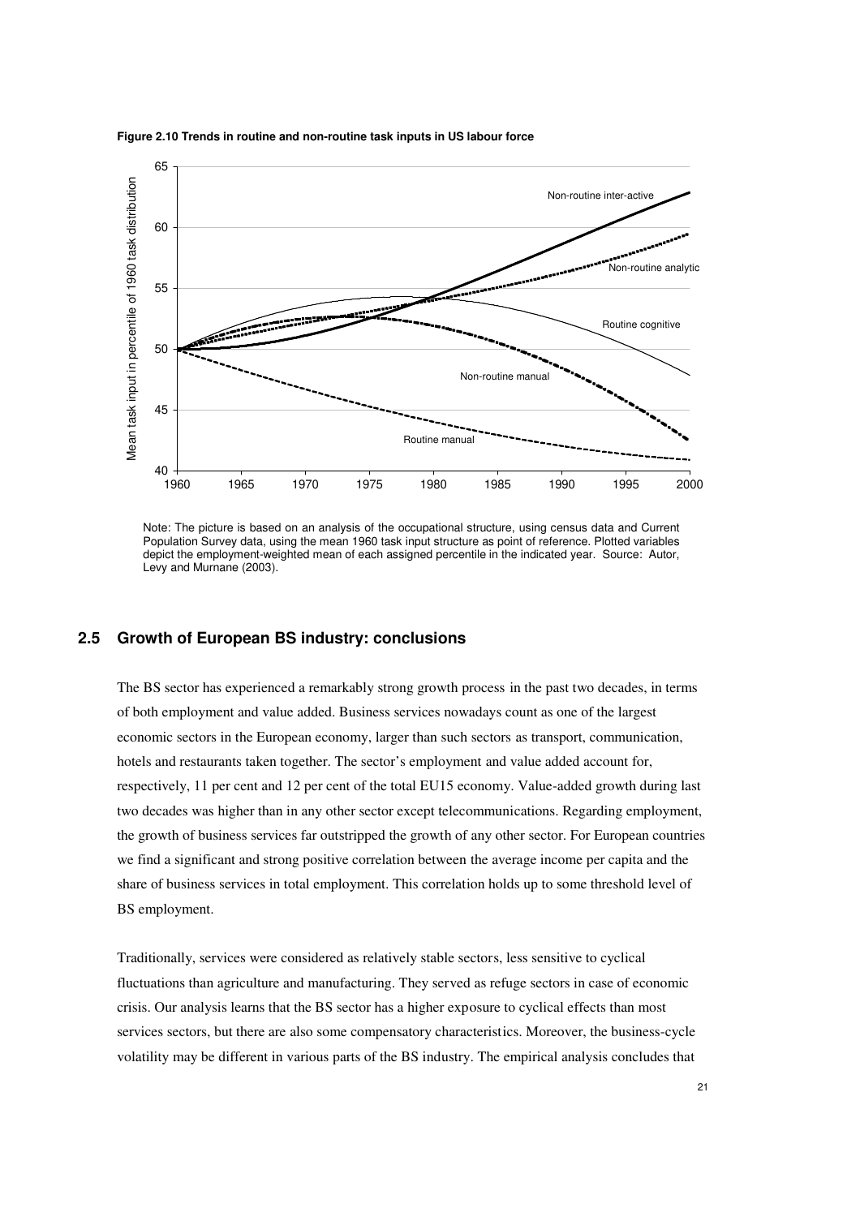**Figure 2.10 Trends in routine and non-routine task inputs in US labour force**

Note: The picture is based on an analysis of the occupational structure, using census data and Current Population Survey data, using the mean 1960 task input structure as point of reference. Plotted variables depict the employment-weighted mean of each assigned percentile in the indicated year. Source: Autor, Levy and Murnane (2003).

## 2.5 Growth of European BS industry: conclusions

The BS sector has experienced a remarkably strong growth process in the past two decades, in terms of both employment and value added. Business services nowadays count as one of the largest economic sectors in the European economy, larger than such sectors as transport, communication, hotels and restaurants taken together. The sector's employment and value added account for, respectively, 11 per cent and 12 per cent of the total EU15 economy. Value-added growth during last two decades was higher than in any other sector except telecommunications. Regarding employment, the growth of business services far outstripped the growth of any other sector. For European countries we find a significant and strong positive correlation between the average income per capita and the share of business services in total employment. This correlation holds up to some threshold level of BS employment.

Traditionally, services were considered as relatively stable sectors, less sensitive to cyclical fluctuations than agriculture and manufacturing. They served as refuge sectors in case of economic crisis. Our analysis learns that the BS sector has a higher exposure to cyclical effects than most services sectors, but there are also some compensatory characteristics. Moreover, the business-cycle volatility may be different in various parts of the BS industry. The empirical analysis concludes that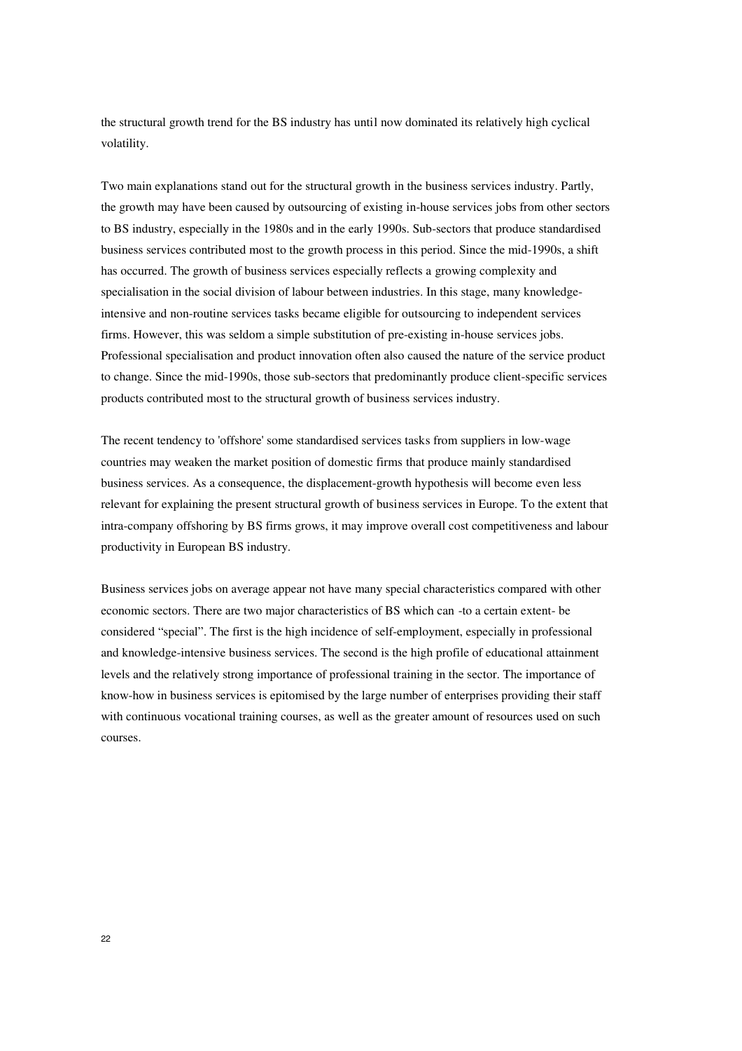the structural growth trend for the BS industry has until now dominated its relatively high cyclical volatility.

Two main explanations stand out for the structural growth in the business services industry. Partly, the growth may have been caused by outsourcing of existing in-house services jobs from other sectors to BS industry, especially in the 1980s and in the early 1990s. Sub-sectors that produce standardised business services contributed most to the growth process in this period. Since the mid-1990s, a shift has occurred. The growth of business services especially reflects a growing complexity and specialisation in the social division of labour between industries. In this stage, many knowledge-intensive and non-routine services tasks became eligible for outsourcing to independent services firms. However, this was seldom a simple substitution of pre-existing in-house services jobs. Professional specialisation and product innovation often also caused the nature of the service product to change. Since the mid-1990s, those sub-sectors that predominantly produce client-specific services products contributed most to the structural growth of business services industry.

The recent tendency to 'offshore' some standardised services tasks from suppliers in low-wage countries may weaken the market position of domestic firms that produce mainly standardised business services. As a consequence, the displacement-growth hypothesis will become even less relevant for explaining the present structural growth of business services in Europe. To the extent that intra-company offshoring by BS firms grows, it may improve overall cost competitiveness and labour productivity in European BS industry.

Business services jobs on average appear not have many special characteristics compared with other economic sectors. There are two major characteristics of BS which can -to a certain extent- be considered "special". The first is the high incidence of self-employment, especially in professional and knowledge-intensive business services. The second is the high profile of educational attainment levels and the relatively strong importance of professional training in the sector. The importance of know-how in business services is epitomised by the large number of enterprises providing their staff with continuous vocational training courses, as well as the greater amount of resources used on such courses.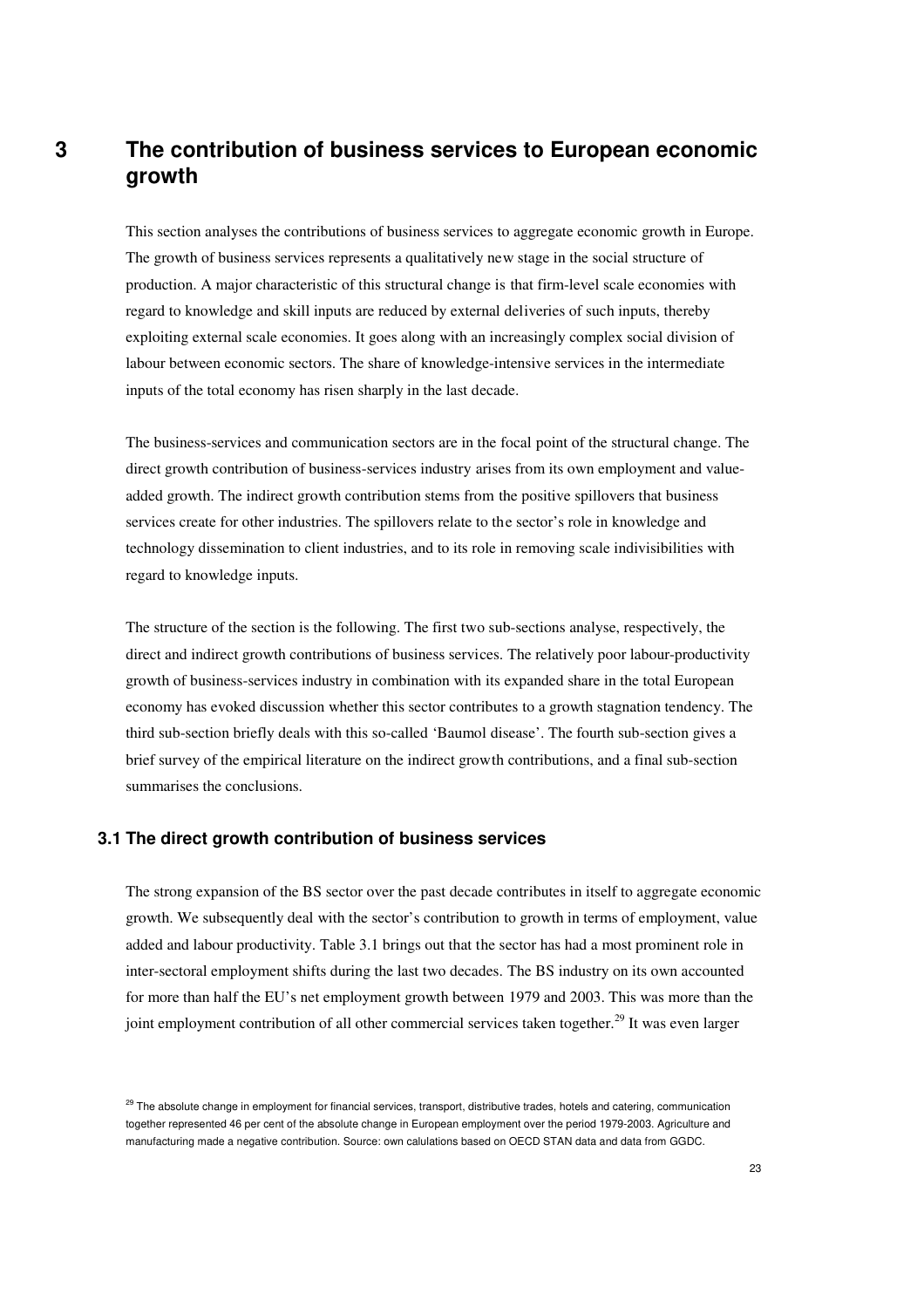# 3 The contribution of business services to European economic growth

This section analyses the contributions of business services to aggregate economic growth in Europe. The growth of business services represents a qualitatively new stage in the social structure of production. A major characteristic of this structural change is that firm-level scale economies with regard to knowledge and skill inputs are reduced by external deliveries of such inputs, thereby exploiting external scale economies. It goes along with an increasingly complex social division of labour between economic sectors. The share of knowledge-intensive services in the intermediate inputs of the total economy has risen sharply in the last decade.

The business-services and communication sectors are in the focal point of the structural change. The direct growth contribution of business-services industry arises from its own employment and value-added growth. The indirect growth contribution stems from the positive spillovers that business services create for other industries. The spillovers relate to the sector's role in knowledge and technology dissemination to client industries, and to its role in removing scale indivisibilities with regard to knowledge inputs.

The structure of the section is the following. The first two sub-sections analyse, respectively, the direct and indirect growth contributions of business services. The relatively poor labour-productivity growth of business-services industry in combination with its expanded share in the total European economy has evoked discussion whether this sector contributes to a growth stagnation tendency. The third sub-section briefly deals with this so-called 'Baumol disease'. The fourth sub-section gives a brief survey of the empirical literature on the indirect growth contributions, and a final sub-section summarises the conclusions.

## 3.1 The direct growth contribution of business services

The strong expansion of the BS sector over the past decade contributes in itself to aggregate economic growth. We subsequently deal with the sector's contribution to growth in terms of employment, value added and labour productivity. Table 3.1 brings out that the sector has had a most prominent role in inter-sectoral employment shifts during the last two decades. The BS industry on its own accounted for more than half the EU's net employment growth between 1979 and 2003. This was more than the joint employment contribution of all other commercial services taken together.[29] It was even larger

[29] The absolute change in employment for financial services, transport, distributive trades, hotels and catering, communication together represented 46 per cent of the absolute change in European employment over the period 1979-2003. Agriculture and manufacturing made a negative contribution. Source: own calulations based on OECD STAN data and data from GGDC.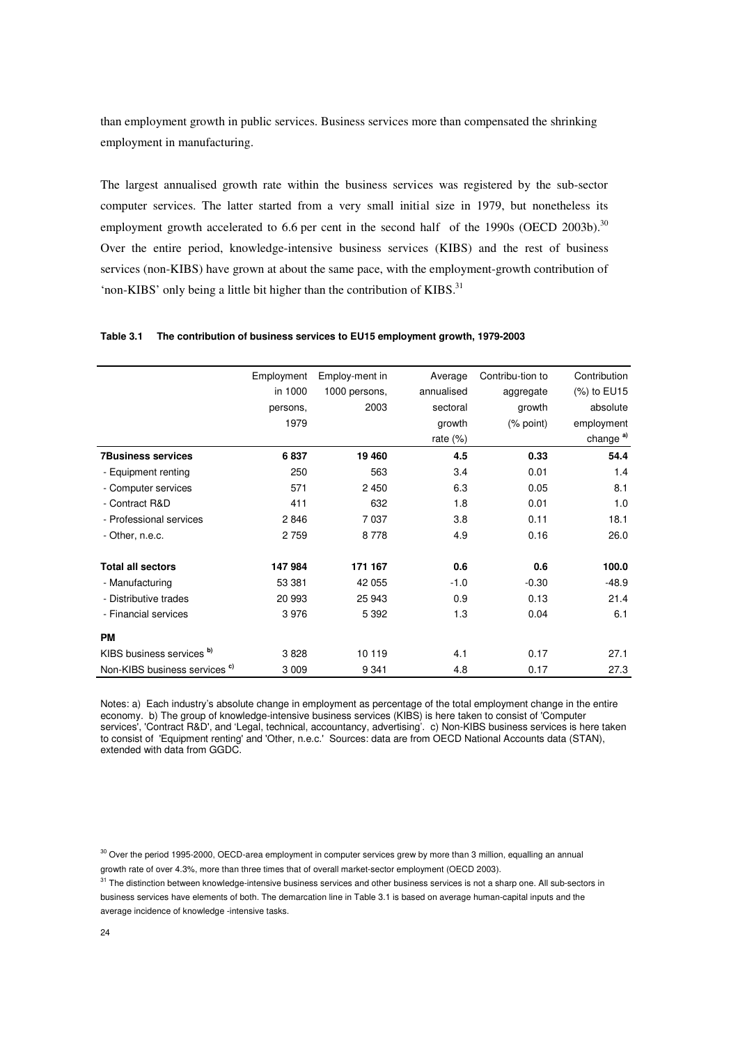than employment growth in public services. Business services more than compensated the shrinking employment in manufacturing.

The largest annualised growth rate within the business services was registered by the sub-sector computer services. The latter started from a very small initial size in 1979, but nonetheless its employment growth accelerated to 6.6 per cent in the second half of the 1990s (OECD 2003b).[30] Over the entire period, knowledge-intensive business services (KIBS) and the rest of business services (non-KIBS) have grown at about the same pace, with the employment-growth contribution of 'non-KIBS' only being a little bit higher than the contribution of KIBS.[31]

**Table 3.1 The contribution of business services to EU15 employment growth, 1979-2003**

| | Employment in 1000 persons, 1979 | Employ-ment in 1000 persons, 2003 | Average annualised sectoral growth rate (%) | Contribu-tion to aggregate growth (% point) | Contribution (%) to EU15 absolute employment change [a] |
|---|---|---|---|---|---|
| **7Business services** | **6 837** | **19 460** | **4.5** | **0.33** | **54.4** |
| - Equipment renting | 250 | 563 | 3.4 | 0.01 | 1.4 |
| - Computer services | 571 | 2 450 | 6.3 | 0.05 | 8.1 |
| - Contract R&D | 411 | 632 | 1.8 | 0.01 | 1.0 |
| - Professional services | 2 846 | 7 037 | 3.8 | 0.11 | 18.1 |
| - Other, n.e.c. | 2 759 | 8 778 | 4.9 | 0.16 | 26.0 |
| | | | | | |
| **Total all sectors** | **147 984** | **171 167** | **0.6** | **0.6** | **100.0** |
| - Manufacturing | 53 381 | 42 055 | -1.0 | -0.30 | -48.9 |
| - Distributive trades | 20 993 | 25 943 | 0.9 | 0.13 | 21.4 |
| - Financial services | 3 976 | 5 392 | 1.3 | 0.04 | 6.1 |
| | | | | | |
| **PM** | | | | | |
| KIBS business services [b] | 3 828 | 10 119 | 4.1 | 0.17 | 27.1 |
| Non-KIBS business services [c] | 3 009 | 9 341 | 4.8 | 0.17 | 27.3 |

Notes: a) Each industry's absolute change in employment as percentage of the total employment change in the entire economy. b) The group of knowledge-intensive business services (KIBS) is here taken to consist of 'Computer services', 'Contract R&D', and 'Legal, technical, accountancy, advertising'. c) Non-KIBS business services is here taken to consist of 'Equipment renting' and 'Other, n.e.c.' Sources: data are from OECD National Accounts data (STAN), extended with data from GGDC.

[30] Over the period 1995-2000, OECD-area employment in computer services grew by more than 3 million, equalling an annual growth rate of over 4.3%, more than three times that of overall market-sector employment (OECD 2003).

[31] The distinction between knowledge-intensive business services and other business services is not a sharp one. All sub-sectors in business services have elements of both. The demarcation line in Table 3.1 is based on average human-capital inputs and the average incidence of knowledge -intensive tasks.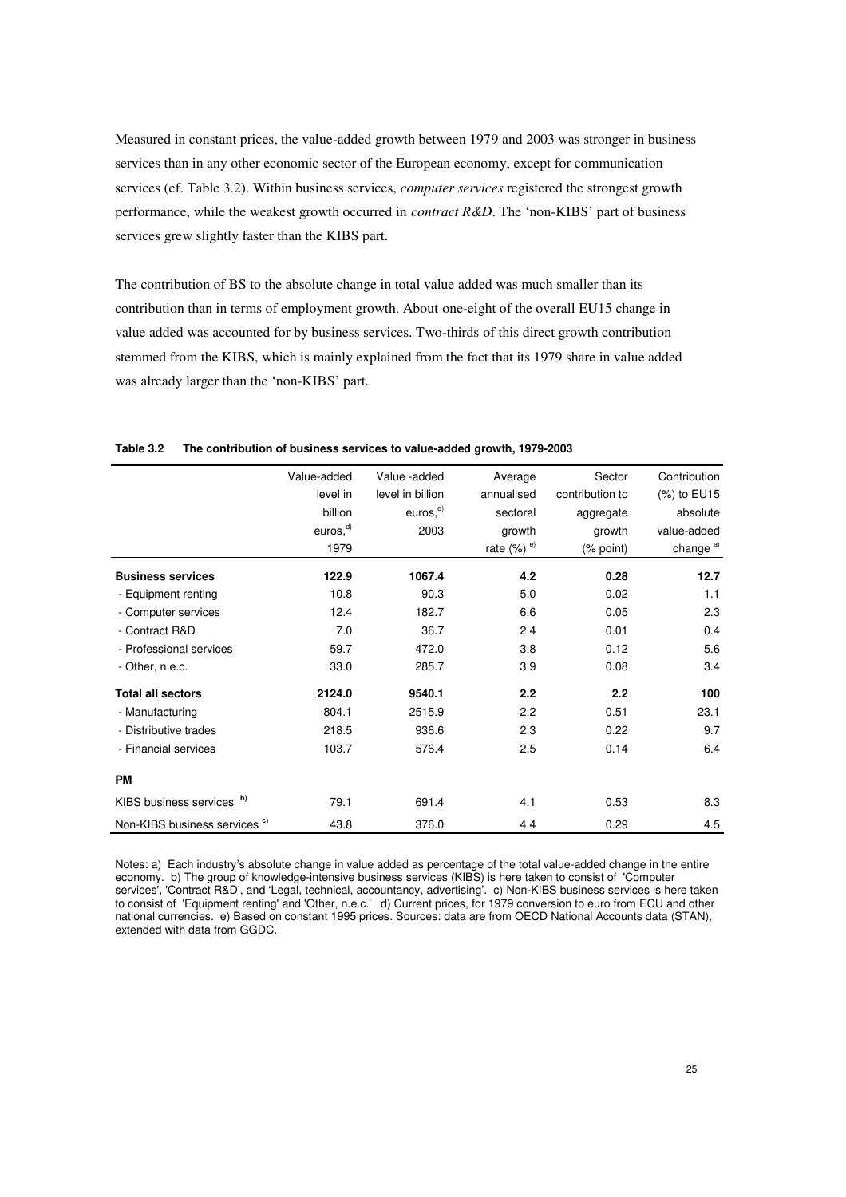Measured in constant prices, the value-added growth between 1979 and 2003 was stronger in business services than in any other economic sector of the European economy, except for communication services (cf. Table 3.2). Within business services, *computer services* registered the strongest growth performance, while the weakest growth occurred in *contract R&D*. The 'non-KIBS' part of business services grew slightly faster than the KIBS part.

The contribution of BS to the absolute change in total value added was much smaller than its contribution than in terms of employment growth. About one-eight of the overall EU15 change in value added was accounted for by business services. Two-thirds of this direct growth contribution stemmed from the KIBS, which is mainly explained from the fact that its 1979 share in value added was already larger than the 'non-KIBS' part.

**Table 3.2 The contribution of business services to value-added growth, 1979-2003**

| | Value-added level in billion euros,[d] 1979 | Value -added level in billion euros,[d] 2003 | Average annualised sectoral growth rate (%) [e] | Sector contribution to aggregate growth (% point) | Contribution (%) to EU15 absolute value-added change [a] |
|---|---|---|---|---|---|
| **Business services** | **122.9** | **1067.4** | **4.2** | **0.28** | **12.7** |
| - Equipment renting | 10.8 | 90.3 | 5.0 | 0.02 | 1.1 |
| - Computer services | 12.4 | 182.7 | 6.6 | 0.05 | 2.3 |
| - Contract R&D | 7.0 | 36.7 | 2.4 | 0.01 | 0.4 |
| - Professional services | 59.7 | 472.0 | 3.8 | 0.12 | 5.6 |
| - Other, n.e.c. | 33.0 | 285.7 | 3.9 | 0.08 | 3.4 |
| **Total all sectors** | **2124.0** | **9540.1** | **2.2** | **2.2** | **100** |
| - Manufacturing | 804.1 | 2515.9 | 2.2 | 0.51 | 23.1 |
| - Distributive trades | 218.5 | 936.6 | 2.3 | 0.22 | 9.7 |
| - Financial services | 103.7 | 576.4 | 2.5 | 0.14 | 6.4 |
| **PM** | | | | | |
| KIBS business services [b] | 79.1 | 691.4 | 4.1 | 0.53 | 8.3 |
| Non-KIBS business services [c] | 43.8 | 376.0 | 4.4 | 0.29 | 4.5 |

Notes: a) Each industry's absolute change in value added as percentage of the total value-added change in the entire economy. b) The group of knowledge-intensive business services (KIBS) is here taken to consist of 'Computer services', 'Contract R&D', and 'Legal, technical, accountancy, advertising'. c) Non-KIBS business services is here taken to consist of 'Equipment renting' and 'Other, n.e.c.' d) Current prices, for 1979 conversion to euro from ECU and other national currencies. e) Based on constant 1995 prices. Sources: data are from OECD National Accounts data (STAN), extended with data from GGDC.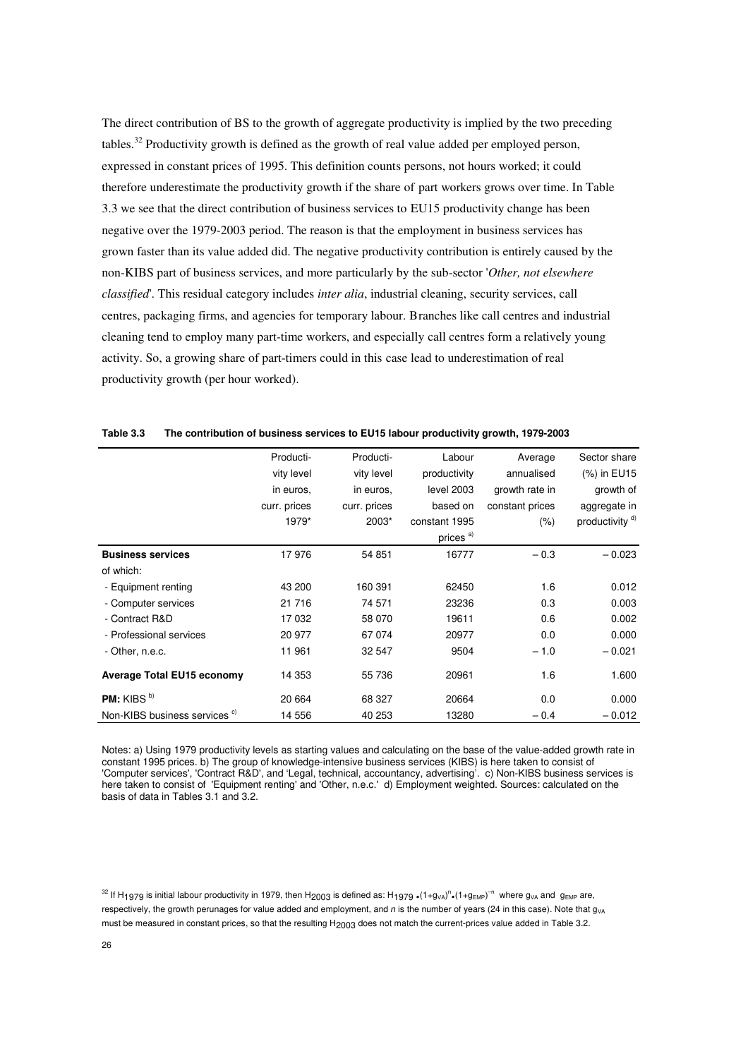The direct contribution of BS to the growth of aggregate productivity is implied by the two preceding tables.[32] Productivity growth is defined as the growth of real value added per employed person, expressed in constant prices of 1995. This definition counts persons, not hours worked; it could therefore underestimate the productivity growth if the share of part workers grows over time. In Table 3.3 we see that the direct contribution of business services to EU15 productivity change has been negative over the 1979-2003 period. The reason is that the employment in business services has grown faster than its value added did. The negative productivity contribution is entirely caused by the non-KIBS part of business services, and more particularly by the sub-sector '*Other, not elsewhere classified*'. This residual category includes *inter alia*, industrial cleaning, security services, call centres, packaging firms, and agencies for temporary labour. Branches like call centres and industrial cleaning tend to employ many part-time workers, and especially call centres form a relatively young activity. So, a growing share of part-timers could in this case lead to underestimation of real productivity growth (per hour worked).

**Table 3.3 The contribution of business services to EU15 labour productivity growth, 1979-2003**

| | Productivity level in euros, curr. prices 1979* | Productivity level in euros, curr. prices 2003* | Labour productivity level 2003 based on constant 1995 prices [a] | Average annualised growth rate in constant prices (%) | Sector share (%) in EU15 growth of aggregate in productivity [d] |
|---|---|---|---|---|---|
| **Business services** | 17 976 | 54 851 | 16777 | – 0.3 | – 0.023 |
| of which: | | | | | |
| - Equipment renting | 43 200 | 160 391 | 62450 | 1.6 | 0.012 |
| - Computer services | 21 716 | 74 571 | 23236 | 0.3 | 0.003 |
| - Contract R&D | 17 032 | 58 070 | 19611 | 0.6 | 0.002 |
| - Professional services | 20 977 | 67 074 | 20977 | 0.0 | 0.000 |
| - Other, n.e.c. | 11 961 | 32 547 | 9504 | – 1.0 | – 0.021 |
| **Average Total EU15 economy** | 14 353 | 55 736 | 20961 | 1.6 | 1.600 |
| **PM:** KIBS [b] | 20 664 | 68 327 | 20664 | 0.0 | 0.000 |
| Non-KIBS business services [c] | 14 556 | 40 253 | 13280 | – 0.4 | – 0.012 |

Notes: a) Using 1979 productivity levels as starting values and calculating on the base of the value-added growth rate in constant 1995 prices. b) The group of knowledge-intensive business services (KIBS) is here taken to consist of 'Computer services', 'Contract R&D', and 'Legal, technical, accountancy, advertising'. c) Non-KIBS business services is here taken to consist of 'Equipment renting' and 'Other, n.e.c.' d) Employment weighted. Sources: calculated on the basis of data in Tables 3.1 and 3.2.

[32] If $H_{1979}$ is initial labour productivity in 1979, then $H_{2003}$ is defined as: $H_{1979} \cdot (1+g_{VA})^{n} \cdot (1+g_{EMP})^{-n}$ where $g_{VA}$ and $g_{EMP}$ are, respectively, the growth perunages for value added and employment, and $n$ is the number of years (24 in this case). Note that $g_{VA}$ must be measured in constant prices, so that the resulting $H_{2003}$ does not match the current-prices value added in Table 3.2.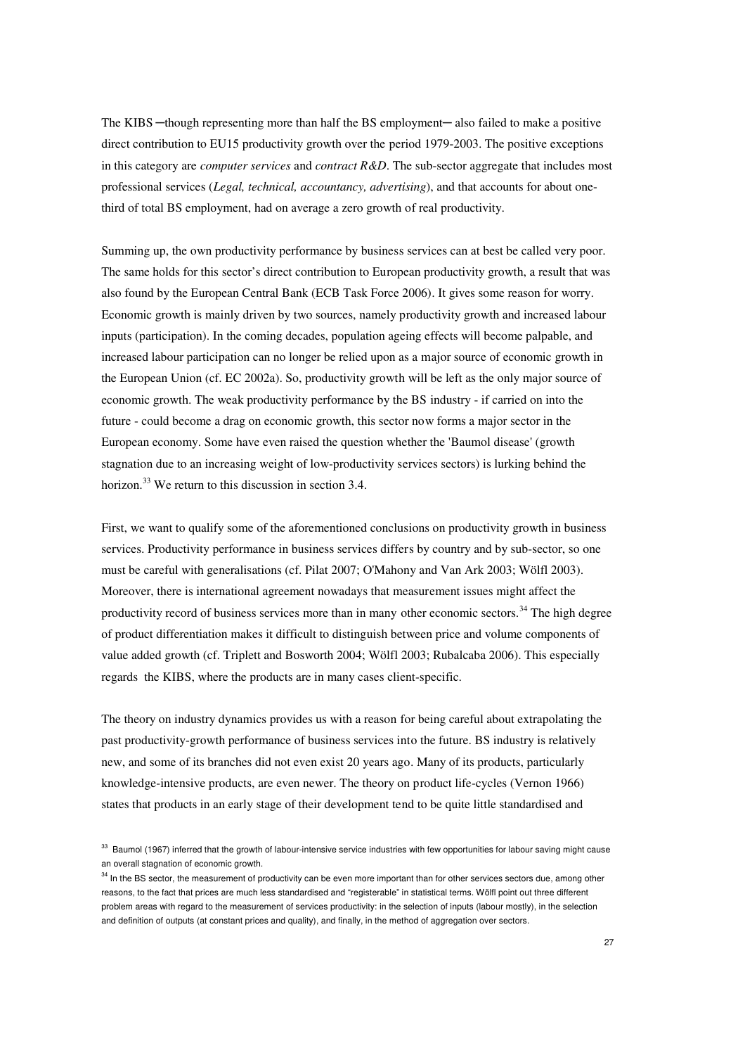The KIBS ─though representing more than half the BS employment─ also failed to make a positive direct contribution to EU15 productivity growth over the period 1979-2003. The positive exceptions in this category are *computer services* and *contract R&D*. The sub-sector aggregate that includes most professional services (*Legal, technical, accountancy, advertising*), and that accounts for about one-third of total BS employment, had on average a zero growth of real productivity.

Summing up, the own productivity performance by business services can at best be called very poor. The same holds for this sector's direct contribution to European productivity growth, a result that was also found by the European Central Bank (ECB Task Force 2006). It gives some reason for worry. Economic growth is mainly driven by two sources, namely productivity growth and increased labour inputs (participation). In the coming decades, population ageing effects will become palpable, and increased labour participation can no longer be relied upon as a major source of economic growth in the European Union (cf. EC 2002a). So, productivity growth will be left as the only major source of economic growth. The weak productivity performance by the BS industry - if carried on into the future - could become a drag on economic growth, this sector now forms a major sector in the European economy. Some have even raised the question whether the 'Baumol disease' (growth stagnation due to an increasing weight of low-productivity services sectors) is lurking behind the horizon.[33] We return to this discussion in section 3.4.

First, we want to qualify some of the aforementioned conclusions on productivity growth in business services. Productivity performance in business services differs by country and by sub-sector, so one must be careful with generalisations (cf. Pilat 2007; O'Mahony and Van Ark 2003; Wölfl 2003). Moreover, there is international agreement nowadays that measurement issues might affect the productivity record of business services more than in many other economic sectors.[34] The high degree of product differentiation makes it difficult to distinguish between price and volume components of value added growth (cf. Triplett and Bosworth 2004; Wölfl 2003; Rubalcaba 2006). This especially regards the KIBS, where the products are in many cases client-specific.

The theory on industry dynamics provides us with a reason for being careful about extrapolating the past productivity-growth performance of business services into the future. BS industry is relatively new, and some of its branches did not even exist 20 years ago. Many of its products, particularly knowledge-intensive products, are even newer. The theory on product life-cycles (Vernon 1966) states that products in an early stage of their development tend to be quite little standardised and

[33] Baumol (1967) inferred that the growth of labour-intensive service industries with few opportunities for labour saving might cause an overall stagnation of economic growth.

[34] In the BS sector, the measurement of productivity can be even more important than for other services sectors due, among other reasons, to the fact that prices are much less standardised and "registerable" in statistical terms. Wölfl point out three different problem areas with regard to the measurement of services productivity: in the selection of inputs (labour mostly), in the selection and definition of outputs (at constant prices and quality), and finally, in the method of aggregation over sectors.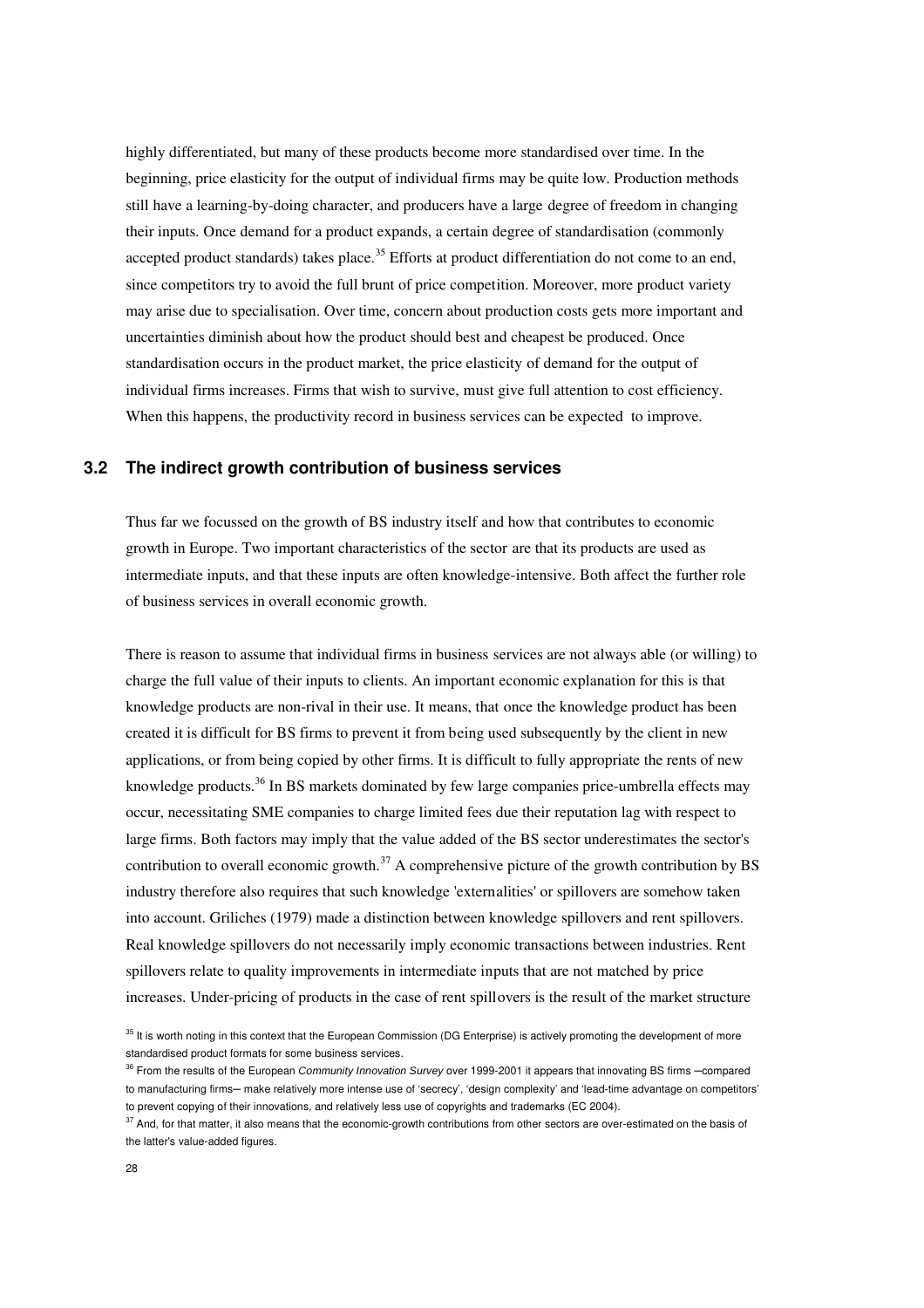highly differentiated, but many of these products become more standardised over time. In the beginning, price elasticity for the output of individual firms may be quite low. Production methods still have a learning-by-doing character, and producers have a large degree of freedom in changing their inputs. Once demand for a product expands, a certain degree of standardisation (commonly accepted product standards) takes place.[35] Efforts at product differentiation do not come to an end, since competitors try to avoid the full brunt of price competition. Moreover, more product variety may arise due to specialisation. Over time, concern about production costs gets more important and uncertainties diminish about how the product should best and cheapest be produced. Once standardisation occurs in the product market, the price elasticity of demand for the output of individual firms increases. Firms that wish to survive, must give full attention to cost efficiency. When this happens, the productivity record in business services can be expected to improve.

### 3.2 The indirect growth contribution of business services

Thus far we focussed on the growth of BS industry itself and how that contributes to economic growth in Europe. Two important characteristics of the sector are that its products are used as intermediate inputs, and that these inputs are often knowledge-intensive. Both affect the further role of business services in overall economic growth.

There is reason to assume that individual firms in business services are not always able (or willing) to charge the full value of their inputs to clients. An important economic explanation for this is that knowledge products are non-rival in their use. It means, that once the knowledge product has been created it is difficult for BS firms to prevent it from being used subsequently by the client in new applications, or from being copied by other firms. It is difficult to fully appropriate the rents of new knowledge products.[36] In BS markets dominated by few large companies price-umbrella effects may occur, necessitating SME companies to charge limited fees due their reputation lag with respect to large firms. Both factors may imply that the value added of the BS sector underestimates the sector's contribution to overall economic growth.[37] A comprehensive picture of the growth contribution by BS industry therefore also requires that such knowledge 'externalities' or spillovers are somehow taken into account. Griliches (1979) made a distinction between knowledge spillovers and rent spillovers. Real knowledge spillovers do not necessarily imply economic transactions between industries. Rent spillovers relate to quality improvements in intermediate inputs that are not matched by price increases. Under-pricing of products in the case of rent spillovers is the result of the market structure

[35] It is worth noting in this context that the European Commission (DG Enterprise) is actively promoting the development of more standardised product formats for some business services.

[36] From the results of the European *Community Innovation Survey* over 1999-2001 it appears that innovating BS firms ─compared to manufacturing firms─ make relatively more intense use of 'secrecy', 'design complexity' and 'lead-time advantage on competitors' to prevent copying of their innovations, and relatively less use of copyrights and trademarks (EC 2004).

[37] And, for that matter, it also means that the economic-growth contributions from other sectors are over-estimated on the basis of the latter's value-added figures.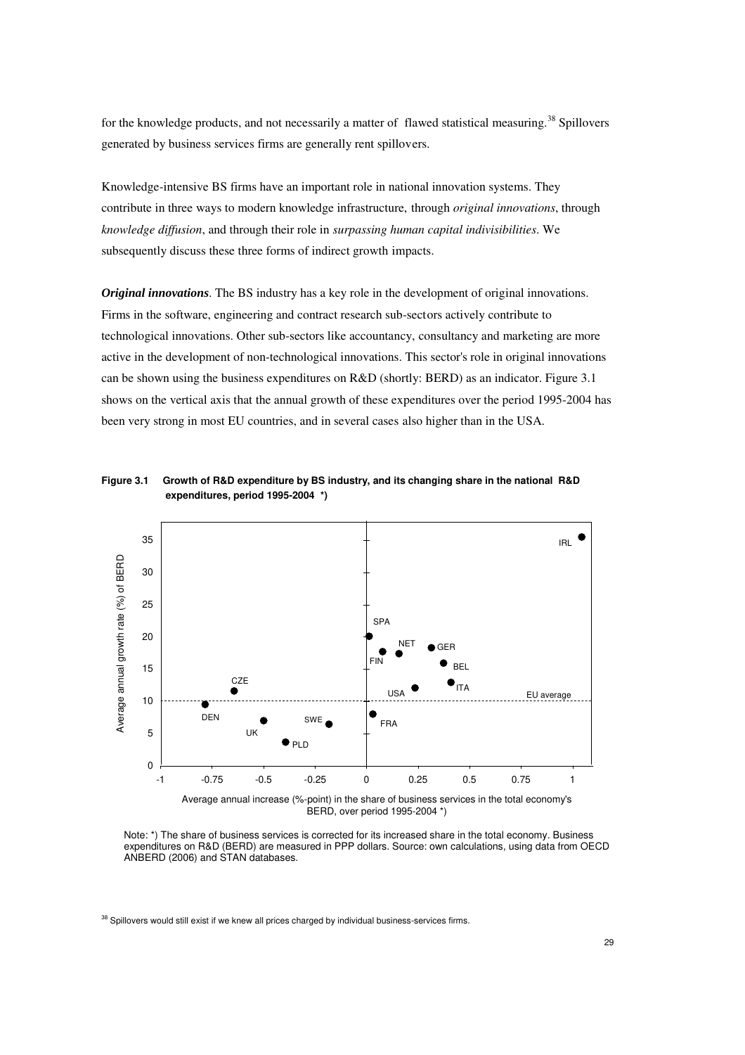for the knowledge products, and not necessarily a matter of flawed statistical measuring.[38] Spillovers generated by business services firms are generally rent spillovers.

Knowledge-intensive BS firms have an important role in national innovation systems. They contribute in three ways to modern knowledge infrastructure, through *original innovations*, through *knowledge diffusion*, and through their role in *surpassing human capital indivisibilities*. We subsequently discuss these three forms of indirect growth impacts.

***Original innovations***. The BS industry has a key role in the development of original innovations. Firms in the software, engineering and contract research sub-sectors actively contribute to technological innovations. Other sub-sectors like accountancy, consultancy and marketing are more active in the development of non-technological innovations. This sector's role in original innovations can be shown using the business expenditures on R&D (shortly: BERD) as an indicator. Figure 3.1 shows on the vertical axis that the annual growth of these expenditures over the period 1995-2004 has been very strong in most EU countries, and in several cases also higher than in the USA.

**Figure 3.1 Growth of R&D expenditure by BS industry, and its changing share in the national R&D expenditures, period 1995-2004 \*)**

Note: \*) The share of business services is corrected for its increased share in the total economy. Business expenditures on R&D (BERD) are measured in PPP dollars. Source: own calculations, using data from OECD ANBERD (2006) and STAN databases.

[38] Spillovers would still exist if we knew all prices charged by individual business-services firms.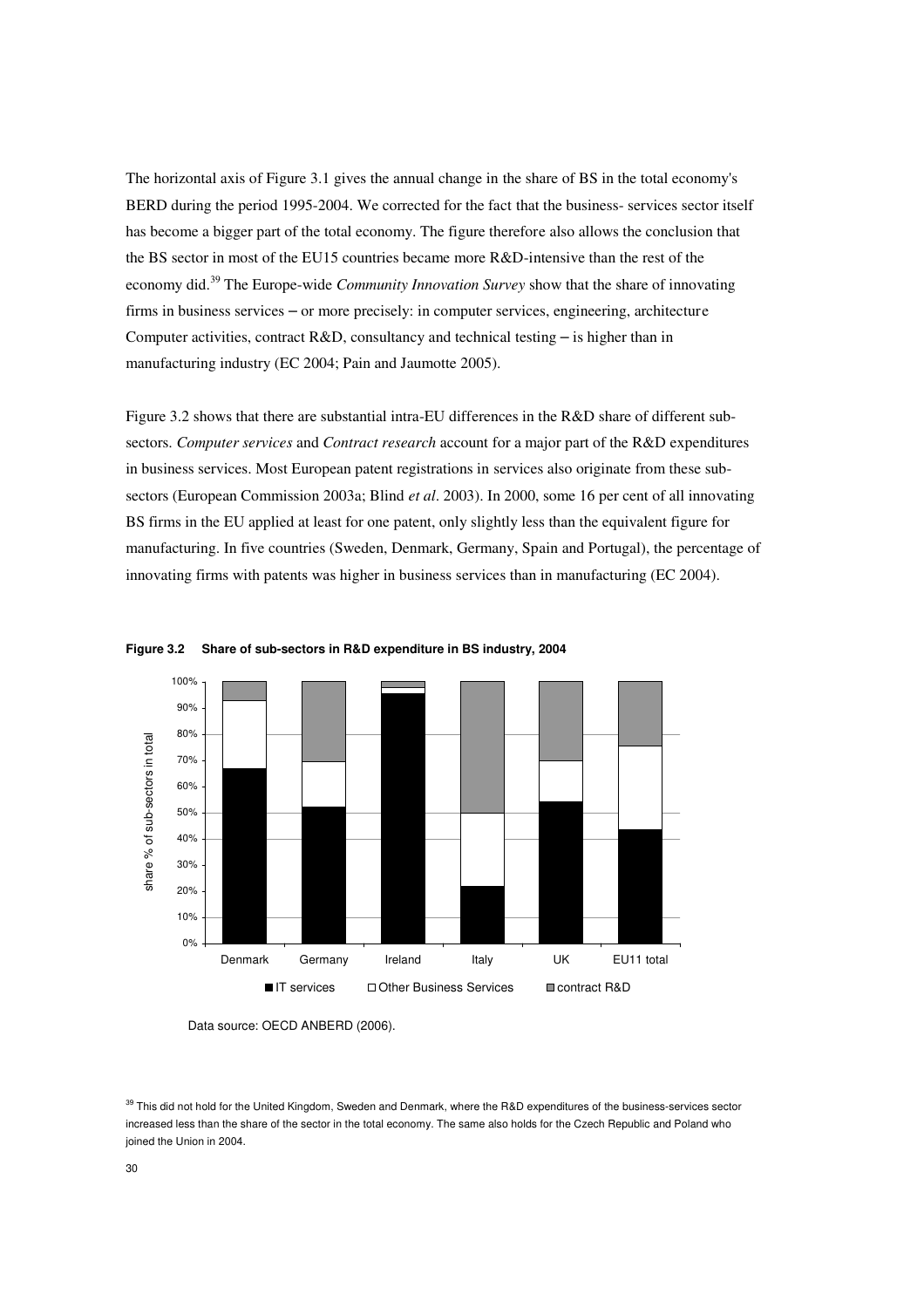The horizontal axis of Figure 3.1 gives the annual change in the share of BS in the total economy's BERD during the period 1995-2004. We corrected for the fact that the business- services sector itself has become a bigger part of the total economy. The figure therefore also allows the conclusion that the BS sector in most of the EU15 countries became more R&D-intensive than the rest of the economy did.[39] The Europe-wide *Community Innovation Survey* show that the share of innovating firms in business services – or more precisely: in computer services, engineering, architecture Computer activities, contract R&D, consultancy and technical testing – is higher than in manufacturing industry (EC 2004; Pain and Jaumotte 2005).

Figure 3.2 shows that there are substantial intra-EU differences in the R&D share of different sub-sectors. *Computer services* and *Contract research* account for a major part of the R&D expenditures in business services. Most European patent registrations in services also originate from these sub-sectors (European Commission 2003a; Blind *et al*. 2003). In 2000, some 16 per cent of all innovating BS firms in the EU applied at least for one patent, only slightly less than the equivalent figure for manufacturing. In five countries (Sweden, Denmark, Germany, Spain and Portugal), the percentage of innovating firms with patents was higher in business services than in manufacturing (EC 2004).

**Figure 3.2 Share of sub-sectors in R&D expenditure in BS industry, 2004**

Data source: OECD ANBERD (2006).

[39] This did not hold for the United Kingdom, Sweden and Denmark, where the R&D expenditures of the business-services sector increased less than the share of the sector in the total economy. The same also holds for the Czech Republic and Poland who joined the Union in 2004.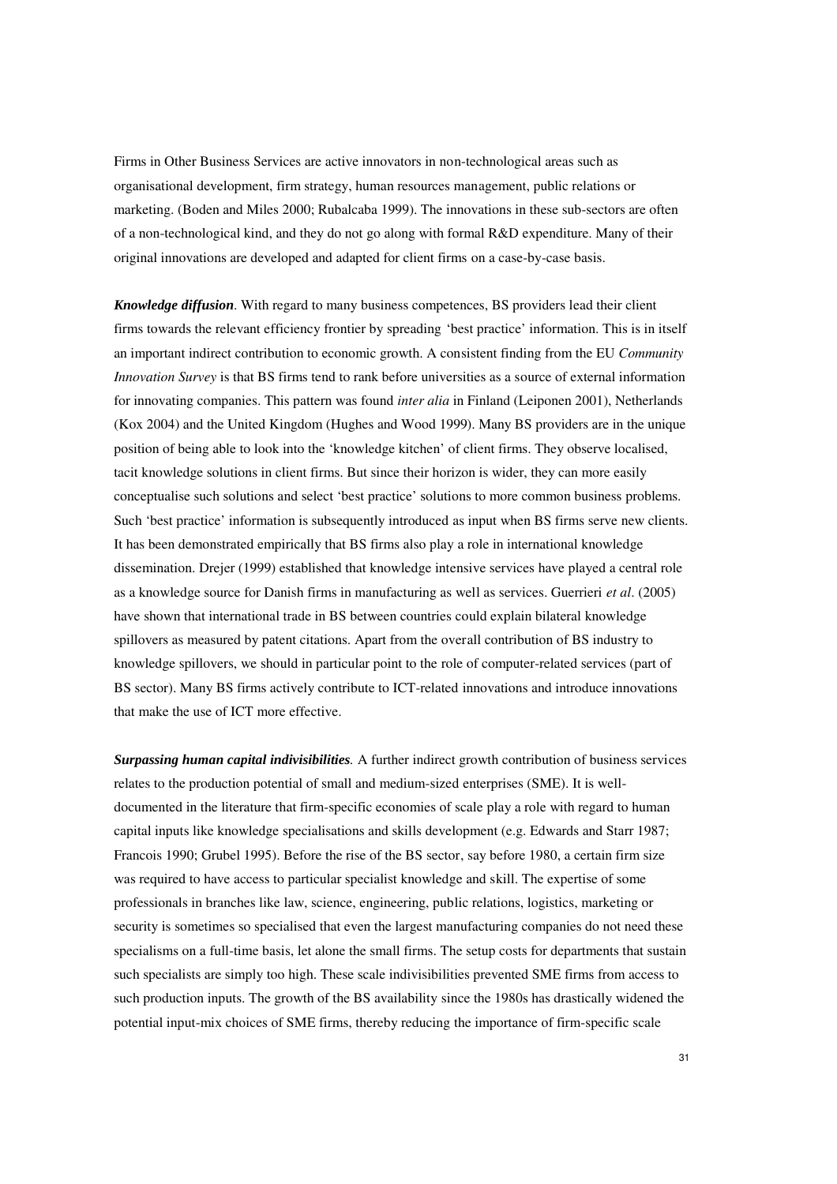Firms in Other Business Services are active innovators in non-technological areas such as organisational development, firm strategy, human resources management, public relations or marketing. (Boden and Miles 2000; Rubalcaba 1999). The innovations in these sub-sectors are often of a non-technological kind, and they do not go along with formal R&D expenditure. Many of their original innovations are developed and adapted for client firms on a case-by-case basis.

***Knowledge diffusion***. With regard to many business competences, BS providers lead their client firms towards the relevant efficiency frontier by spreading 'best practice' information. This is in itself an important indirect contribution to economic growth. A consistent finding from the EU *Community Innovation Survey* is that BS firms tend to rank before universities as a source of external information for innovating companies. This pattern was found *inter alia* in Finland (Leiponen 2001), Netherlands (Kox 2004) and the United Kingdom (Hughes and Wood 1999). Many BS providers are in the unique position of being able to look into the 'knowledge kitchen' of client firms. They observe localised, tacit knowledge solutions in client firms. But since their horizon is wider, they can more easily conceptualise such solutions and select 'best practice' solutions to more common business problems. Such 'best practice' information is subsequently introduced as input when BS firms serve new clients. It has been demonstrated empirically that BS firms also play a role in international knowledge dissemination. Drejer (1999) established that knowledge intensive services have played a central role as a knowledge source for Danish firms in manufacturing as well as services. Guerrieri *et al*. (2005) have shown that international trade in BS between countries could explain bilateral knowledge spillovers as measured by patent citations. Apart from the overall contribution of BS industry to knowledge spillovers, we should in particular point to the role of computer-related services (part of BS sector). Many BS firms actively contribute to ICT-related innovations and introduce innovations that make the use of ICT more effective.

***Surpassing human capital indivisibilities.*** A further indirect growth contribution of business services relates to the production potential of small and medium-sized enterprises (SME). It is well-documented in the literature that firm-specific economies of scale play a role with regard to human capital inputs like knowledge specialisations and skills development (e.g. Edwards and Starr 1987; Francois 1990; Grubel 1995). Before the rise of the BS sector, say before 1980, a certain firm size was required to have access to particular specialist knowledge and skill. The expertise of some professionals in branches like law, science, engineering, public relations, logistics, marketing or security is sometimes so specialised that even the largest manufacturing companies do not need these specialisms on a full-time basis, let alone the small firms. The setup costs for departments that sustain such specialists are simply too high. These scale indivisibilities prevented SME firms from access to such production inputs. The growth of the BS availability since the 1980s has drastically widened the potential input-mix choices of SME firms, thereby reducing the importance of firm-specific scale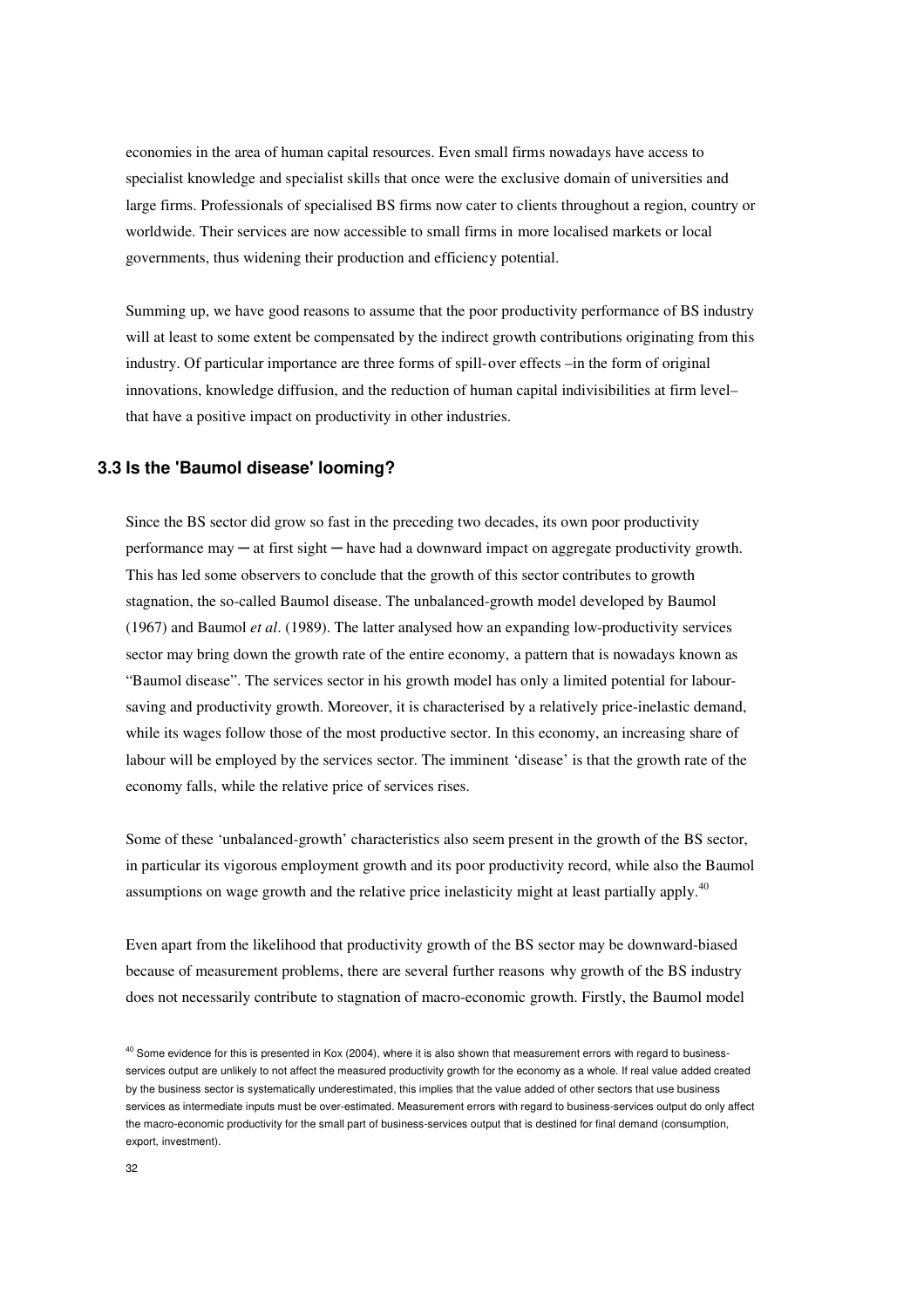economies in the area of human capital resources. Even small firms nowadays have access to specialist knowledge and specialist skills that once were the exclusive domain of universities and large firms. Professionals of specialised BS firms now cater to clients throughout a region, country or worldwide. Their services are now accessible to small firms in more localised markets or local governments, thus widening their production and efficiency potential.

Summing up, we have good reasons to assume that the poor productivity performance of BS industry will at least to some extent be compensated by the indirect growth contributions originating from this industry. Of particular importance are three forms of spill-over effects –in the form of original innovations, knowledge diffusion, and the reduction of human capital indivisibilities at firm level– that have a positive impact on productivity in other industries.

### 3.3 Is the 'Baumol disease' looming?

Since the BS sector did grow so fast in the preceding two decades, its own poor productivity performance may ─ at first sight ─ have had a downward impact on aggregate productivity growth. This has led some observers to conclude that the growth of this sector contributes to growth stagnation, the so-called Baumol disease. The unbalanced-growth model developed by Baumol (1967) and Baumol *et al*. (1989). The latter analysed how an expanding low-productivity services sector may bring down the growth rate of the entire economy, a pattern that is nowadays known as "Baumol disease". The services sector in his growth model has only a limited potential for labour-saving and productivity growth. Moreover, it is characterised by a relatively price-inelastic demand, while its wages follow those of the most productive sector. In this economy, an increasing share of labour will be employed by the services sector. The imminent 'disease' is that the growth rate of the economy falls, while the relative price of services rises.

Some of these 'unbalanced-growth' characteristics also seem present in the growth of the BS sector, in particular its vigorous employment growth and its poor productivity record, while also the Baumol assumptions on wage growth and the relative price inelasticity might at least partially apply.[40]

Even apart from the likelihood that productivity growth of the BS sector may be downward-biased because of measurement problems, there are several further reasons why growth of the BS industry does not necessarily contribute to stagnation of macro-economic growth. Firstly, the Baumol model

[40] Some evidence for this is presented in Kox (2004), where it is also shown that measurement errors with regard to business-services output are unlikely to not affect the measured productivity growth for the economy as a whole. If real value added created by the business sector is systematically underestimated, this implies that the value added of other sectors that use business services as intermediate inputs must be over-estimated. Measurement errors with regard to business-services output do only affect the macro-economic productivity for the small part of business-services output that is destined for final demand (consumption, export, investment).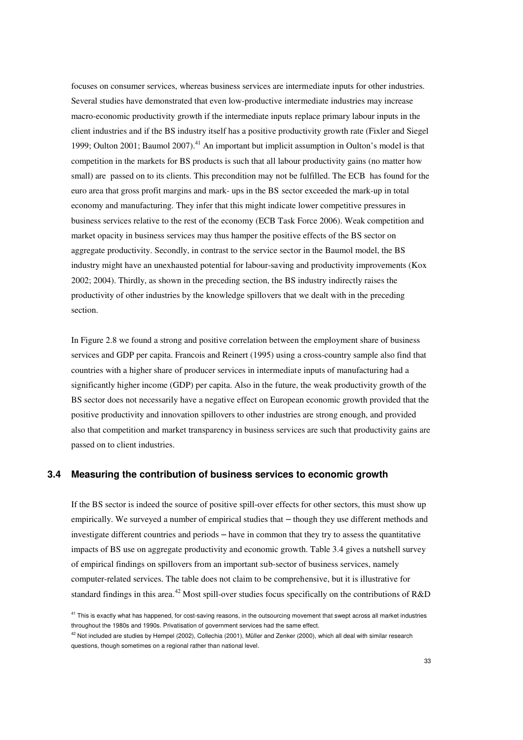focuses on consumer services, whereas business services are intermediate inputs for other industries. Several studies have demonstrated that even low-productive intermediate industries may increase macro-economic productivity growth if the intermediate inputs replace primary labour inputs in the client industries and if the BS industry itself has a positive productivity growth rate (Fixler and Siegel 1999; Oulton 2001; Baumol 2007).[41] An important but implicit assumption in Oulton's model is that competition in the markets for BS products is such that all labour productivity gains (no matter how small) are passed on to its clients. This precondition may not be fulfilled. The ECB has found for the euro area that gross profit margins and mark- ups in the BS sector exceeded the mark-up in total economy and manufacturing. They infer that this might indicate lower competitive pressures in business services relative to the rest of the economy (ECB Task Force 2006). Weak competition and market opacity in business services may thus hamper the positive effects of the BS sector on aggregate productivity. Secondly, in contrast to the service sector in the Baumol model, the BS industry might have an unexhausted potential for labour-saving and productivity improvements (Kox 2002; 2004). Thirdly, as shown in the preceding section, the BS industry indirectly raises the productivity of other industries by the knowledge spillovers that we dealt with in the preceding section.

In Figure 2.8 we found a strong and positive correlation between the employment share of business services and GDP per capita. Francois and Reinert (1995) using a cross-country sample also find that countries with a higher share of producer services in intermediate inputs of manufacturing had a significantly higher income (GDP) per capita. Also in the future, the weak productivity growth of the BS sector does not necessarily have a negative effect on European economic growth provided that the positive productivity and innovation spillovers to other industries are strong enough, and provided also that competition and market transparency in business services are such that productivity gains are passed on to client industries.

### 3.4 Measuring the contribution of business services to economic growth

If the BS sector is indeed the source of positive spill-over effects for other sectors, this must show up empirically. We surveyed a number of empirical studies that – though they use different methods and investigate different countries and periods – have in common that they try to assess the quantitative impacts of BS use on aggregate productivity and economic growth. Table 3.4 gives a nutshell survey of empirical findings on spillovers from an important sub-sector of business services, namely computer-related services. The table does not claim to be comprehensive, but it is illustrative for standard findings in this area.[42] Most spill-over studies focus specifically on the contributions of R&D

[41] This is exactly what has happened, for cost-saving reasons, in the outsourcing movement that swept across all market industries throughout the 1980s and 1990s. Privatisation of government services had the same effect.

[42] Not included are studies by Hempel (2002), Collechia (2001), Müller and Zenker (2000), which all deal with similar research questions, though sometimes on a regional rather than national level.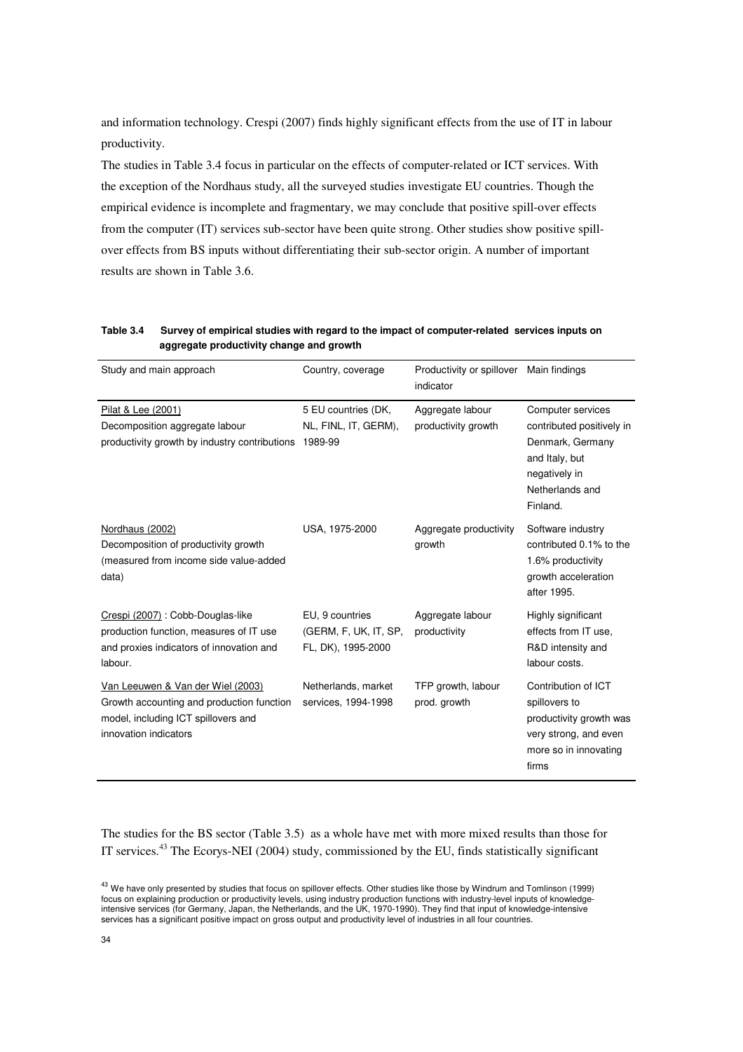and information technology. Crespi (2007) finds highly significant effects from the use of IT in labour productivity.

The studies in Table 3.4 focus in particular on the effects of computer-related or ICT services. With the exception of the Nordhaus study, all the surveyed studies investigate EU countries. Though the empirical evidence is incomplete and fragmentary, we may conclude that positive spill-over effects from the computer (IT) services sub-sector have been quite strong. Other studies show positive spill-over effects from BS inputs without differentiating their sub-sector origin. A number of important results are shown in Table 3.6.

**Table 3.4 Survey of empirical studies with regard to the impact of computer-related services inputs on aggregate productivity change and growth**

| Study and main approach | Country, coverage | Productivity or spillover indicator | Main findings |
|---|---|---|---|
| Pilat & Lee (2001)<br>Decomposition aggregate labour productivity growth by industry contributions | 5 EU countries (DK, NL, FINL, IT, GERM), 1989-99 | Aggregate labour productivity growth | Computer services contributed positively in Denmark, Germany and Italy, but negatively in Netherlands and Finland. |
| Nordhaus (2002)<br>Decomposition of productivity growth (measured from income side value-added data) | USA, 1975-2000 | Aggregate productivity growth | Software industry contributed 0.1% to the 1.6% productivity growth acceleration after 1995. |
| Crespi (2007) : Cobb-Douglas-like production function, measures of IT use and proxies indicators of innovation and labour. | EU, 9 countries (GERM, F, UK, IT, SP, FL, DK), 1995-2000 | Aggregate labour productivity | Highly significant effects from IT use, R&D intensity and labour costs. |
| Van Leeuwen & Van der Wiel (2003)<br>Growth accounting and production function model, including ICT spillovers and innovation indicators | Netherlands, market services, 1994-1998 | TFP growth, labour prod. growth | Contribution of ICT spillovers to productivity growth was very strong, and even more so in innovating firms |

The studies for the BS sector (Table 3.5) as a whole have met with more mixed results than those for IT services.[43] The Ecorys-NEI (2004) study, commissioned by the EU, finds statistically significant

[43] We have only presented by studies that focus on spillover effects. Other studies like those by Windrum and Tomlinson (1999) focus on explaining production or productivity levels, using industry production functions with industry-level inputs of knowledge-intensive services (for Germany, Japan, the Netherlands, and the UK, 1970-1990). They find that input of knowledge-intensive services has a significant positive impact on gross output and productivity level of industries in all four countries.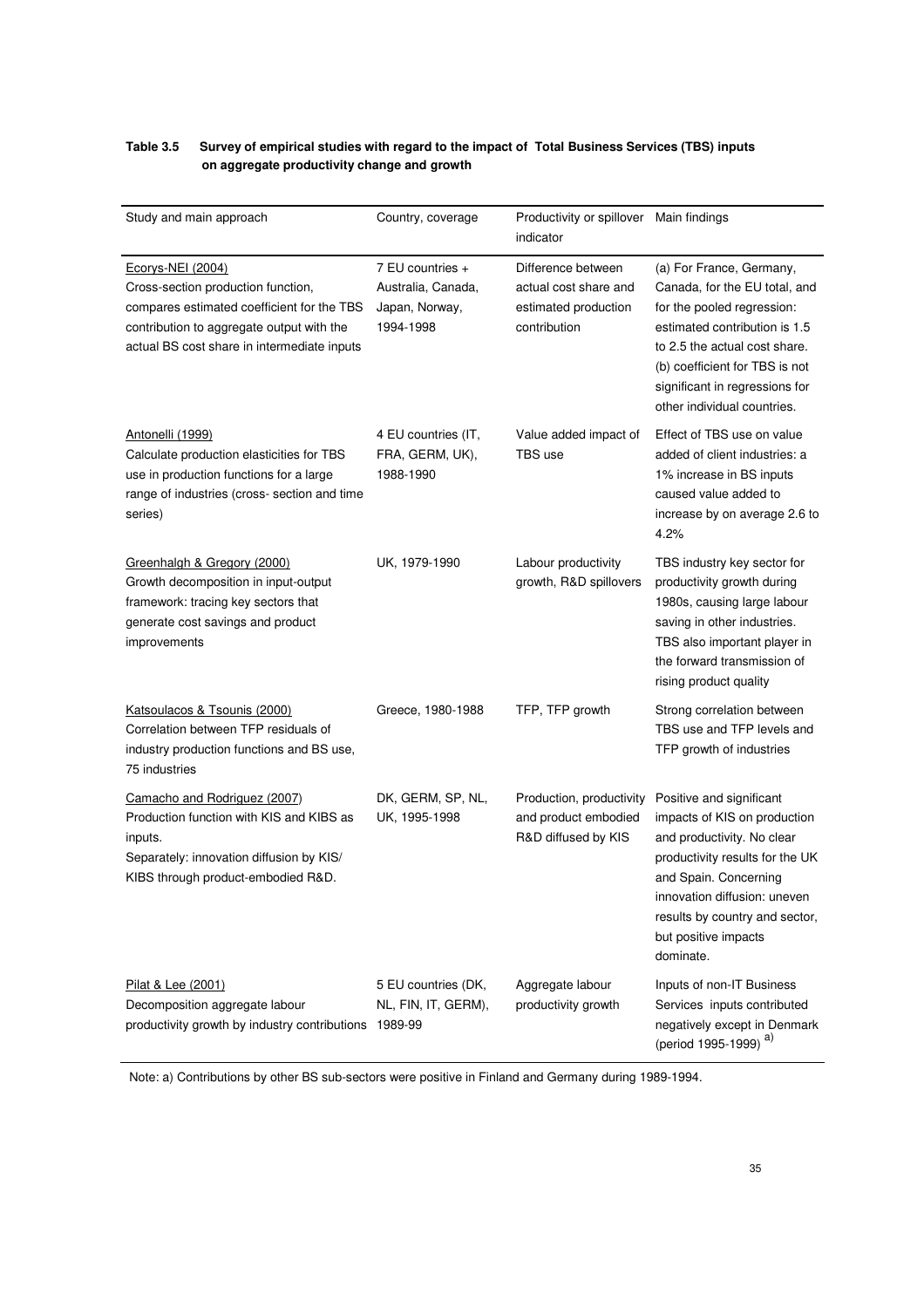**Table 3.5 Survey of empirical studies with regard to the impact of Total Business Services (TBS) inputs on aggregate productivity change and growth**

| Study and main approach | Country, coverage | Productivity or spillover indicator | Main findings |
|---|---|---|---|
| Ecorys-NEI (2004) Cross-section production function, compares estimated coefficient for the TBS contribution to aggregate output with the actual BS cost share in intermediate inputs | 7 EU countries + Australia, Canada, Japan, Norway, 1994-1998 | Difference between actual cost share and estimated production contribution | (a) For France, Germany, Canada, for the EU total, and for the pooled regression: estimated contribution is 1.5 to 2.5 the actual cost share. (b) coefficient for TBS is not significant in regressions for other individual countries. |
| Antonelli (1999) Calculate production elasticities for TBS use in production functions for a large range of industries (cross- section and time series) | 4 EU countries (IT, FRA, GERM, UK), 1988-1990 | Value added impact of TBS use | Effect of TBS use on value added of client industries: a 1% increase in BS inputs caused value added to increase by on average 2.6 to 4.2% |
| Greenhalgh & Gregory (2000) Growth decomposition in input-output framework: tracing key sectors that generate cost savings and product improvements | UK, 1979-1990 | Labour productivity growth, R&D spillovers | TBS industry key sector for productivity growth during 1980s, causing large labour saving in other industries. TBS also important player in the forward transmission of rising product quality |
| Katsoulacos & Tsounis (2000) Correlation between TFP residuals of industry production functions and BS use, 75 industries | Greece, 1980-1988 | TFP, TFP growth | Strong correlation between TBS use and TFP levels and TFP growth of industries |
| Camacho and Rodriguez (2007) Production function with KIS and KIBS as inputs. Separately: innovation diffusion by KIS/ KIBS through product-embodied R&D. | DK, GERM, SP, NL, UK, 1995-1998 | Production, productivity and product embodied R&D diffused by KIS | Positive and significant impacts of KIS on production and productivity. No clear productivity results for the UK and Spain. Concerning innovation diffusion: uneven results by country and sector, but positive impacts dominate. |
| Pilat & Lee (2001) Decomposition aggregate labour productivity growth by industry contributions | 5 EU countries (DK, NL, FIN, IT, GERM), 1989-99 | Aggregate labour productivity growth | Inputs of non-IT Business Services inputs contributed negatively except in Denmark (period 1995-1999) [a)] |

Note: a) Contributions by other BS sub-sectors were positive in Finland and Germany during 1989-1994.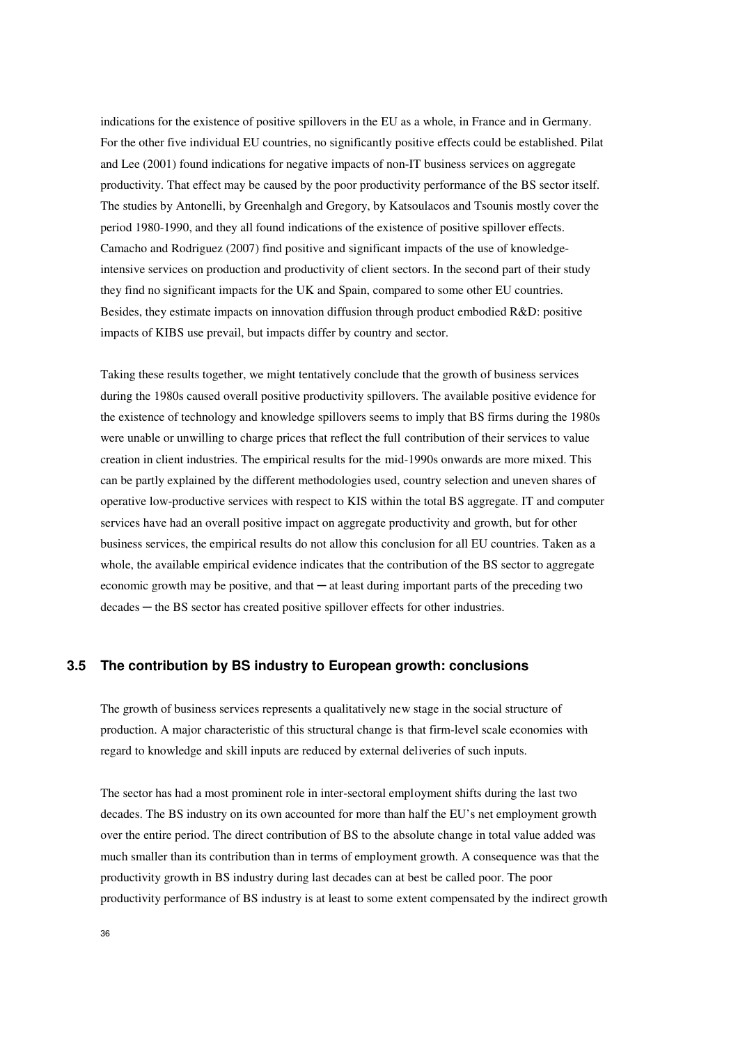indications for the existence of positive spillovers in the EU as a whole, in France and in Germany. For the other five individual EU countries, no significantly positive effects could be established. Pilat and Lee (2001) found indications for negative impacts of non-IT business services on aggregate productivity. That effect may be caused by the poor productivity performance of the BS sector itself. The studies by Antonelli, by Greenhalgh and Gregory, by Katsoulacos and Tsounis mostly cover the period 1980-1990, and they all found indications of the existence of positive spillover effects. Camacho and Rodriguez (2007) find positive and significant impacts of the use of knowledge-intensive services on production and productivity of client sectors. In the second part of their study they find no significant impacts for the UK and Spain, compared to some other EU countries. Besides, they estimate impacts on innovation diffusion through product embodied R&D: positive impacts of KIBS use prevail, but impacts differ by country and sector.

Taking these results together, we might tentatively conclude that the growth of business services during the 1980s caused overall positive productivity spillovers. The available positive evidence for the existence of technology and knowledge spillovers seems to imply that BS firms during the 1980s were unable or unwilling to charge prices that reflect the full contribution of their services to value creation in client industries. The empirical results for the mid-1990s onwards are more mixed. This can be partly explained by the different methodologies used, country selection and uneven shares of operative low-productive services with respect to KIS within the total BS aggregate. IT and computer services have had an overall positive impact on aggregate productivity and growth, but for other business services, the empirical results do not allow this conclusion for all EU countries. Taken as a whole, the available empirical evidence indicates that the contribution of the BS sector to aggregate economic growth may be positive, and that ─ at least during important parts of the preceding two decades ─ the BS sector has created positive spillover effects for other industries.

### 3.5 The contribution by BS industry to European growth: conclusions

The growth of business services represents a qualitatively new stage in the social structure of production. A major characteristic of this structural change is that firm-level scale economies with regard to knowledge and skill inputs are reduced by external deliveries of such inputs.

The sector has had a most prominent role in inter-sectoral employment shifts during the last two decades. The BS industry on its own accounted for more than half the EU's net employment growth over the entire period. The direct contribution of BS to the absolute change in total value added was much smaller than its contribution than in terms of employment growth. A consequence was that the productivity growth in BS industry during last decades can at best be called poor. The poor productivity performance of BS industry is at least to some extent compensated by the indirect growth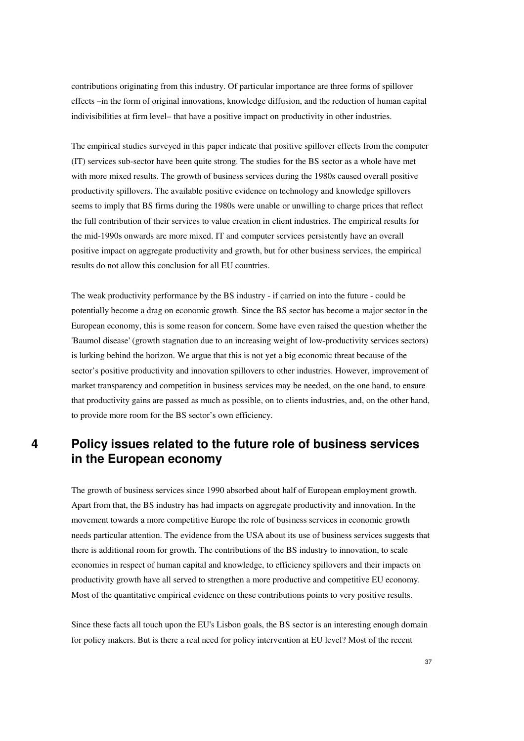contributions originating from this industry. Of particular importance are three forms of spillover effects –in the form of original innovations, knowledge diffusion, and the reduction of human capital indivisibilities at firm level– that have a positive impact on productivity in other industries.

The empirical studies surveyed in this paper indicate that positive spillover effects from the computer (IT) services sub-sector have been quite strong. The studies for the BS sector as a whole have met with more mixed results. The growth of business services during the 1980s caused overall positive productivity spillovers. The available positive evidence on technology and knowledge spillovers seems to imply that BS firms during the 1980s were unable or unwilling to charge prices that reflect the full contribution of their services to value creation in client industries. The empirical results for the mid-1990s onwards are more mixed. IT and computer services persistently have an overall positive impact on aggregate productivity and growth, but for other business services, the empirical results do not allow this conclusion for all EU countries.

The weak productivity performance by the BS industry - if carried on into the future - could be potentially become a drag on economic growth. Since the BS sector has become a major sector in the European economy, this is some reason for concern. Some have even raised the question whether the 'Baumol disease' (growth stagnation due to an increasing weight of low-productivity services sectors) is lurking behind the horizon. We argue that this is not yet a big economic threat because of the sector's positive productivity and innovation spillovers to other industries. However, improvement of market transparency and competition in business services may be needed, on the one hand, to ensure that productivity gains are passed as much as possible, on to clients industries, and, on the other hand, to provide more room for the BS sector's own efficiency.

# 4 Policy issues related to the future role of business services in the European economy

The growth of business services since 1990 absorbed about half of European employment growth. Apart from that, the BS industry has had impacts on aggregate productivity and innovation. In the movement towards a more competitive Europe the role of business services in economic growth needs particular attention. The evidence from the USA about its use of business services suggests that there is additional room for growth. The contributions of the BS industry to innovation, to scale economies in respect of human capital and knowledge, to efficiency spillovers and their impacts on productivity growth have all served to strengthen a more productive and competitive EU economy. Most of the quantitative empirical evidence on these contributions points to very positive results.

Since these facts all touch upon the EU's Lisbon goals, the BS sector is an interesting enough domain for policy makers. But is there a real need for policy intervention at EU level? Most of the recent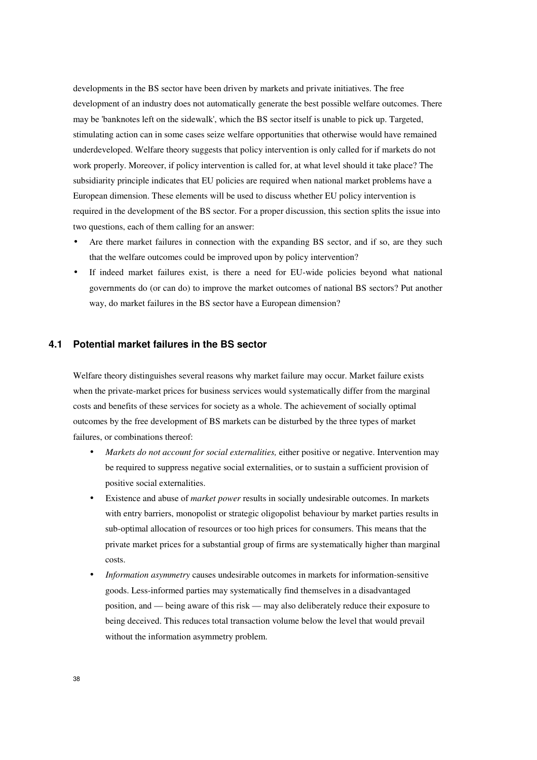developments in the BS sector have been driven by markets and private initiatives. The free development of an industry does not automatically generate the best possible welfare outcomes. There may be 'banknotes left on the sidewalk', which the BS sector itself is unable to pick up. Targeted, stimulating action can in some cases seize welfare opportunities that otherwise would have remained underdeveloped. Welfare theory suggests that policy intervention is only called for if markets do not work properly. Moreover, if policy intervention is called for, at what level should it take place? The subsidiarity principle indicates that EU policies are required when national market problems have a European dimension. These elements will be used to discuss whether EU policy intervention is required in the development of the BS sector. For a proper discussion, this section splits the issue into two questions, each of them calling for an answer:

- Are there market failures in connection with the expanding BS sector, and if so, are they such that the welfare outcomes could be improved upon by policy intervention?
- If indeed market failures exist, is there a need for EU-wide policies beyond what national governments do (or can do) to improve the market outcomes of national BS sectors? Put another way, do market failures in the BS sector have a European dimension?

## 4.1 Potential market failures in the BS sector

Welfare theory distinguishes several reasons why market failure may occur. Market failure exists when the private-market prices for business services would systematically differ from the marginal costs and benefits of these services for society as a whole. The achievement of socially optimal outcomes by the free development of BS markets can be disturbed by the three types of market failures, or combinations thereof:

- *Markets do not account for social externalities,* either positive or negative. Intervention may be required to suppress negative social externalities, or to sustain a sufficient provision of positive social externalities.
- Existence and abuse of *market power* results in socially undesirable outcomes. In markets with entry barriers, monopolist or strategic oligopolist behaviour by market parties results in sub-optimal allocation of resources or too high prices for consumers. This means that the private market prices for a substantial group of firms are systematically higher than marginal costs.
- *Information asymmetry* causes undesirable outcomes in markets for information-sensitive goods. Less-informed parties may systematically find themselves in a disadvantaged position, and — being aware of this risk — may also deliberately reduce their exposure to being deceived. This reduces total transaction volume below the level that would prevail without the information asymmetry problem.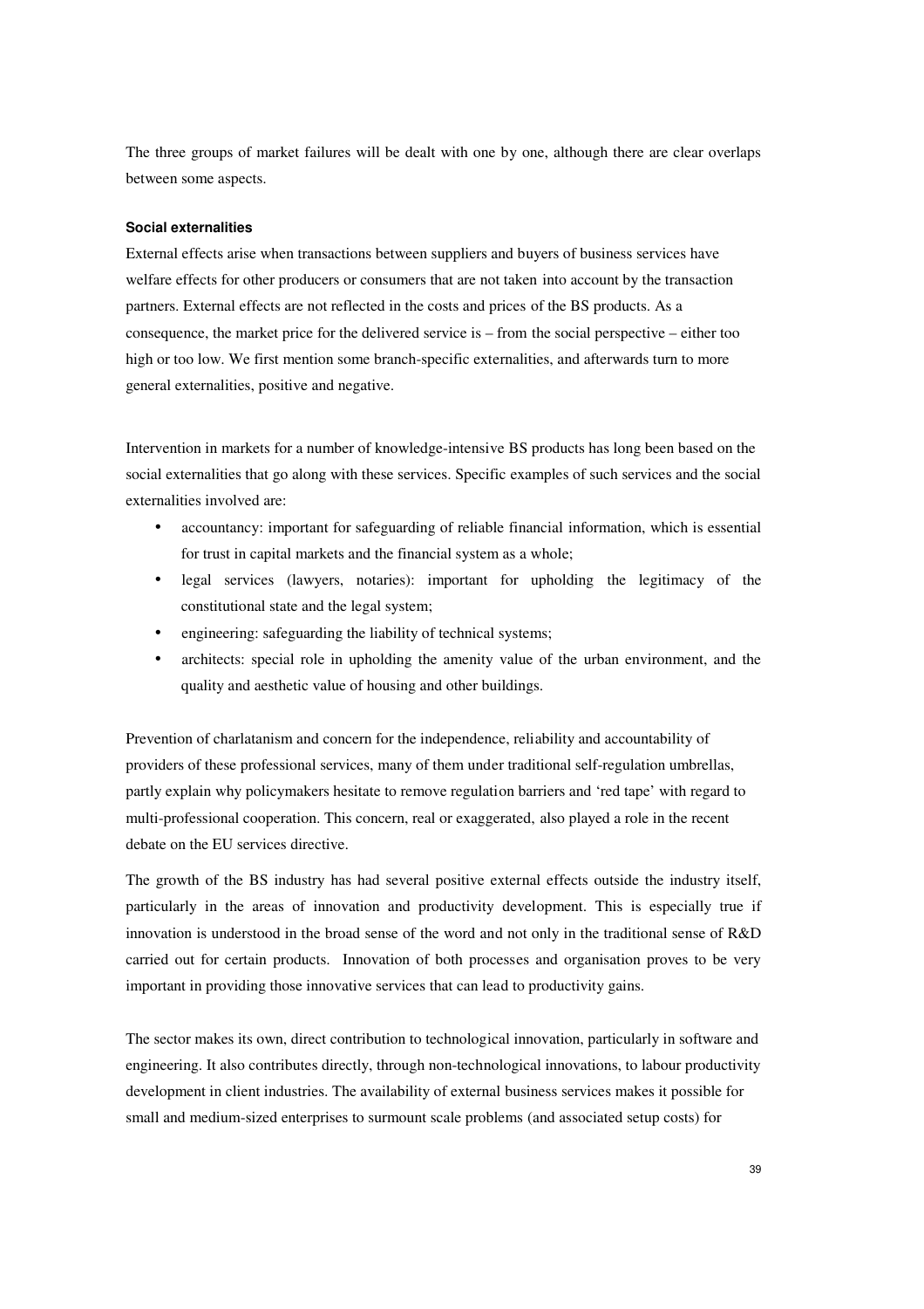The three groups of market failures will be dealt with one by one, although there are clear overlaps between some aspects.

#### Social externalities

External effects arise when transactions between suppliers and buyers of business services have welfare effects for other producers or consumers that are not taken into account by the transaction partners. External effects are not reflected in the costs and prices of the BS products. As a consequence, the market price for the delivered service is – from the social perspective – either too high or too low. We first mention some branch-specific externalities, and afterwards turn to more general externalities, positive and negative.

Intervention in markets for a number of knowledge-intensive BS products has long been based on the social externalities that go along with these services. Specific examples of such services and the social externalities involved are:

- accountancy: important for safeguarding of reliable financial information, which is essential for trust in capital markets and the financial system as a whole;
- legal services (lawyers, notaries): important for upholding the legitimacy of the constitutional state and the legal system;
- engineering: safeguarding the liability of technical systems;
- architects: special role in upholding the amenity value of the urban environment, and the quality and aesthetic value of housing and other buildings.

Prevention of charlatanism and concern for the independence, reliability and accountability of providers of these professional services, many of them under traditional self-regulation umbrellas, partly explain why policymakers hesitate to remove regulation barriers and 'red tape' with regard to multi-professional cooperation. This concern, real or exaggerated, also played a role in the recent debate on the EU services directive.

The growth of the BS industry has had several positive external effects outside the industry itself, particularly in the areas of innovation and productivity development. This is especially true if innovation is understood in the broad sense of the word and not only in the traditional sense of R&D carried out for certain products. Innovation of both processes and organisation proves to be very important in providing those innovative services that can lead to productivity gains.

The sector makes its own, direct contribution to technological innovation, particularly in software and engineering. It also contributes directly, through non-technological innovations, to labour productivity development in client industries. The availability of external business services makes it possible for small and medium-sized enterprises to surmount scale problems (and associated setup costs) for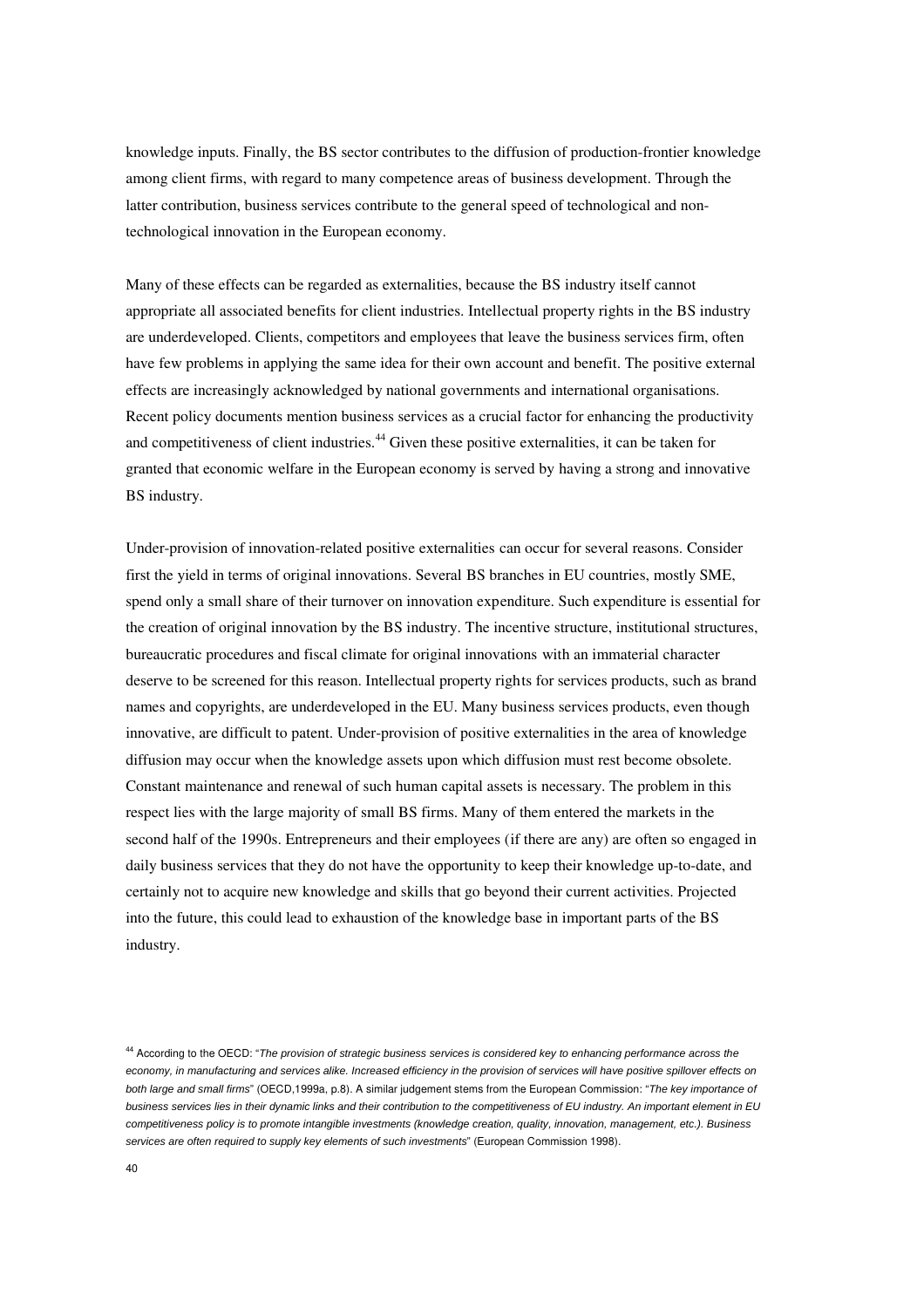knowledge inputs. Finally, the BS sector contributes to the diffusion of production-frontier knowledge among client firms, with regard to many competence areas of business development. Through the latter contribution, business services contribute to the general speed of technological and non-technological innovation in the European economy.

Many of these effects can be regarded as externalities, because the BS industry itself cannot appropriate all associated benefits for client industries. Intellectual property rights in the BS industry are underdeveloped. Clients, competitors and employees that leave the business services firm, often have few problems in applying the same idea for their own account and benefit. The positive external effects are increasingly acknowledged by national governments and international organisations. Recent policy documents mention business services as a crucial factor for enhancing the productivity and competitiveness of client industries.[44] Given these positive externalities, it can be taken for granted that economic welfare in the European economy is served by having a strong and innovative BS industry.

Under-provision of innovation-related positive externalities can occur for several reasons. Consider first the yield in terms of original innovations. Several BS branches in EU countries, mostly SME, spend only a small share of their turnover on innovation expenditure. Such expenditure is essential for the creation of original innovation by the BS industry. The incentive structure, institutional structures, bureaucratic procedures and fiscal climate for original innovations with an immaterial character deserve to be screened for this reason. Intellectual property rights for services products, such as brand names and copyrights, are underdeveloped in the EU. Many business services products, even though innovative, are difficult to patent. Under-provision of positive externalities in the area of knowledge diffusion may occur when the knowledge assets upon which diffusion must rest become obsolete. Constant maintenance and renewal of such human capital assets is necessary. The problem in this respect lies with the large majority of small BS firms. Many of them entered the markets in the second half of the 1990s. Entrepreneurs and their employees (if there are any) are often so engaged in daily business services that they do not have the opportunity to keep their knowledge up-to-date, and certainly not to acquire new knowledge and skills that go beyond their current activities. Projected into the future, this could lead to exhaustion of the knowledge base in important parts of the BS industry.

[44] According to the OECD: "*The provision of strategic business services is considered key to enhancing performance across the economy, in manufacturing and services alike. Increased efficiency in the provision of services will have positive spillover effects on both large and small firms*" (OECD,1999a, p.8). A similar judgement stems from the European Commission: "*The key importance of business services lies in their dynamic links and their contribution to the competitiveness of EU industry. An important element in EU competitiveness policy is to promote intangible investments (knowledge creation, quality, innovation, management, etc.). Business services are often required to supply key elements of such investments*" (European Commission 1998).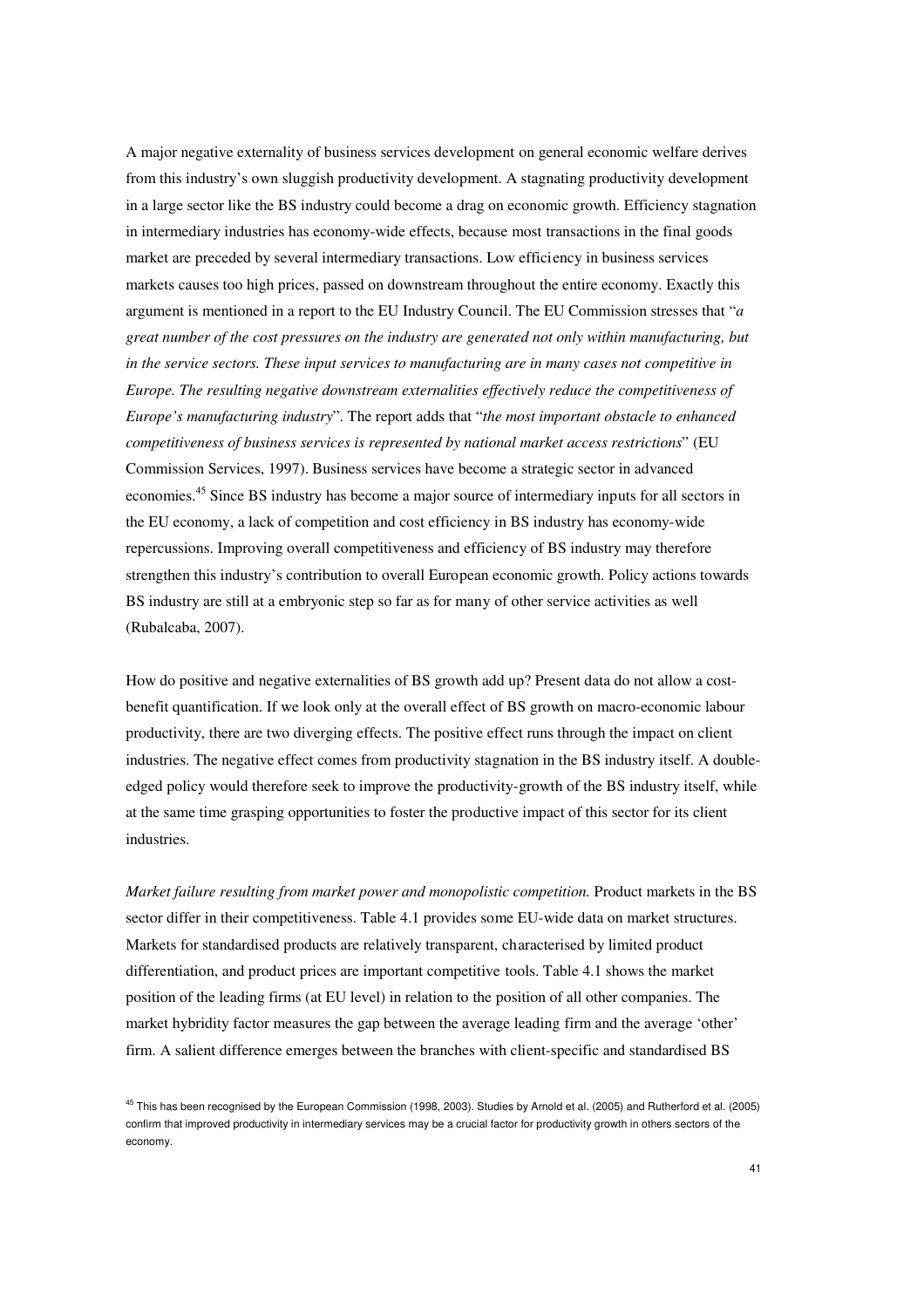A major negative externality of business services development on general economic welfare derives from this industry's own sluggish productivity development. A stagnating productivity development in a large sector like the BS industry could become a drag on economic growth. Efficiency stagnation in intermediary industries has economy-wide effects, because most transactions in the final goods market are preceded by several intermediary transactions. Low efficiency in business services markets causes too high prices, passed on downstream throughout the entire economy. Exactly this argument is mentioned in a report to the EU Industry Council. The EU Commission stresses that "*a great number of the cost pressures on the industry are generated not only within manufacturing, but in the service sectors. These input services to manufacturing are in many cases not competitive in Europe. The resulting negative downstream externalities effectively reduce the competitiveness of Europe's manufacturing industry*". The report adds that "*the most important obstacle to enhanced competitiveness of business services is represented by national market access restrictions*" (EU Commission Services, 1997). Business services have become a strategic sector in advanced economies.[45] Since BS industry has become a major source of intermediary inputs for all sectors in the EU economy, a lack of competition and cost efficiency in BS industry has economy-wide repercussions. Improving overall competitiveness and efficiency of BS industry may therefore strengthen this industry's contribution to overall European economic growth. Policy actions towards BS industry are still at a embryonic step so far as for many of other service activities as well (Rubalcaba, 2007).

How do positive and negative externalities of BS growth add up? Present data do not allow a cost-benefit quantification. If we look only at the overall effect of BS growth on macro-economic labour productivity, there are two diverging effects. The positive effect runs through the impact on client industries. The negative effect comes from productivity stagnation in the BS industry itself. A double-edged policy would therefore seek to improve the productivity-growth of the BS industry itself, while at the same time grasping opportunities to foster the productive impact of this sector for its client industries.

*Market failure resulting from market power and monopolistic competition.* Product markets in the BS sector differ in their competitiveness. Table 4.1 provides some EU-wide data on market structures. Markets for standardised products are relatively transparent, characterised by limited product differentiation, and product prices are important competitive tools. Table 4.1 shows the market position of the leading firms (at EU level) in relation to the position of all other companies. The market hybridity factor measures the gap between the average leading firm and the average 'other' firm. A salient difference emerges between the branches with client-specific and standardised BS

[45] This has been recognised by the European Commission (1998, 2003). Studies by Arnold et al. (2005) and Rutherford et al. (2005) confirm that improved productivity in intermediary services may be a crucial factor for productivity growth in others sectors of the economy.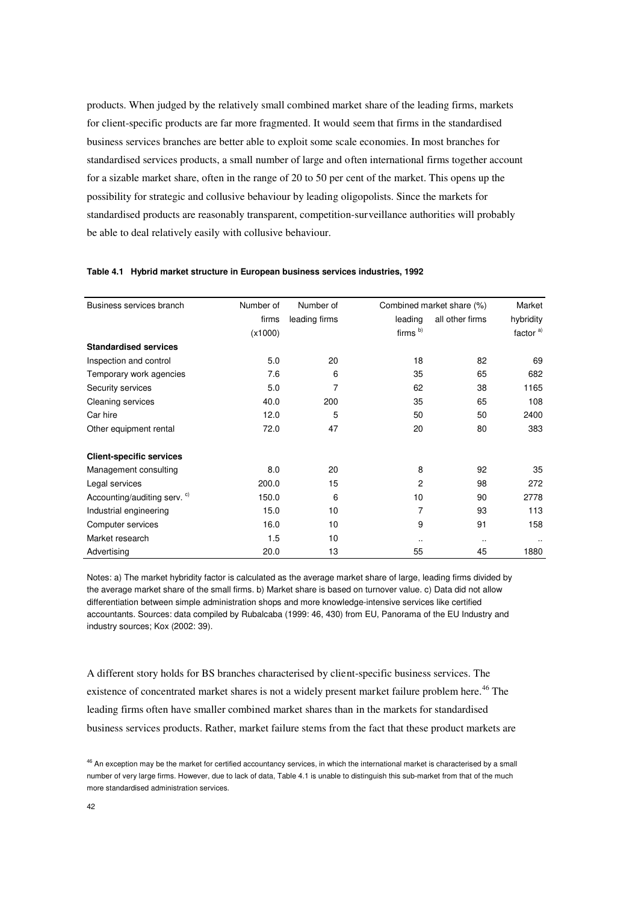products. When judged by the relatively small combined market share of the leading firms, markets for client-specific products are far more fragmented. It would seem that firms in the standardised business services branches are better able to exploit some scale economies. In most branches for standardised services products, a small number of large and often international firms together account for a sizable market share, often in the range of 20 to 50 per cent of the market. This opens up the possibility for strategic and collusive behaviour by leading oligopolists. Since the markets for standardised products are reasonably transparent, competition-surveillance authorities will probably be able to deal relatively easily with collusive behaviour.

**Table 4.1 Hybrid market structure in European business services industries, 1992**

| Business services branch | Number of firms (x1000) | Number of leading firms | Combined market share (%) | | Market hybridity factor [a)] |
|---|---|---|---|---|---|
| | | | leading firms [b)] | all other firms | |
| **Standardised services** | | | | | |
| Inspection and control | 5.0 | 20 | 18 | 82 | 69 |
| Temporary work agencies | 7.6 | 6 | 35 | 65 | 682 |
| Security services | 5.0 | 7 | 62 | 38 | 1165 |
| Cleaning services | 40.0 | 200 | 35 | 65 | 108 |
| Car hire | 12.0 | 5 | 50 | 50 | 2400 |
| Other equipment rental | 72.0 | 47 | 20 | 80 | 383 |
| | | | | | |
| **Client-specific services** | | | | | |
| Management consulting | 8.0 | 20 | 8 | 92 | 35 |
| Legal services | 200.0 | 15 | 2 | 98 | 272 |
| Accounting/auditing serv. [c)] | 150.0 | 6 | 10 | 90 | 2778 |
| Industrial engineering | 15.0 | 10 | 7 | 93 | 113 |
| Computer services | 16.0 | 10 | 9 | 91 | 158 |
| Market research | 1.5 | 10 | .. | .. | .. |
| Advertising | 20.0 | 13 | 55 | 45 | 1880 |

Notes: a) The market hybridity factor is calculated as the average market share of large, leading firms divided by the average market share of the small firms. b) Market share is based on turnover value. c) Data did not allow differentiation between simple administration shops and more knowledge-intensive services like certified accountants. Sources: data compiled by Rubalcaba (1999: 46, 430) from EU, Panorama of the EU Industry and industry sources; Kox (2002: 39).

A different story holds for BS branches characterised by client-specific business services. The existence of concentrated market shares is not a widely present market failure problem here.[46] The leading firms often have smaller combined market shares than in the markets for standardised business services products. Rather, market failure stems from the fact that these product markets are

[46] An exception may be the market for certified accountancy services, in which the international market is characterised by a small number of very large firms. However, due to lack of data, Table 4.1 is unable to distinguish this sub-market from that of the much more standardised administration services.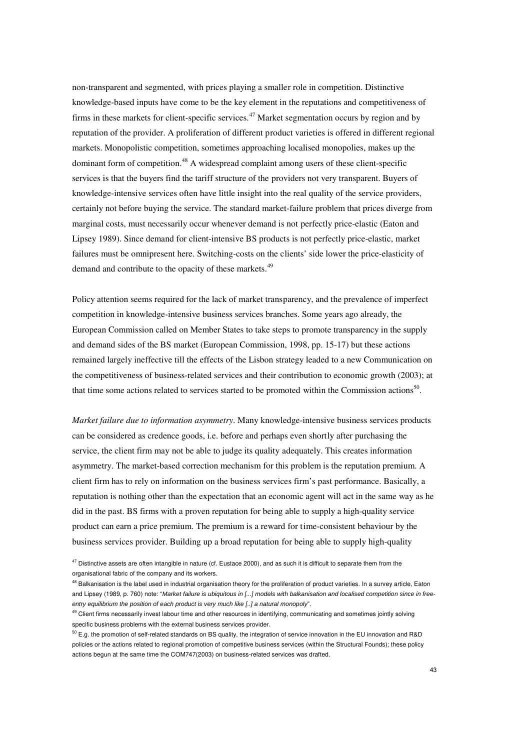non-transparent and segmented, with prices playing a smaller role in competition. Distinctive knowledge-based inputs have come to be the key element in the reputations and competitiveness of firms in these markets for client-specific services.[47] Market segmentation occurs by region and by reputation of the provider. A proliferation of different product varieties is offered in different regional markets. Monopolistic competition, sometimes approaching localised monopolies, makes up the dominant form of competition.[48] A widespread complaint among users of these client-specific services is that the buyers find the tariff structure of the providers not very transparent. Buyers of knowledge-intensive services often have little insight into the real quality of the service providers, certainly not before buying the service. The standard market-failure problem that prices diverge from marginal costs, must necessarily occur whenever demand is not perfectly price-elastic (Eaton and Lipsey 1989). Since demand for client-intensive BS products is not perfectly price-elastic, market failures must be omnipresent here. Switching-costs on the clients' side lower the price-elasticity of demand and contribute to the opacity of these markets.[49]

Policy attention seems required for the lack of market transparency, and the prevalence of imperfect competition in knowledge-intensive business services branches. Some years ago already, the European Commission called on Member States to take steps to promote transparency in the supply and demand sides of the BS market (European Commission, 1998, pp. 15-17) but these actions remained largely ineffective till the effects of the Lisbon strategy leaded to a new Communication on the competitiveness of business-related services and their contribution to economic growth (2003); at that time some actions related to services started to be promoted within the Commission actions[50].

*Market failure due to information asymmetry*. Many knowledge-intensive business services products can be considered as credence goods, i.e. before and perhaps even shortly after purchasing the service, the client firm may not be able to judge its quality adequately. This creates information asymmetry. The market-based correction mechanism for this problem is the reputation premium. A client firm has to rely on information on the business services firm's past performance. Basically, a reputation is nothing other than the expectation that an economic agent will act in the same way as he did in the past. BS firms with a proven reputation for being able to supply a high-quality service product can earn a price premium. The premium is a reward for time-consistent behaviour by the business services provider. Building up a broad reputation for being able to supply high-quality

[47] Distinctive assets are often intangible in nature (cf. Eustace 2000), and as such it is difficult to separate them from the organisational fabric of the company and its workers.

[48] Balkanisation is the label used in industrial organisation theory for the proliferation of product varieties. In a survey article, Eaton and Lipsey (1989, p. 760) note: "*Market failure is ubiquitous in [...] models with balkanisation and localised competition since in free-entry equilibrium the position of each product is very much like [..] a natural monopoly*".

[49] Client firms necessarily invest labour time and other resources in identifying, communicating and sometimes jointly solving specific business problems with the external business services provider.

[50] E.g. the promotion of self-related standards on BS quality, the integration of service innovation in the EU innovation and R&D policies or the actions related to regional promotion of competitive business services (within the Structural Founds); these policy actions begun at the same time the COM747(2003) on business-related services was drafted.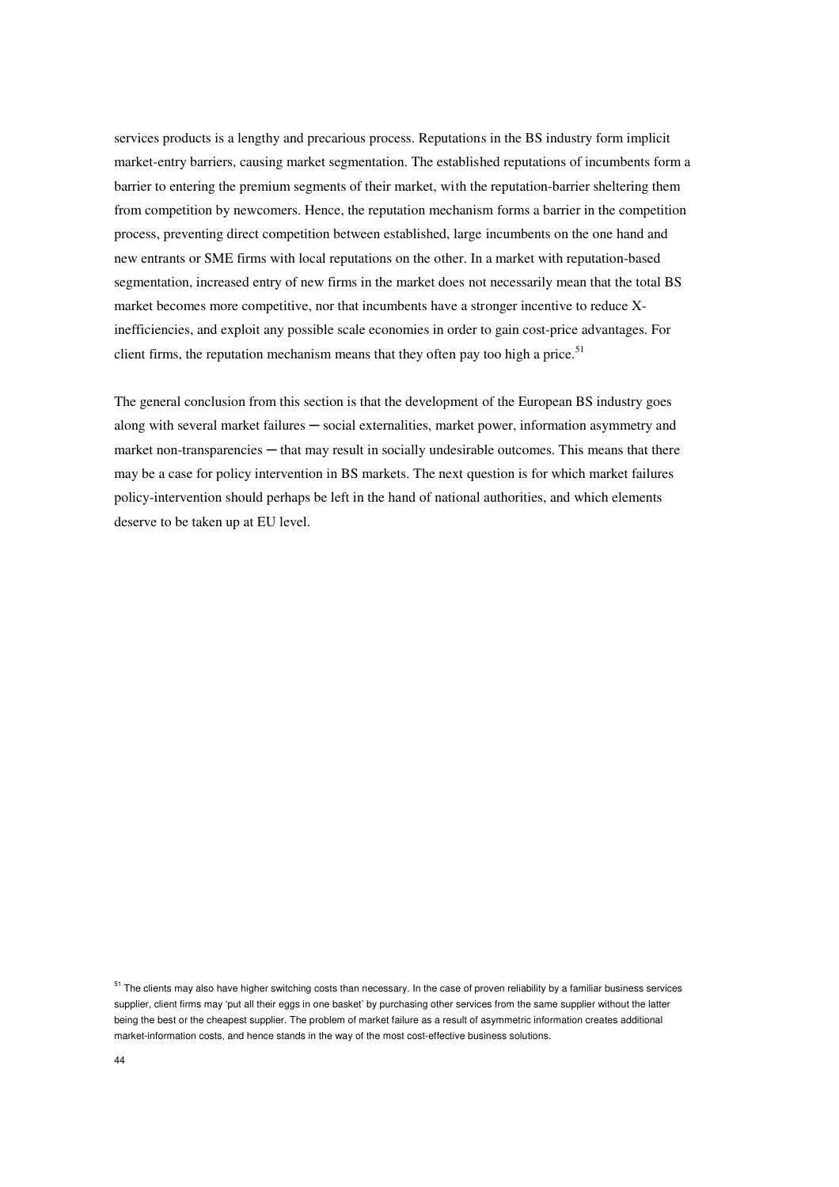services products is a lengthy and precarious process. Reputations in the BS industry form implicit market-entry barriers, causing market segmentation. The established reputations of incumbents form a barrier to entering the premium segments of their market, with the reputation-barrier sheltering them from competition by newcomers. Hence, the reputation mechanism forms a barrier in the competition process, preventing direct competition between established, large incumbents on the one hand and new entrants or SME firms with local reputations on the other. In a market with reputation-based segmentation, increased entry of new firms in the market does not necessarily mean that the total BS market becomes more competitive, nor that incumbents have a stronger incentive to reduce X-inefficiencies, and exploit any possible scale economies in order to gain cost-price advantages. For client firms, the reputation mechanism means that they often pay too high a price.[51]

The general conclusion from this section is that the development of the European BS industry goes along with several market failures ─ social externalities, market power, information asymmetry and market non-transparencies ─ that may result in socially undesirable outcomes. This means that there may be a case for policy intervention in BS markets. The next question is for which market failures policy-intervention should perhaps be left in the hand of national authorities, and which elements deserve to be taken up at EU level.

[51] The clients may also have higher switching costs than necessary. In the case of proven reliability by a familiar business services supplier, client firms may 'put all their eggs in one basket' by purchasing other services from the same supplier without the latter being the best or the cheapest supplier. The problem of market failure as a result of asymmetric information creates additional market-information costs, and hence stands in the way of the most cost-effective business solutions.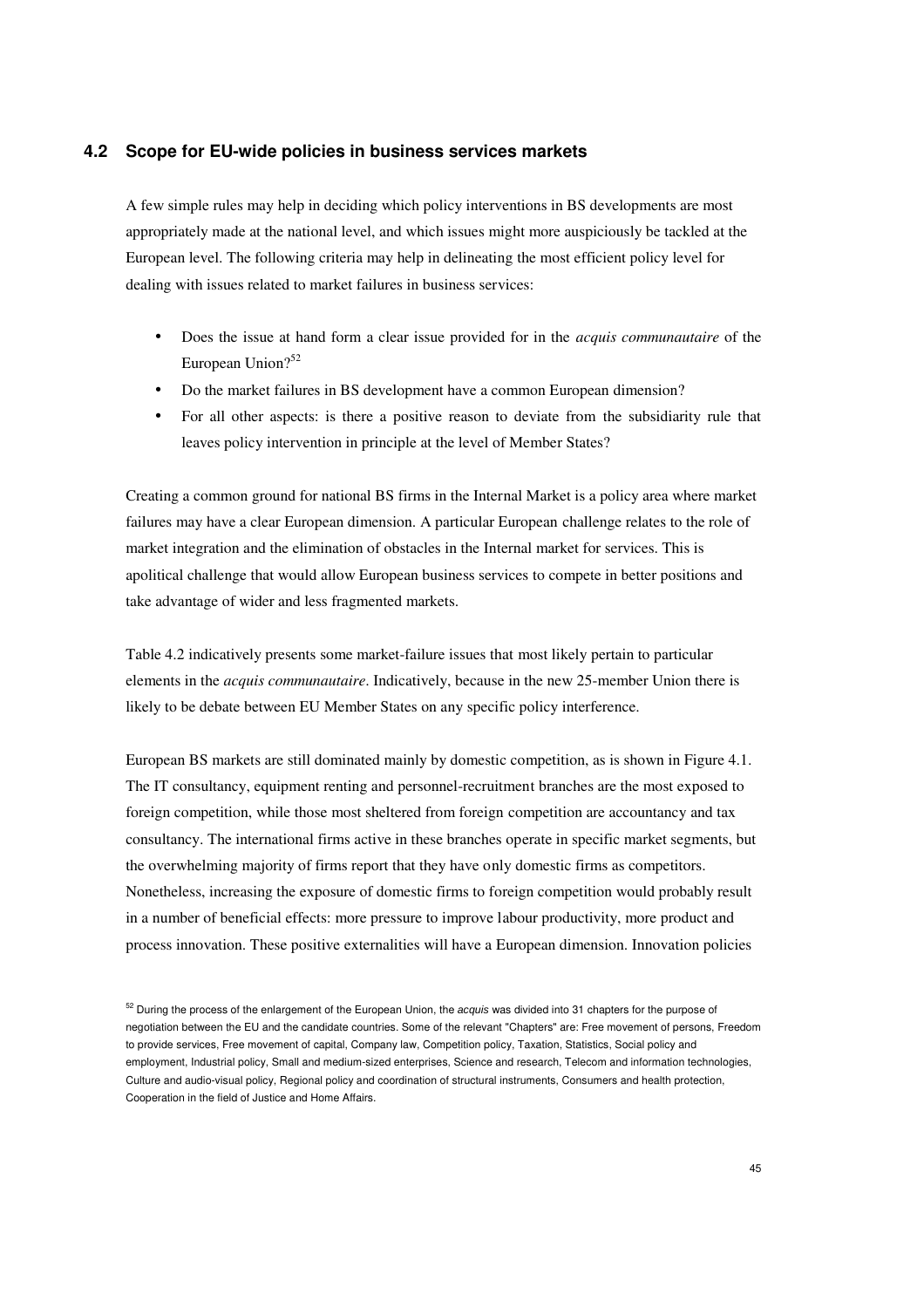## 4.2 Scope for EU-wide policies in business services markets

A few simple rules may help in deciding which policy interventions in BS developments are most appropriately made at the national level, and which issues might more auspiciously be tackled at the European level. The following criteria may help in delineating the most efficient policy level for dealing with issues related to market failures in business services:

- Does the issue at hand form a clear issue provided for in the *acquis communautaire* of the European Union?[52]
- Do the market failures in BS development have a common European dimension?
- For all other aspects: is there a positive reason to deviate from the subsidiarity rule that leaves policy intervention in principle at the level of Member States?

Creating a common ground for national BS firms in the Internal Market is a policy area where market failures may have a clear European dimension. A particular European challenge relates to the role of market integration and the elimination of obstacles in the Internal market for services. This is apolitical challenge that would allow European business services to compete in better positions and take advantage of wider and less fragmented markets.

Table 4.2 indicatively presents some market-failure issues that most likely pertain to particular elements in the *acquis communautaire*. Indicatively, because in the new 25-member Union there is likely to be debate between EU Member States on any specific policy interference.

European BS markets are still dominated mainly by domestic competition, as is shown in Figure 4.1. The IT consultancy, equipment renting and personnel-recruitment branches are the most exposed to foreign competition, while those most sheltered from foreign competition are accountancy and tax consultancy. The international firms active in these branches operate in specific market segments, but the overwhelming majority of firms report that they have only domestic firms as competitors. Nonetheless, increasing the exposure of domestic firms to foreign competition would probably result in a number of beneficial effects: more pressure to improve labour productivity, more product and process innovation. These positive externalities will have a European dimension. Innovation policies

[52] During the process of the enlargement of the European Union, the *acquis* was divided into 31 chapters for the purpose of negotiation between the EU and the candidate countries. Some of the relevant "Chapters" are: Free movement of persons, Freedom to provide services, Free movement of capital, Company law, Competition policy, Taxation, Statistics, Social policy and employment, Industrial policy, Small and medium-sized enterprises, Science and research, Telecom and information technologies, Culture and audio-visual policy, Regional policy and coordination of structural instruments, Consumers and health protection, Cooperation in the field of Justice and Home Affairs.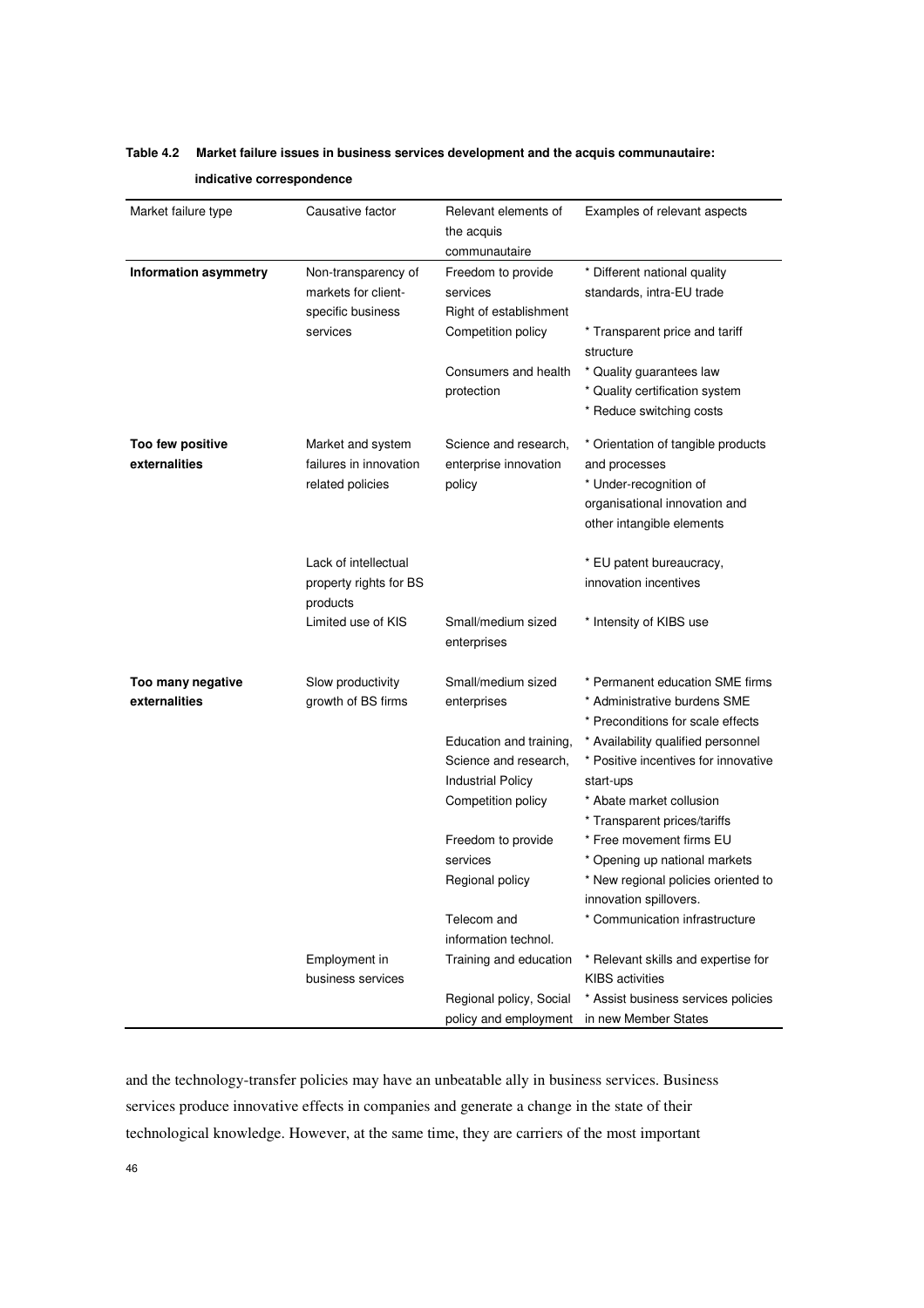**Table 4.2 Market failure issues in business services development and the acquis communautaire: indicative correspondence**

| Market failure type | Causative factor | Relevant elements of the acquis communautaire | Examples of relevant aspects |
|---|---|---|---|
| **Information asymmetry** | Non-transparency of markets for client-specific business services | Freedom to provide services<br>Right of establishment | * Different national quality standards, intra-EU trade |
| | | Competition policy | * Transparent price and tariff structure |
| | | Consumers and health protection | * Quality guarantees law<br>* Quality certification system<br>* Reduce switching costs |
| **Too few positive externalities** | Market and system failures in innovation related policies | Science and research, enterprise innovation policy | * Orientation of tangible products and processes<br>* Under-recognition of organisational innovation and other intangible elements |
| | Lack of intellectual property rights for BS products | | * EU patent bureaucracy, innovation incentives |
| | Limited use of KIS | Small/medium sized enterprises | * Intensity of KIBS use |
| **Too many negative externalities** | Slow productivity growth of BS firms | Small/medium sized enterprises | * Permanent education SME firms<br>* Administrative burdens SME<br>* Preconditions for scale effects |
| | | Education and training, Science and research, Industrial Policy | * Availability qualified personnel<br>* Positive incentives for innovative start-ups |
| | | Competition policy | * Abate market collusion<br>* Transparent prices/tariffs |
| | | Freedom to provide services | * Free movement firms EU<br>* Opening up national markets |
| | | Regional policy | * New regional policies oriented to innovation spillovers. |
| | | Telecom and information technol. | * Communication infrastructure |
| | Employment in business services | Training and education | * Relevant skills and expertise for KIBS activities |
| | | Regional policy, Social policy and employment | * Assist business services policies in new Member States |

and the technology-transfer policies may have an unbeatable ally in business services. Business services produce innovative effects in companies and generate a change in the state of their technological knowledge. However, at the same time, they are carriers of the most important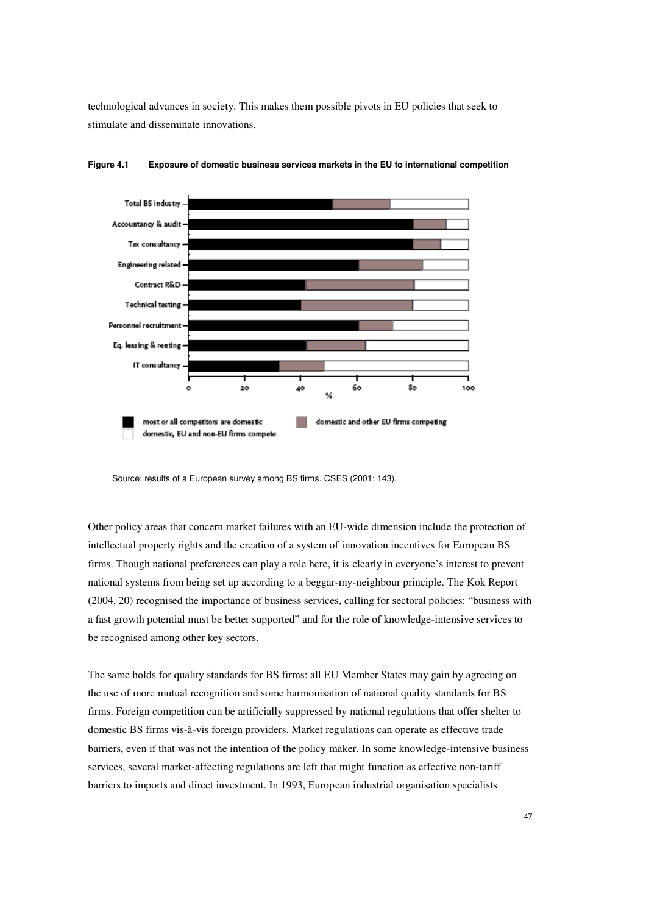technological advances in society. This makes them possible pivots in EU policies that seek to stimulate and disseminate innovations.

**Figure 4.1 Exposure of domestic business services markets in the EU to international competition**

Source: results of a European survey among BS firms. CSES (2001: 143).

Other policy areas that concern market failures with an EU-wide dimension include the protection of intellectual property rights and the creation of a system of innovation incentives for European BS firms. Though national preferences can play a role here, it is clearly in everyone's interest to prevent national systems from being set up according to a beggar-my-neighbour principle. The Kok Report (2004, 20) recognised the importance of business services, calling for sectoral policies: "business with a fast growth potential must be better supported" and for the role of knowledge-intensive services to be recognised among other key sectors.

The same holds for quality standards for BS firms: all EU Member States may gain by agreeing on the use of more mutual recognition and some harmonisation of national quality standards for BS firms. Foreign competition can be artificially suppressed by national regulations that offer shelter to domestic BS firms vis-à-vis foreign providers. Market regulations can operate as effective trade barriers, even if that was not the intention of the policy maker. In some knowledge-intensive business services, several market-affecting regulations are left that might function as effective non-tariff barriers to imports and direct investment. In 1993, European industrial organisation specialists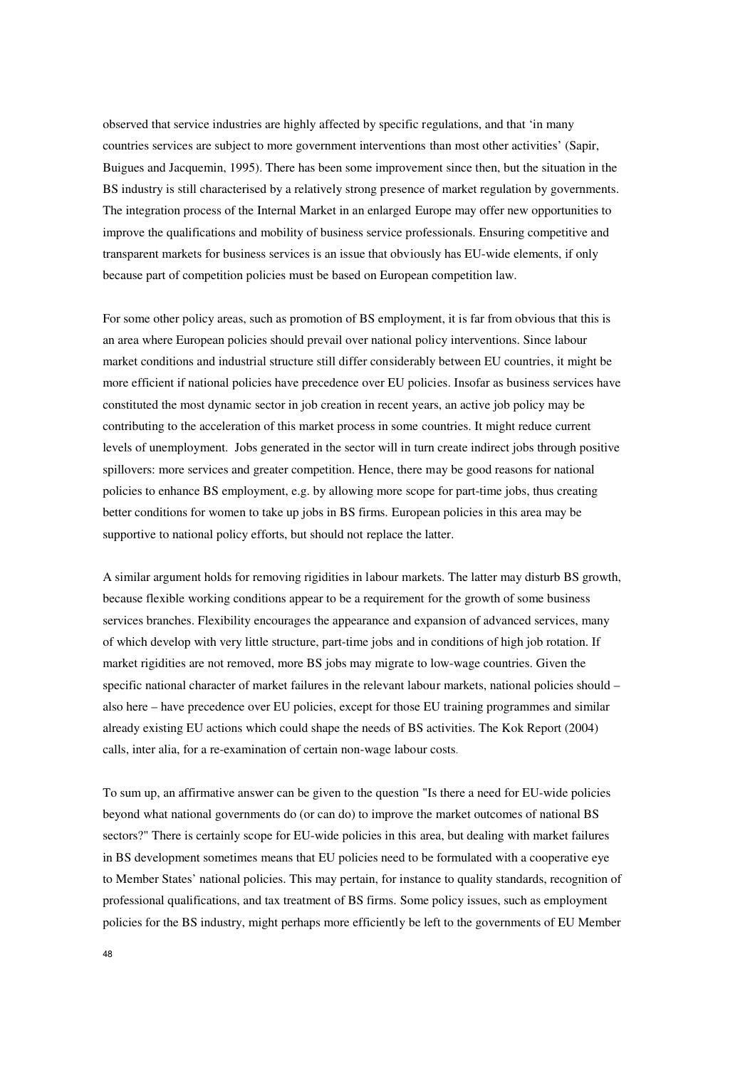observed that service industries are highly affected by specific regulations, and that 'in many countries services are subject to more government interventions than most other activities' (Sapir, Buigues and Jacquemin, 1995). There has been some improvement since then, but the situation in the BS industry is still characterised by a relatively strong presence of market regulation by governments. The integration process of the Internal Market in an enlarged Europe may offer new opportunities to improve the qualifications and mobility of business service professionals. Ensuring competitive and transparent markets for business services is an issue that obviously has EU-wide elements, if only because part of competition policies must be based on European competition law.

For some other policy areas, such as promotion of BS employment, it is far from obvious that this is an area where European policies should prevail over national policy interventions. Since labour market conditions and industrial structure still differ considerably between EU countries, it might be more efficient if national policies have precedence over EU policies. Insofar as business services have constituted the most dynamic sector in job creation in recent years, an active job policy may be contributing to the acceleration of this market process in some countries. It might reduce current levels of unemployment. Jobs generated in the sector will in turn create indirect jobs through positive spillovers: more services and greater competition. Hence, there may be good reasons for national policies to enhance BS employment, e.g. by allowing more scope for part-time jobs, thus creating better conditions for women to take up jobs in BS firms. European policies in this area may be supportive to national policy efforts, but should not replace the latter.

A similar argument holds for removing rigidities in labour markets. The latter may disturb BS growth, because flexible working conditions appear to be a requirement for the growth of some business services branches. Flexibility encourages the appearance and expansion of advanced services, many of which develop with very little structure, part-time jobs and in conditions of high job rotation. If market rigidities are not removed, more BS jobs may migrate to low-wage countries. Given the specific national character of market failures in the relevant labour markets, national policies should – also here – have precedence over EU policies, except for those EU training programmes and similar already existing EU actions which could shape the needs of BS activities. The Kok Report (2004) calls, inter alia, for a re-examination of certain non-wage labour costs.

To sum up, an affirmative answer can be given to the question "Is there a need for EU-wide policies beyond what national governments do (or can do) to improve the market outcomes of national BS sectors?" There is certainly scope for EU-wide policies in this area, but dealing with market failures in BS development sometimes means that EU policies need to be formulated with a cooperative eye to Member States' national policies. This may pertain, for instance to quality standards, recognition of professional qualifications, and tax treatment of BS firms. Some policy issues, such as employment policies for the BS industry, might perhaps more efficiently be left to the governments of EU Member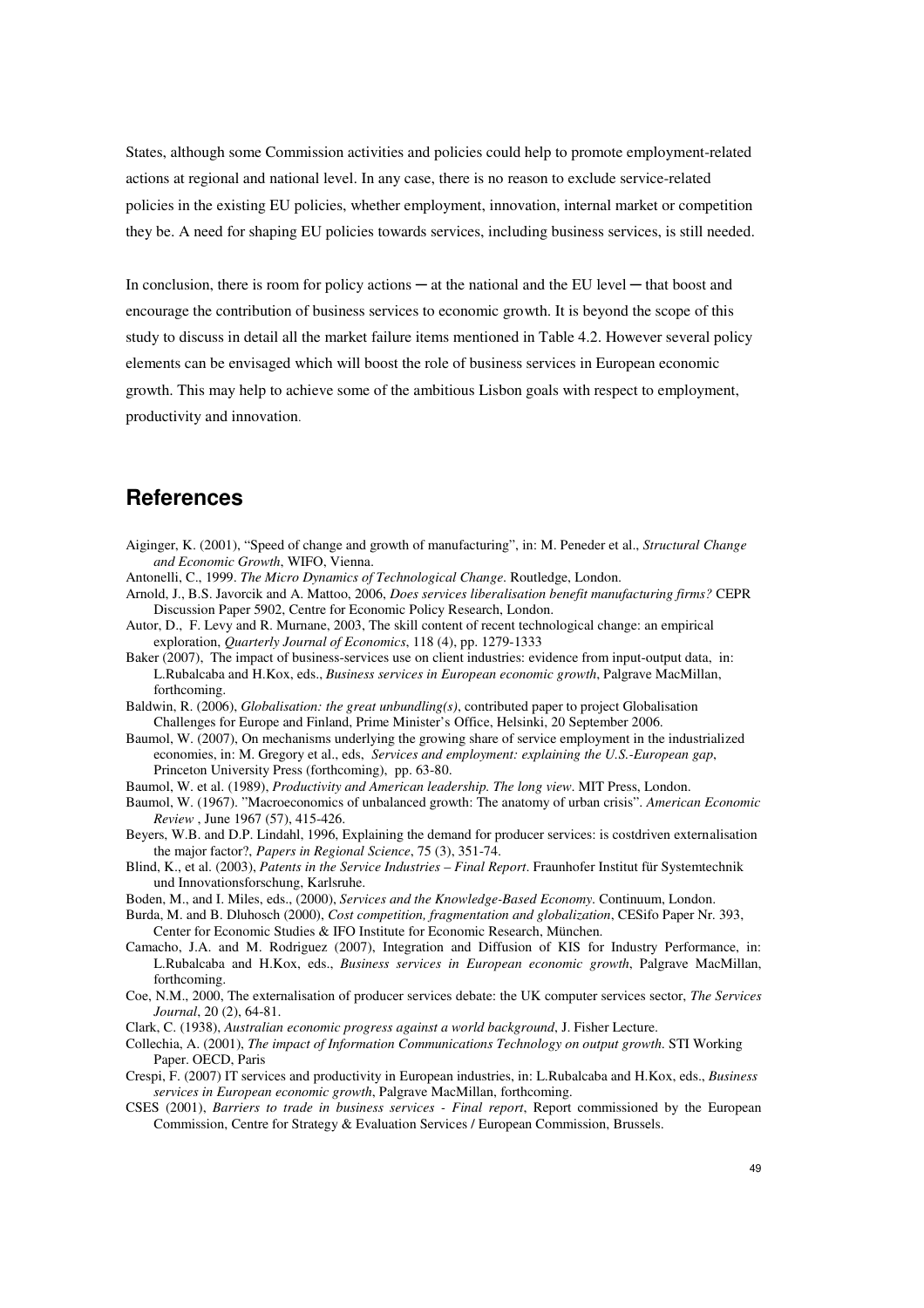States, although some Commission activities and policies could help to promote employment-related actions at regional and national level. In any case, there is no reason to exclude service-related policies in the existing EU policies, whether employment, innovation, internal market or competition they be. A need for shaping EU policies towards services, including business services, is still needed.

In conclusion, there is room for policy actions ─ at the national and the EU level ─ that boost and encourage the contribution of business services to economic growth. It is beyond the scope of this study to discuss in detail all the market failure items mentioned in Table 4.2. However several policy elements can be envisaged which will boost the role of business services in European economic growth. This may help to achieve some of the ambitious Lisbon goals with respect to employment, productivity and innovation.

## References

Aiginger, K. (2001), "Speed of change and growth of manufacturing", in: M. Peneder et al., *Structural Change and Economic Growth*, WIFO, Vienna.

Antonelli, C., 1999. *The Micro Dynamics of Technological Change*. Routledge, London.

Arnold, J., B.S. Javorcik and A. Mattoo, 2006, *Does services liberalisation benefit manufacturing firms?* CEPR Discussion Paper 5902, Centre for Economic Policy Research, London.

Autor, D., F. Levy and R. Murnane, 2003, The skill content of recent technological change: an empirical exploration, *Quarterly Journal of Economics*, 118 (4), pp. 1279-1333

Baker (2007), The impact of business-services use on client industries: evidence from input-output data, in: L.Rubalcaba and H.Kox, eds., *Business services in European economic growth*, Palgrave MacMillan, forthcoming.

Baldwin, R. (2006), *Globalisation: the great unbundling(s)*, contributed paper to project Globalisation Challenges for Europe and Finland, Prime Minister's Office, Helsinki, 20 September 2006.

Baumol, W. (2007), On mechanisms underlying the growing share of service employment in the industrialized economies, in: M. Gregory et al., eds, *Services and employment: explaining the U.S.-European gap*, Princeton University Press (forthcoming), pp. 63-80.

Baumol, W. et al. (1989), *Productivity and American leadership. The long view*. MIT Press, London.

Baumol, W. (1967). "Macroeconomics of unbalanced growth: The anatomy of urban crisis". *American Economic Review* , June 1967 (57), 415-426.

Beyers, W.B. and D.P. Lindahl, 1996, Explaining the demand for producer services: is costdriven externalisation the major factor?, *Papers in Regional Science*, 75 (3), 351-74.

Blind, K., et al. (2003), *Patents in the Service Industries – Final Report*. Fraunhofer Institut für Systemtechnik und Innovationsforschung, Karlsruhe.

Boden, M., and I. Miles, eds., (2000), *Services and the Knowledge-Based Economy*. Continuum, London.

Burda, M. and B. Dluhosch (2000), *Cost competition, fragmentation and globalization*, CESifo Paper Nr. 393, Center for Economic Studies & IFO Institute for Economic Research, München.

Camacho, J.A. and M. Rodriguez (2007), Integration and Diffusion of KIS for Industry Performance, in: L.Rubalcaba and H.Kox, eds., *Business services in European economic growth*, Palgrave MacMillan, forthcoming.

Coe, N.M., 2000, The externalisation of producer services debate: the UK computer services sector, *The Services Journal*, 20 (2), 64-81.

Clark, C. (1938), *Australian economic progress against a world background*, J. Fisher Lecture.

Collechia, A. (2001), *The impact of Information Communications Technology on output growth*. STI Working Paper. OECD, Paris

Crespi, F. (2007) IT services and productivity in European industries, in: L.Rubalcaba and H.Kox, eds., *Business services in European economic growth*, Palgrave MacMillan, forthcoming.

CSES (2001), *Barriers to trade in business services - Final report*, Report commissioned by the European Commission, Centre for Strategy & Evaluation Services / European Commission, Brussels.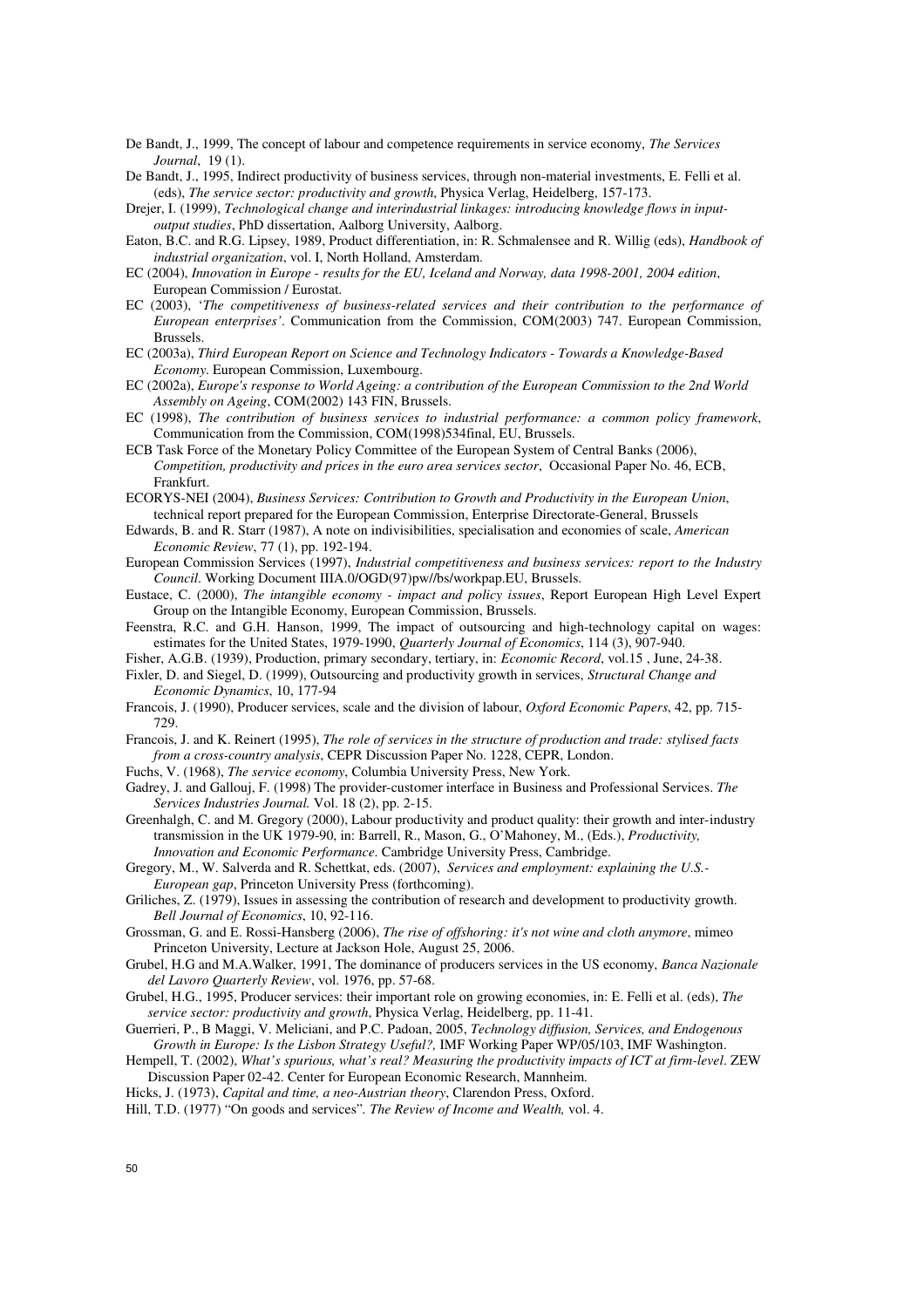De Bandt, J., 1999, The concept of labour and competence requirements in service economy, *The Services Journal*, 19 (1).

De Bandt, J., 1995, Indirect productivity of business services, through non-material investments, E. Felli et al. (eds), *The service sector: productivity and growth*, Physica Verlag, Heidelberg, 157-173.

Drejer, I. (1999), *Technological change and interindustrial linkages: introducing knowledge flows in input-output studies*, PhD dissertation, Aalborg University, Aalborg.

Eaton, B.C. and R.G. Lipsey, 1989, Product differentiation, in: R. Schmalensee and R. Willig (eds), *Handbook of industrial organization*, vol. I, North Holland, Amsterdam.

EC (2004), *Innovation in Europe - results for the EU, Iceland and Norway, data 1998-2001, 2004 edition*, European Commission / Eurostat.

EC (2003), '*The competitiveness of business-related services and their contribution to the performance of European enterprises'*. Communication from the Commission, COM(2003) 747. European Commission, Brussels.

EC (2003a), *Third European Report on Science and Technology Indicators - Towards a Knowledge-Based Economy*. European Commission, Luxembourg.

EC (2002a), *Europe's response to World Ageing: a contribution of the European Commission to the 2nd World Assembly on Ageing*, COM(2002) 143 FIN, Brussels.

EC (1998), *The contribution of business services to industrial performance: a common policy framework*, Communication from the Commission, COM(1998)534final, EU, Brussels.

ECB Task Force of the Monetary Policy Committee of the European System of Central Banks (2006), *Competition, productivity and prices in the euro area services sector*, Occasional Paper No. 46, ECB, Frankfurt.

ECORYS-NEI (2004), *Business Services: Contribution to Growth and Productivity in the European Union*, technical report prepared for the European Commission, Enterprise Directorate-General, Brussels

Edwards, B. and R. Starr (1987), A note on indivisibilities, specialisation and economies of scale, *American Economic Review*, 77 (1), pp. 192-194.

European Commission Services (1997), *Industrial competitiveness and business services: report to the Industry Council*. Working Document IIIA.0/OGD(97)pw//bs/workpap.EU, Brussels.

Eustace, C. (2000), *The intangible economy - impact and policy issues*, Report European High Level Expert Group on the Intangible Economy, European Commission, Brussels.

Feenstra, R.C. and G.H. Hanson, 1999, The impact of outsourcing and high-technology capital on wages: estimates for the United States, 1979-1990, *Quarterly Journal of Economics*, 114 (3), 907-940.

Fisher, A.G.B. (1939), Production, primary secondary, tertiary, in: *Economic Record*, vol.15 , June, 24-38.

Fixler, D. and Siegel, D. (1999), Outsourcing and productivity growth in services, *Structural Change and Economic Dynamics*, 10, 177-94

Francois, J. (1990), Producer services, scale and the division of labour, *Oxford Economic Papers*, 42, pp. 715-729.

Francois, J. and K. Reinert (1995), *The role of services in the structure of production and trade: stylised facts from a cross-country analysis*, CEPR Discussion Paper No. 1228, CEPR, London.

Fuchs, V. (1968), *The service economy*, Columbia University Press, New York.

Gadrey, J. and Gallouj, F. (1998) The provider-customer interface in Business and Professional Services. *The Services Industries Journal.* Vol. 18 (2), pp. 2-15.

Greenhalgh, C. and M. Gregory (2000), Labour productivity and product quality: their growth and inter-industry transmission in the UK 1979-90, in: Barrell, R., Mason, G., O'Mahoney, M., (Eds.), *Productivity, Innovation and Economic Performance*. Cambridge University Press, Cambridge.

Gregory, M., W. Salverda and R. Schettkat, eds. (2007), *Services and employment: explaining the U.S.-European gap*, Princeton University Press (forthcoming).

Griliches, Z. (1979), Issues in assessing the contribution of research and development to productivity growth. *Bell Journal of Economics*, 10, 92-116.

Grossman, G. and E. Rossi-Hansberg (2006), *The rise of offshoring: it's not wine and cloth anymore*, mimeo Princeton University, Lecture at Jackson Hole, August 25, 2006.

Grubel, H.G and M.A.Walker, 1991, The dominance of producers services in the US economy, *Banca Nazionale del Lavoro Quarterly Review*, vol. 1976, pp. 57-68.

Grubel, H.G., 1995, Producer services: their important role on growing economies, in: E. Felli et al. (eds), *The service sector: productivity and growth*, Physica Verlag, Heidelberg, pp. 11-41.

Guerrieri, P., B Maggi, V. Meliciani, and P.C. Padoan, 2005, *Technology diffusion, Services, and Endogenous Growth in Europe: Is the Lisbon Strategy Useful?,* IMF Working Paper WP/05/103, IMF Washington.

Hempell, T. (2002), *What's spurious, what's real? Measuring the productivity impacts of ICT at firm-level*. ZEW Discussion Paper 02-42. Center for European Economic Research, Mannheim.

Hicks, J. (1973), *Capital and time, a neo-Austrian theory*, Clarendon Press, Oxford.

Hill, T.D. (1977) "On goods and services". *The Review of Income and Wealth,* vol. 4.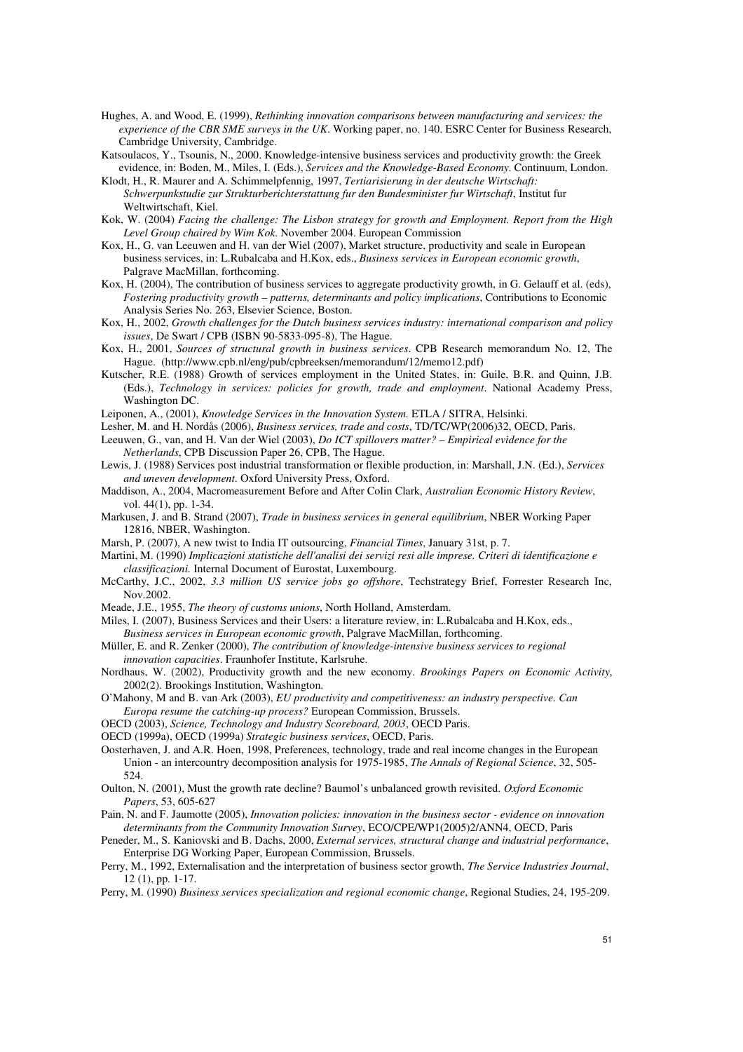Hughes, A. and Wood, E. (1999), *Rethinking innovation comparisons between manufacturing and services: the experience of the CBR SME surveys in the UK*. Working paper, no. 140. ESRC Center for Business Research, Cambridge University, Cambridge.

Katsoulacos, Y., Tsounis, N., 2000. Knowledge-intensive business services and productivity growth: the Greek evidence, in: Boden, M., Miles, I. (Eds.), *Services and the Knowledge-Based Economy*. Continuum, London.

Klodt, H., R. Maurer and A. Schimmelpfennig, 1997, *Tertiarisierung in der deutsche Wirtschaft: Schwerpunkstudie zur Strukturberichterstattung fur den Bundesminister fur Wirtschaft*, Institut fur Weltwirtschaft, Kiel.

Kok, W. (2004) *Facing the challenge: The Lisbon strategy for growth and Employment. Report from the High Level Group chaired by Wim Kok*. November 2004. European Commission

Kox, H., G. van Leeuwen and H. van der Wiel (2007), Market structure, productivity and scale in European business services, in: L.Rubalcaba and H.Kox, eds., *Business services in European economic growth*, Palgrave MacMillan, forthcoming.

Kox, H. (2004), The contribution of business services to aggregate productivity growth, in G. Gelauff et al. (eds), *Fostering productivity growth – patterns, determinants and policy implications*, Contributions to Economic Analysis Series No. 263, Elsevier Science, Boston.

Kox, H., 2002, *Growth challenges for the Dutch business services industry: international comparison and policy issues*, De Swart / CPB (ISBN 90-5833-095-8), The Hague.

Kox, H., 2001, *Sources of structural growth in business services*. CPB Research memorandum No. 12, The Hague. (http://www.cpb.nl/eng/pub/cpbreeksen/memorandum/12/memo12.pdf)

Kutscher, R.E. (1988) Growth of services employment in the United States, in: Guile, B.R. and Quinn, J.B. (Eds.), *Technology in services: policies for growth, trade and employment*. National Academy Press, Washington DC.

Leiponen, A., (2001), *Knowledge Services in the Innovation System*. ETLA / SITRA, Helsinki.

Lesher, M. and H. Nordås (2006), *Business services, trade and costs*, TD/TC/WP(2006)32, OECD, Paris.

Leeuwen, G., van, and H. Van der Wiel (2003), *Do ICT spillovers matter? – Empirical evidence for the Netherlands*, CPB Discussion Paper 26, CPB, The Hague.

Lewis, J. (1988) Services post industrial transformation or flexible production, in: Marshall, J.N. (Ed.), *Services and uneven development*. Oxford University Press, Oxford.

Maddison, A., 2004, Macromeasurement Before and After Colin Clark, *Australian Economic History Review*, vol. 44(1), pp. 1-34.

Markusen, J. and B. Strand (2007), *Trade in business services in general equilibrium*, NBER Working Paper 12816, NBER, Washington.

Marsh, P. (2007), A new twist to India IT outsourcing, *Financial Times*, January 31st, p. 7.

Martini, M. (1990) *Implicazioni statistiche dell'analisi dei servizi resi alle imprese. Criteri di identificazione e classificazioni.* Internal Document of Eurostat, Luxembourg.

McCarthy, J.C., 2002, *3.3 million US service jobs go offshore*, Techstrategy Brief, Forrester Research Inc, Nov.2002.

Meade, J.E., 1955, *The theory of customs unions*, North Holland, Amsterdam.

Miles, I. (2007), Business Services and their Users: a literature review, in: L.Rubalcaba and H.Kox, eds., *Business services in European economic growth*, Palgrave MacMillan, forthcoming.

Müller, E. and R. Zenker (2000), *The contribution of knowledge-intensive business services to regional innovation capacities*. Fraunhofer Institute, Karlsruhe.

Nordhaus, W. (2002), Productivity growth and the new economy. *Brookings Papers on Economic Activity*, 2002(2). Brookings Institution, Washington.

O'Mahony, M and B. van Ark (2003), *EU productivity and competitiveness: an industry perspective. Can Europa resume the catching-up process?* European Commission, Brussels.

OECD (2003), *Science, Technology and Industry Scoreboard, 2003*, OECD Paris.

OECD (1999a), OECD (1999a) *Strategic business services*, OECD, Paris.

Oosterhaven, J. and A.R. Hoen, 1998, Preferences, technology, trade and real income changes in the European Union - an intercountry decomposition analysis for 1975-1985, *The Annals of Regional Science*, 32, 505-524.

Oulton, N. (2001), Must the growth rate decline? Baumol's unbalanced growth revisited. *Oxford Economic Papers*, 53, 605-627

Pain, N. and F. Jaumotte (2005), *Innovation policies: innovation in the business sector - evidence on innovation determinants from the Community Innovation Survey*, ECO/CPE/WP1(2005)2/ANN4, OECD, Paris

Peneder, M., S. Kaniovski and B. Dachs, 2000, *External services, structural change and industrial performance*, Enterprise DG Working Paper, European Commission, Brussels.

Perry, M., 1992, Externalisation and the interpretation of business sector growth, *The Service Industries Journal*, 12 (1), pp. 1-17.

Perry, M. (1990) *Business services specialization and regional economic change*, Regional Studies, 24, 195-209.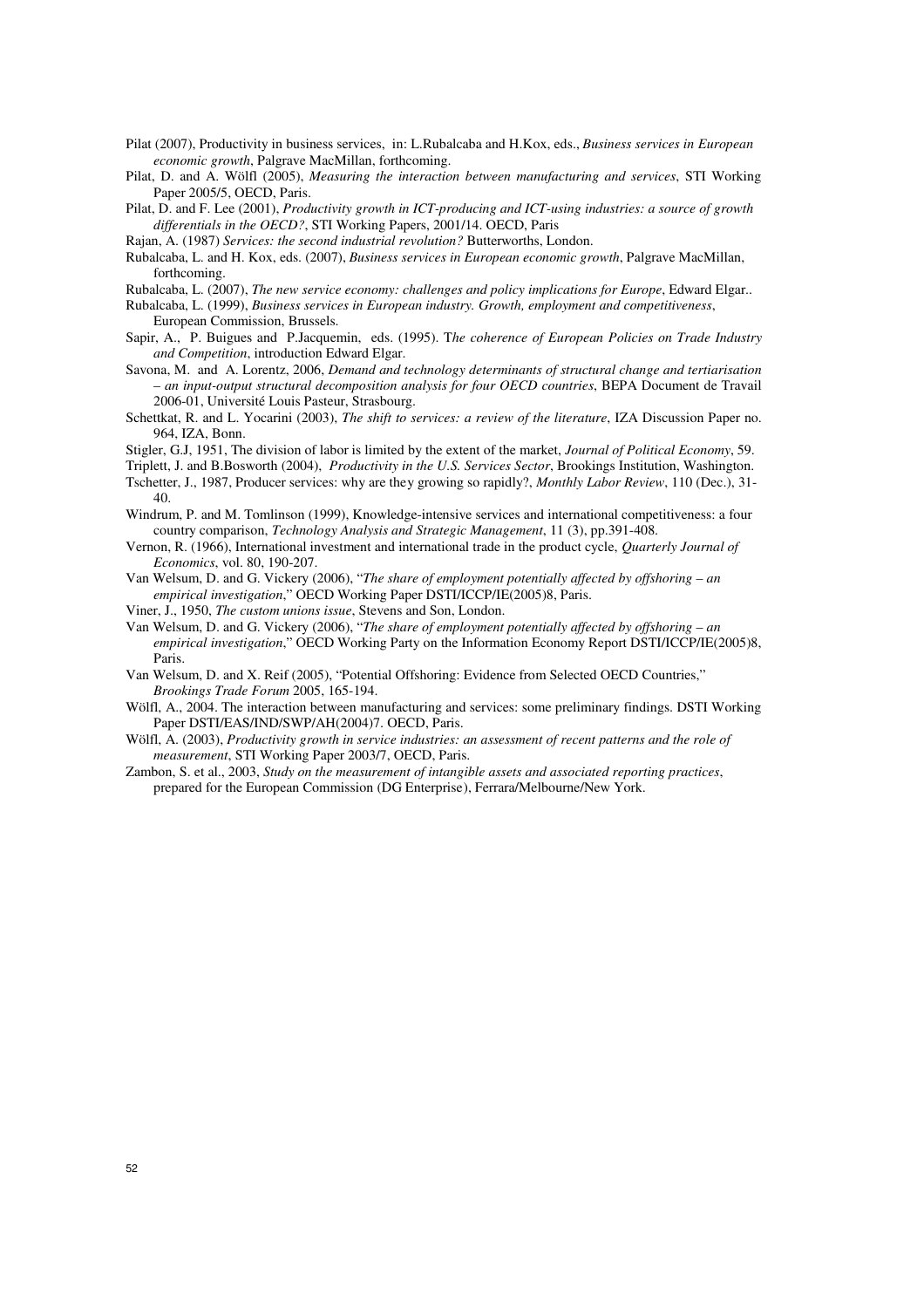Pilat (2007), Productivity in business services, in: L.Rubalcaba and H.Kox, eds., *Business services in European economic growth*, Palgrave MacMillan, forthcoming.

Pilat, D. and A. Wölfl (2005), *Measuring the interaction between manufacturing and services*, STI Working Paper 2005/5, OECD, Paris.

Pilat, D. and F. Lee (2001), *Productivity growth in ICT-producing and ICT-using industries: a source of growth differentials in the OECD?*, STI Working Papers, 2001/14. OECD, Paris

Rajan, A. (1987) *Services: the second industrial revolution?* Butterworths, London.

Rubalcaba, L. and H. Kox, eds. (2007), *Business services in European economic growth*, Palgrave MacMillan, forthcoming.

Rubalcaba, L. (2007), *The new service economy: challenges and policy implications for Europe*, Edward Elgar..

Rubalcaba, L. (1999), *Business services in European industry. Growth, employment and competitiveness*, European Commission, Brussels.

Sapir, A., P. Buigues and P.Jacquemin, eds. (1995). T*he coherence of European Policies on Trade Industry and Competition*, introduction Edward Elgar.

Savona, M. and A. Lorentz, 2006, *Demand and technology determinants of structural change and tertiarisation – an input-output structural decomposition analysis for four OECD countries*, BEPA Document de Travail 2006-01, Université Louis Pasteur, Strasbourg.

Schettkat, R. and L. Yocarini (2003), *The shift to services: a review of the literature*, IZA Discussion Paper no. 964, IZA, Bonn.

Stigler, G.J, 1951, The division of labor is limited by the extent of the market, *Journal of Political Economy*, 59.

Triplett, J. and B.Bosworth (2004), *Productivity in the U.S. Services Sector*, Brookings Institution, Washington.

Tschetter, J., 1987, Producer services: why are they growing so rapidly?, *Monthly Labor Review*, 110 (Dec.), 31-40.

Windrum, P. and M. Tomlinson (1999), Knowledge-intensive services and international competitiveness: a four country comparison, *Technology Analysis and Strategic Management*, 11 (3), pp.391-408.

Vernon, R. (1966), International investment and international trade in the product cycle, *Quarterly Journal of Economics*, vol. 80, 190-207.

Van Welsum, D. and G. Vickery (2006), "*The share of employment potentially affected by offshoring – an empirical investigation*," OECD Working Paper DSTI/ICCP/IE(2005)8, Paris.

Viner, J., 1950, *The custom unions issue*, Stevens and Son, London.

Van Welsum, D. and G. Vickery (2006), "*The share of employment potentially affected by offshoring – an empirical investigation*," OECD Working Party on the Information Economy Report DSTI/ICCP/IE(2005)8, Paris.

Van Welsum, D. and X. Reif (2005), "Potential Offshoring: Evidence from Selected OECD Countries," *Brookings Trade Forum* 2005, 165-194.

Wölfl, A., 2004. The interaction between manufacturing and services: some preliminary findings. DSTI Working Paper DSTI/EAS/IND/SWP/AH(2004)7. OECD, Paris.

Wölfl, A. (2003), *Productivity growth in service industries: an assessment of recent patterns and the role of measurement*, STI Working Paper 2003/7, OECD, Paris.

Zambon, S. et al., 2003, *Study on the measurement of intangible assets and associated reporting practices*, prepared for the European Commission (DG Enterprise), Ferrara/Melbourne/New York.